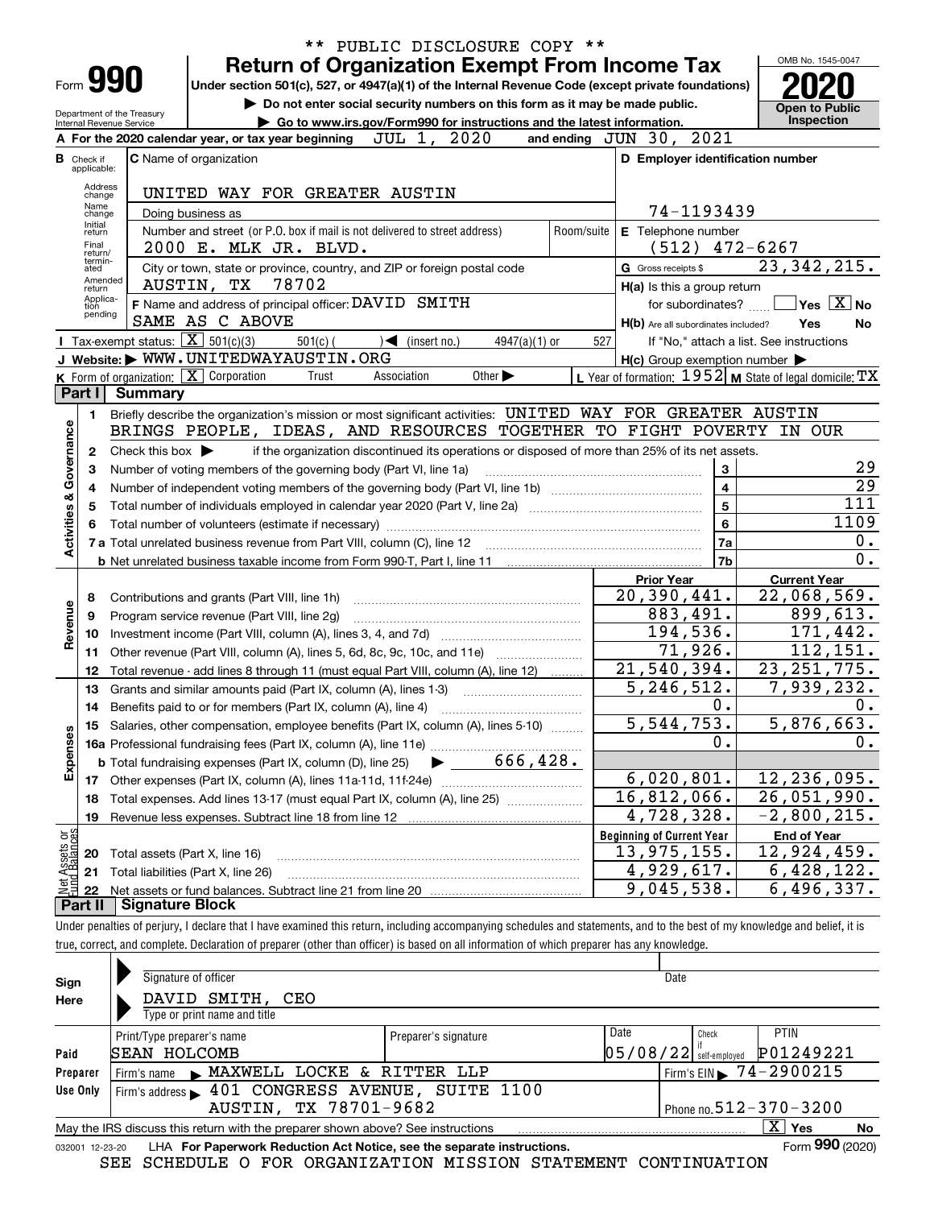\*\* PUBLIC DISCLOSURE COPY \*\*

# Form 990 — Return of Organization Exempt From Income Tax

Under section 501(c), 527, or 4947(a)(1) of the Internal Revenue Code (except private foundations)

▶ Do not enter social security numbers on this form as it may be made public.

▶ Go to www.irs.gov/Form990 for instructions and the latest information.

Department of the Treasury, Internal Revenue Service

OMB No. 1545-0047 — **2020** — Open to Public Inspection

**A** For the 2020 calendar year, or tax year beginning JUL 1, 2020 and ending JUN 30, 2021

**B** Check if applicable: Address change, Name change, Initial return, Final return/terminated, Amended return, Application pending

**C** Name of organization: UNITED WAY FOR GREATER AUSTIN

Doing business as

Number and street (or P.O. box if mail is not delivered to street address): 2000 E. MLK JR. BLVD. Room/suite

City or town, state or province, country, and ZIP or foreign postal code: AUSTIN, TX 78702

**D** Employer identification number: 74-1193439

**E** Telephone number: (512) 472-6267

**G** Gross receipts $ 23,342,215.

**F** Name and address of principal officer: DAVID SMITH, SAME AS C ABOVE

**H(a)** Is this a group return for subordinates? Yes [ ] No [X]

**H(b)** Are all subordinates included? Yes No — If "No," attach a list. See instructions

**H(c)** Group exemption number ▶

**I** Tax-exempt status: [X] 501(c)(3) 501(c) ( ) ◀ (insert no.) 4947(a)(1) or 527

**J** Website: ▶ WWW.UNITEDWAYAUSTIN.ORG

**K** Form of organization: [X] Corporation Trust Association Other ▶

**L** Year of formation: 1952 **M** State of legal domicile: TX

## Part I Summary

**Activities & Governance**

1 Briefly describe the organization's mission or most significant activities: UNITED WAY FOR GREATER AUSTIN BRINGS PEOPLE, IDEAS, AND RESOURCES TOGETHER TO FIGHT POVERTY IN OUR

2 Check this box ▶ if the organization discontinued its operations or disposed of more than 25% of its net assets.

| | | Line | |
|---|---|---|---|
| 3 | Number of voting members of the governing body (Part VI, line 1a) | 3 | 29 |
| 4 | Number of independent voting members of the governing body (Part VI, line 1b) | 4 | 29 |
| 5 | Total number of individuals employed in calendar year 2020 (Part V, line 2a) | 5 | 111 |
| 6 | Total number of volunteers (estimate if necessary) | 6 | 1109 |
| 7a | Total unrelated business revenue from Part VIII, column (C), line 12 | 7a | 0. |
| b | Net unrelated business taxable income from Form 990-T, Part I, line 11 | 7b | 0. |

| | | Prior Year | Current Year |
|---|---|---|---|
| **Revenue** | | | |
| 8 | Contributions and grants (Part VIII, line 1h) | 20,390,441. | 22,068,569. |
| 9 | Program service revenue (Part VIII, line 2g) | 883,491. | 899,613. |
| 10 | Investment income (Part VIII, column (A), lines 3, 4, and 7d) | 194,536. | 171,442. |
| 11 | Other revenue (Part VIII, column (A), lines 5, 6d, 8c, 9c, 10c, and 11e) | 71,926. | 112,151. |
| 12 | Total revenue - add lines 8 through 11 (must equal Part VIII, column (A), line 12) | 21,540,394. | 23,251,775. |
| **Expenses** | | | |
| 13 | Grants and similar amounts paid (Part IX, column (A), lines 1-3) | 5,246,512. | 7,939,232. |
| 14 | Benefits paid to or for members (Part IX, column (A), line 4) | 0. | 0. |
| 15 | Salaries, other compensation, employee benefits (Part IX, column (A), lines 5-10) | 5,544,753. | 5,876,663. |
| 16a | Professional fundraising fees (Part IX, column (A), line 11e) | 0. | 0. |
| b | Total fundraising expenses (Part IX, column (D), line 25) ▶ 666,428. | | |
| 17 | Other expenses (Part IX, column (A), lines 11a-11d, 11f-24e) | 6,020,801. | 12,236,095. |
| 18 | Total expenses. Add lines 13-17 (must equal Part IX, column (A), line 25) | 16,812,066. | 26,051,990. |
| 19 | Revenue less expenses. Subtract line 18 from line 12 | 4,728,328. | -2,800,215. |

| **Net Assets or Fund Balances** | | Beginning of Current Year | End of Year |
|---|---|---|---|
| 20 | Total assets (Part X, line 16) | 13,975,155. | 12,924,459. |
| 21 | Total liabilities (Part X, line 26) | 4,929,617. | 6,428,122. |
| 22 | Net assets or fund balances. Subtract line 21 from line 20 | 9,045,538. | 6,496,337. |

## Part II Signature Block

Under penalties of perjury, I declare that I have examined this return, including accompanying schedules and statements, and to the best of my knowledge and belief, it is true, correct, and complete. Declaration of preparer (other than officer) is based on all information of which preparer has any knowledge.

**Sign Here**

Signature of officer — Date

DAVID SMITH, CEO

Type or print name and title

**Paid Preparer Use Only**

| Print/Type preparer's name | Preparer's signature | Date | Check if self-employed | PTIN |
|---|---|---|---|---|
| SEAN HOLCOMB | | 05/08/22 | | P01249221 |

Firm's name ▶ MAXWELL LOCKE & RITTER LLP — Firm's EIN ▶ 74-2900215

Firm's address ▶ 401 CONGRESS AVENUE, SUITE 1100, AUSTIN, TX 78701-9682 — Phone no. 512-370-3200

May the IRS discuss this return with the preparer shown above? See instructions [X] Yes No

032001 12-23-20 LHA For Paperwork Reduction Act Notice, see the separate instructions. Form **990** (2020)

SEE SCHEDULE O FOR ORGANIZATION MISSION STATEMENT CONTINUATION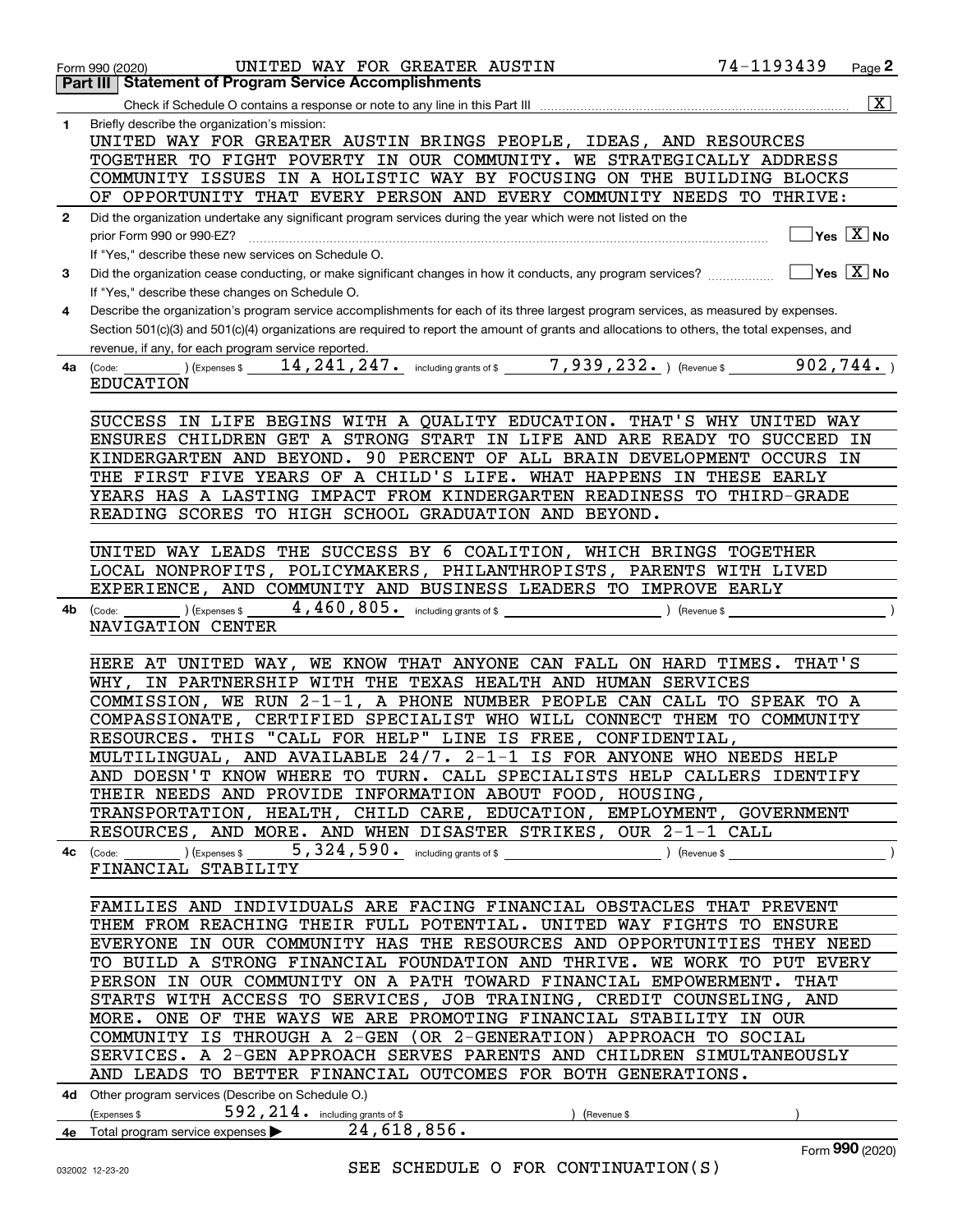Form 990 (2020) UNITED WAY FOR GREATER AUSTIN 74-1193439

## Part III Statement of Program Service Accomplishments

Check if Schedule O contains a response or note to any line in this Part III [X]

**1** Briefly describe the organization's mission:

UNITED WAY FOR GREATER AUSTIN BRINGS PEOPLE, IDEAS, AND RESOURCES TOGETHER TO FIGHT POVERTY IN OUR COMMUNITY. WE STRATEGICALLY ADDRESS COMMUNITY ISSUES IN A HOLISTIC WAY BY FOCUSING ON THE BUILDING BLOCKS OF OPPORTUNITY THAT EVERY PERSON AND EVERY COMMUNITY NEEDS TO THRIVE:

**2** Did the organization undertake any significant program services during the year which were not listed on the prior Form 990 or 990-EZ? [ ] Yes [X] No

If "Yes," describe these new services on Schedule O.

**3** Did the organization cease conducting, or make significant changes in how it conducts, any program services? [ ] Yes [X] No

If "Yes," describe these changes on Schedule O.

**4** Describe the organization's program service accomplishments for each of its three largest program services, as measured by expenses. Section 501(c)(3) and 501(c)(4) organizations are required to report the amount of grants and allocations to others, the total expenses, and revenue, if any, for each program service reported.

**4a** (Code: ) (Expenses $ 14,241,247. including grants of $ 7,939,232. ) (Revenue $ 902,744. )

EDUCATION

SUCCESS IN LIFE BEGINS WITH A QUALITY EDUCATION. THAT'S WHY UNITED WAY ENSURES CHILDREN GET A STRONG START IN LIFE AND ARE READY TO SUCCEED IN KINDERGARTEN AND BEYOND. 90 PERCENT OF ALL BRAIN DEVELOPMENT OCCURS IN THE FIRST FIVE YEARS OF A CHILD'S LIFE. WHAT HAPPENS IN THESE EARLY YEARS HAS A LASTING IMPACT FROM KINDERGARTEN READINESS TO THIRD-GRADE READING SCORES TO HIGH SCHOOL GRADUATION AND BEYOND.

UNITED WAY LEADS THE SUCCESS BY 6 COALITION, WHICH BRINGS TOGETHER LOCAL NONPROFITS, POLICYMAKERS, PHILANTHROPISTS, PARENTS WITH LIVED EXPERIENCE, AND COMMUNITY AND BUSINESS LEADERS TO IMPROVE EARLY

**4b** (Code: ) (Expenses $ 4,460,805. including grants of $ ) (Revenue $ )

NAVIGATION CENTER

HERE AT UNITED WAY, WE KNOW THAT ANYONE CAN FALL ON HARD TIMES. THAT'S WHY, IN PARTNERSHIP WITH THE TEXAS HEALTH AND HUMAN SERVICES COMMISSION, WE RUN 2-1-1, A PHONE NUMBER PEOPLE CAN CALL TO SPEAK TO A COMPASSIONATE, CERTIFIED SPECIALIST WHO WILL CONNECT THEM TO COMMUNITY RESOURCES. THIS "CALL FOR HELP" LINE IS FREE, CONFIDENTIAL, MULTILINGUAL, AND AVAILABLE 24/7. 2-1-1 IS FOR ANYONE WHO NEEDS HELP AND DOESN'T KNOW WHERE TO TURN. CALL SPECIALISTS HELP CALLERS IDENTIFY THEIR NEEDS AND PROVIDE INFORMATION ABOUT FOOD, HOUSING, TRANSPORTATION, HEALTH, CHILD CARE, EDUCATION, EMPLOYMENT, GOVERNMENT RESOURCES, AND MORE. AND WHEN DISASTER STRIKES, OUR 2-1-1 CALL

**4c** (Code: ) (Expenses $ 5,324,590. including grants of $ ) (Revenue $ )

FINANCIAL STABILITY

FAMILIES AND INDIVIDUALS ARE FACING FINANCIAL OBSTACLES THAT PREVENT THEM FROM REACHING THEIR FULL POTENTIAL. UNITED WAY FIGHTS TO ENSURE EVERYONE IN OUR COMMUNITY HAS THE RESOURCES AND OPPORTUNITIES THEY NEED TO BUILD A STRONG FINANCIAL FOUNDATION AND THRIVE. WE WORK TO PUT EVERY PERSON IN OUR COMMUNITY ON A PATH TOWARD FINANCIAL EMPOWERMENT. THAT STARTS WITH ACCESS TO SERVICES, JOB TRAINING, CREDIT COUNSELING, AND MORE. ONE OF THE WAYS WE ARE PROMOTING FINANCIAL STABILITY IN OUR COMMUNITY IS THROUGH A 2-GEN (OR 2-GENERATION) APPROACH TO SOCIAL SERVICES. A 2-GEN APPROACH SERVES PARENTS AND CHILDREN SIMULTANEOUSLY AND LEADS TO BETTER FINANCIAL OUTCOMES FOR BOTH GENERATIONS.

**4d** Other program services (Describe on Schedule O.)

(Expenses $ 592,214. including grants of $ ) (Revenue $ )

**4e** Total program service expenses ▶ 24,618,856.

Form **990** (2020)

SEE SCHEDULE O FOR CONTINUATION(S)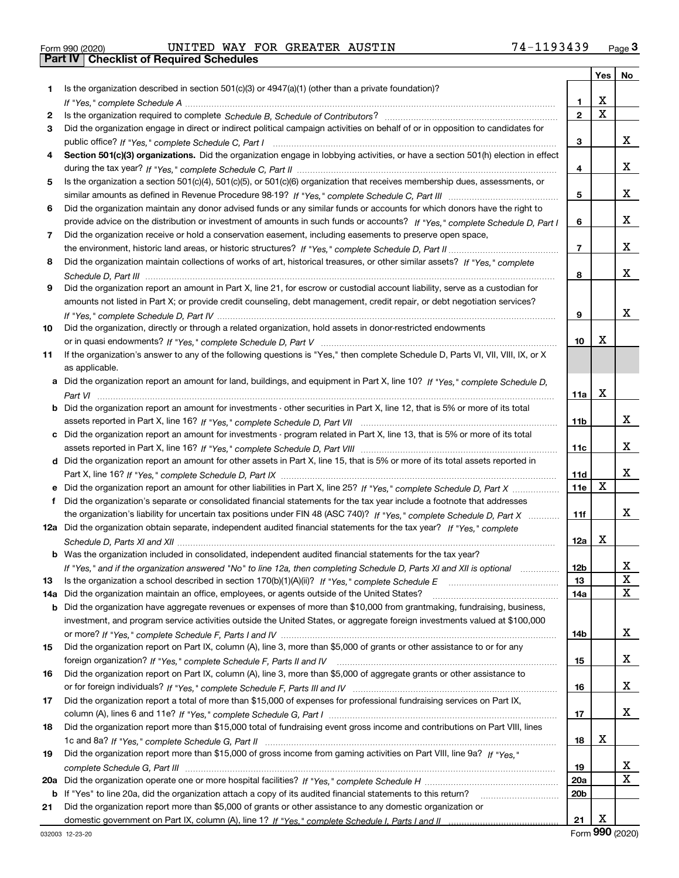Form 990 (2020) UNITED WAY FOR GREATER AUSTIN 74-1193439

## Part IV Checklist of Required Schedules

| | | | Yes | No |
|---|---|---|---|---|
| 1 | Is the organization described in section 501(c)(3) or 4947(a)(1) (other than a private foundation)? *If "Yes," complete Schedule A* | 1 | X | |
| 2 | Is the organization required to complete *Schedule B, Schedule of Contributors*? | 2 | X | |
| 3 | Did the organization engage in direct or indirect political campaign activities on behalf of or in opposition to candidates for public office? *If "Yes," complete Schedule C, Part I* | 3 | | X |
| 4 | **Section 501(c)(3) organizations.** Did the organization engage in lobbying activities, or have a section 501(h) election in effect during the tax year? *If "Yes," complete Schedule C, Part II* | 4 | | X |
| 5 | Is the organization a section 501(c)(4), 501(c)(5), or 501(c)(6) organization that receives membership dues, assessments, or similar amounts as defined in Revenue Procedure 98-19? *If "Yes," complete Schedule C, Part III* | 5 | | X |
| 6 | Did the organization maintain any donor advised funds or any similar funds or accounts for which donors have the right to provide advice on the distribution or investment of amounts in such funds or accounts? *If "Yes," complete Schedule D, Part I* | 6 | | X |
| 7 | Did the organization receive or hold a conservation easement, including easements to preserve open space, the environment, historic land areas, or historic structures? *If "Yes," complete Schedule D, Part II* | 7 | | X |
| 8 | Did the organization maintain collections of works of art, historical treasures, or other similar assets? *If "Yes," complete Schedule D, Part III* | 8 | | X |
| 9 | Did the organization report an amount in Part X, line 21, for escrow or custodial account liability, serve as a custodian for amounts not listed in Part X; or provide credit counseling, debt management, credit repair, or debt negotiation services? *If "Yes," complete Schedule D, Part IV* | 9 | | X |
| 10 | Did the organization, directly or through a related organization, hold assets in donor-restricted endowments or in quasi endowments? *If "Yes," complete Schedule D, Part V* | 10 | X | |
| 11 | If the organization's answer to any of the following questions is "Yes," then complete Schedule D, Parts VI, VII, VIII, IX, or X as applicable. | | | |
| a | Did the organization report an amount for land, buildings, and equipment in Part X, line 10? *If "Yes," complete Schedule D, Part VI* | 11a | X | |
| b | Did the organization report an amount for investments - other securities in Part X, line 12, that is 5% or more of its total assets reported in Part X, line 16? *If "Yes," complete Schedule D, Part VII* | 11b | | X |
| c | Did the organization report an amount for investments - program related in Part X, line 13, that is 5% or more of its total assets reported in Part X, line 16? *If "Yes," complete Schedule D, Part VIII* | 11c | | X |
| d | Did the organization report an amount for other assets in Part X, line 15, that is 5% or more of its total assets reported in Part X, line 16? *If "Yes," complete Schedule D, Part IX* | 11d | | X |
| e | Did the organization report an amount for other liabilities in Part X, line 25? *If "Yes," complete Schedule D, Part X* | 11e | X | |
| f | Did the organization's separate or consolidated financial statements for the tax year include a footnote that addresses the organization's liability for uncertain tax positions under FIN 48 (ASC 740)? *If "Yes," complete Schedule D, Part X* | 11f | | X |
| 12a | Did the organization obtain separate, independent audited financial statements for the tax year? *If "Yes," complete Schedule D, Parts XI and XII* | 12a | X | |
| b | Was the organization included in consolidated, independent audited financial statements for the tax year? *If "Yes," and if the organization answered "No" to line 12a, then completing Schedule D, Parts XI and XII is optional* | 12b | | X |
| 13 | Is the organization a school described in section 170(b)(1)(A)(ii)? *If "Yes," complete Schedule E* | 13 | | X |
| 14a | Did the organization maintain an office, employees, or agents outside of the United States? | 14a | | X |
| b | Did the organization have aggregate revenues or expenses of more than $10,000 from grantmaking, fundraising, business, investment, and program service activities outside the United States, or aggregate foreign investments valued at $100,000 or more? *If "Yes," complete Schedule F, Parts I and IV* | 14b | | X |
| 15 | Did the organization report on Part IX, column (A), line 3, more than $5,000 of grants or other assistance to or for any foreign organization? *If "Yes," complete Schedule F, Parts II and IV* | 15 | | X |
| 16 | Did the organization report on Part IX, column (A), line 3, more than $5,000 of aggregate grants or other assistance to or for foreign individuals? *If "Yes," complete Schedule F, Parts III and IV* | 16 | | X |
| 17 | Did the organization report a total of more than $15,000 of expenses for professional fundraising services on Part IX, column (A), lines 6 and 11e? *If "Yes," complete Schedule G, Part I* | 17 | | X |
| 18 | Did the organization report more than $15,000 total of fundraising event gross income and contributions on Part VIII, lines 1c and 8a? *If "Yes," complete Schedule G, Part II* | 18 | X | |
| 19 | Did the organization report more than $15,000 of gross income from gaming activities on Part VIII, line 9a? *If "Yes," complete Schedule G, Part III* | 19 | | X |
| 20a | Did the organization operate one or more hospital facilities? *If "Yes," complete Schedule H* | 20a | | X |
| b | If "Yes" to line 20a, did the organization attach a copy of its audited financial statements to this return? | 20b | | |
| 21 | Did the organization report more than $5,000 of grants or other assistance to any domestic organization or domestic government on Part IX, column (A), line 1? *If "Yes," complete Schedule I, Parts I and II* | 21 | X | |

032003 12-23-20 Form **990** (2020)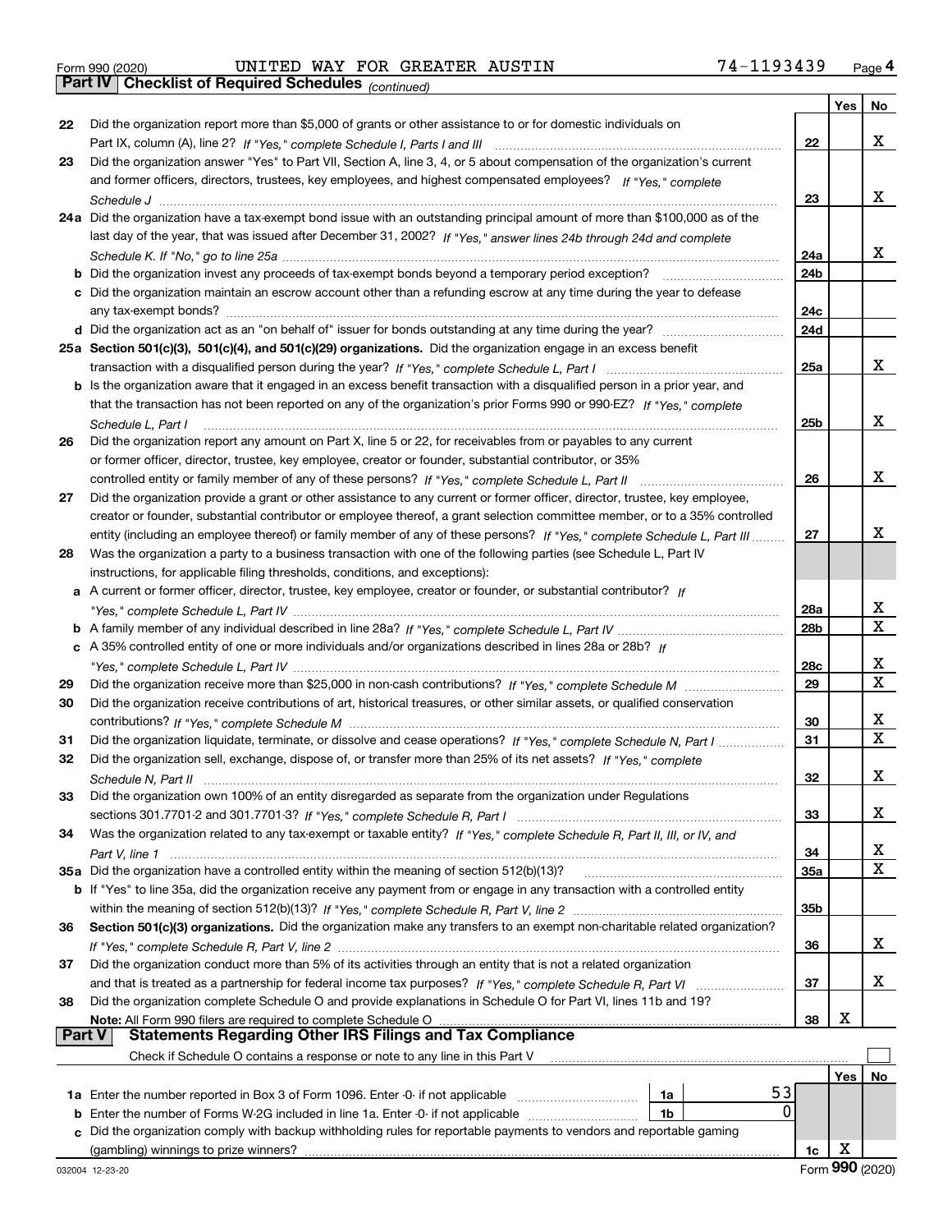Form 990 (2020) UNITED WAY FOR GREATER AUSTIN 74-1193439 Page 4

## Part IV Checklist of Required Schedules *(continued)*

| | | | Yes | No |
|---|---|---|---|---|
| 22 | Did the organization report more than $5,000 of grants or other assistance to or for domestic individuals on Part IX, column (A), line 2? *If "Yes," complete Schedule I, Parts I and III* | 22 | | X |
| 23 | Did the organization answer "Yes" to Part VII, Section A, line 3, 4, or 5 about compensation of the organization's current and former officers, directors, trustees, key employees, and highest compensated employees? *If "Yes," complete Schedule J* | 23 | | X |
| 24a | Did the organization have a tax-exempt bond issue with an outstanding principal amount of more than $100,000 as of the last day of the year, that was issued after December 31, 2002? *If "Yes," answer lines 24b through 24d and complete Schedule K. If "No," go to line 25a* | 24a | | X |
| b | Did the organization invest any proceeds of tax-exempt bonds beyond a temporary period exception? | 24b | | |
| c | Did the organization maintain an escrow account other than a refunding escrow at any time during the year to defease any tax-exempt bonds? | 24c | | |
| d | Did the organization act as an "on behalf of" issuer for bonds outstanding at any time during the year? | 24d | | |
| 25a | **Section 501(c)(3), 501(c)(4), and 501(c)(29) organizations.** Did the organization engage in an excess benefit transaction with a disqualified person during the year? *If "Yes," complete Schedule L, Part I* | 25a | | X |
| b | Is the organization aware that it engaged in an excess benefit transaction with a disqualified person in a prior year, and that the transaction has not been reported on any of the organization's prior Forms 990 or 990-EZ? *If "Yes," complete Schedule L, Part I* | 25b | | X |
| 26 | Did the organization report any amount on Part X, line 5 or 22, for receivables from or payables to any current or former officer, director, trustee, key employee, creator or founder, substantial contributor, or 35% controlled entity or family member of any of these persons? *If "Yes," complete Schedule L, Part II* | 26 | | X |
| 27 | Did the organization provide a grant or other assistance to any current or former officer, director, trustee, key employee, creator or founder, substantial contributor or employee thereof, a grant selection committee member, or to a 35% controlled entity (including an employee thereof) or family member of any of these persons? *If "Yes," complete Schedule L, Part III* | 27 | | X |
| 28 | Was the organization a party to a business transaction with one of the following parties (see Schedule L, Part IV instructions, for applicable filing thresholds, conditions, and exceptions): | | | |
| a | A current or former officer, director, trustee, key employee, creator or founder, or substantial contributor? *If "Yes," complete Schedule L, Part IV* | 28a | | X |
| b | A family member of any individual described in line 28a? *If "Yes," complete Schedule L, Part IV* | 28b | | X |
| c | A 35% controlled entity of one or more individuals and/or organizations described in lines 28a or 28b? *If "Yes," complete Schedule L, Part IV* | 28c | | X |
| 29 | Did the organization receive more than $25,000 in non-cash contributions? *If "Yes," complete Schedule M* | 29 | | X |
| 30 | Did the organization receive contributions of art, historical treasures, or other similar assets, or qualified conservation contributions? *If "Yes," complete Schedule M* | 30 | | X |
| 31 | Did the organization liquidate, terminate, or dissolve and cease operations? *If "Yes," complete Schedule N, Part I* | 31 | | X |
| 32 | Did the organization sell, exchange, dispose of, or transfer more than 25% of its net assets? *If "Yes," complete Schedule N, Part II* | 32 | | X |
| 33 | Did the organization own 100% of an entity disregarded as separate from the organization under Regulations sections 301.7701-2 and 301.7701-3? *If "Yes," complete Schedule R, Part I* | 33 | | X |
| 34 | Was the organization related to any tax-exempt or taxable entity? *If "Yes," complete Schedule R, Part II, III, or IV, and Part V, line 1* | 34 | | X |
| 35a | Did the organization have a controlled entity within the meaning of section 512(b)(13)? | 35a | | X |
| b | If "Yes" to line 35a, did the organization receive any payment from or engage in any transaction with a controlled entity within the meaning of section 512(b)(13)? *If "Yes," complete Schedule R, Part V, line 2* | 35b | | |
| 36 | **Section 501(c)(3) organizations.** Did the organization make any transfers to an exempt non-charitable related organization? *If "Yes," complete Schedule R, Part V, line 2* | 36 | | X |
| 37 | Did the organization conduct more than 5% of its activities through an entity that is not a related organization and that is treated as a partnership for federal income tax purposes? *If "Yes," complete Schedule R, Part VI* | 37 | | X |
| 38 | Did the organization complete Schedule O and provide explanations in Schedule O for Part VI, lines 11b and 19? **Note:** All Form 990 filers are required to complete Schedule O | 38 | X | |

## Part V Statements Regarding Other IRS Filings and Tax Compliance

Check if Schedule O contains a response or note to any line in this Part V ☐

| | | | | | Yes | No |
|---|---|---|---|---|---|---|
| 1a | Enter the number reported in Box 3 of Form 1096. Enter -0- if not applicable | 1a | 53 | | | |
| b | Enter the number of Forms W-2G included in line 1a. Enter -0- if not applicable | 1b | 0 | | | |
| c | Did the organization comply with backup withholding rules for reportable payments to vendors and reportable gaming (gambling) winnings to prize winners? | | | 1c | X | |

032004 12-23-20 Form **990** (2020)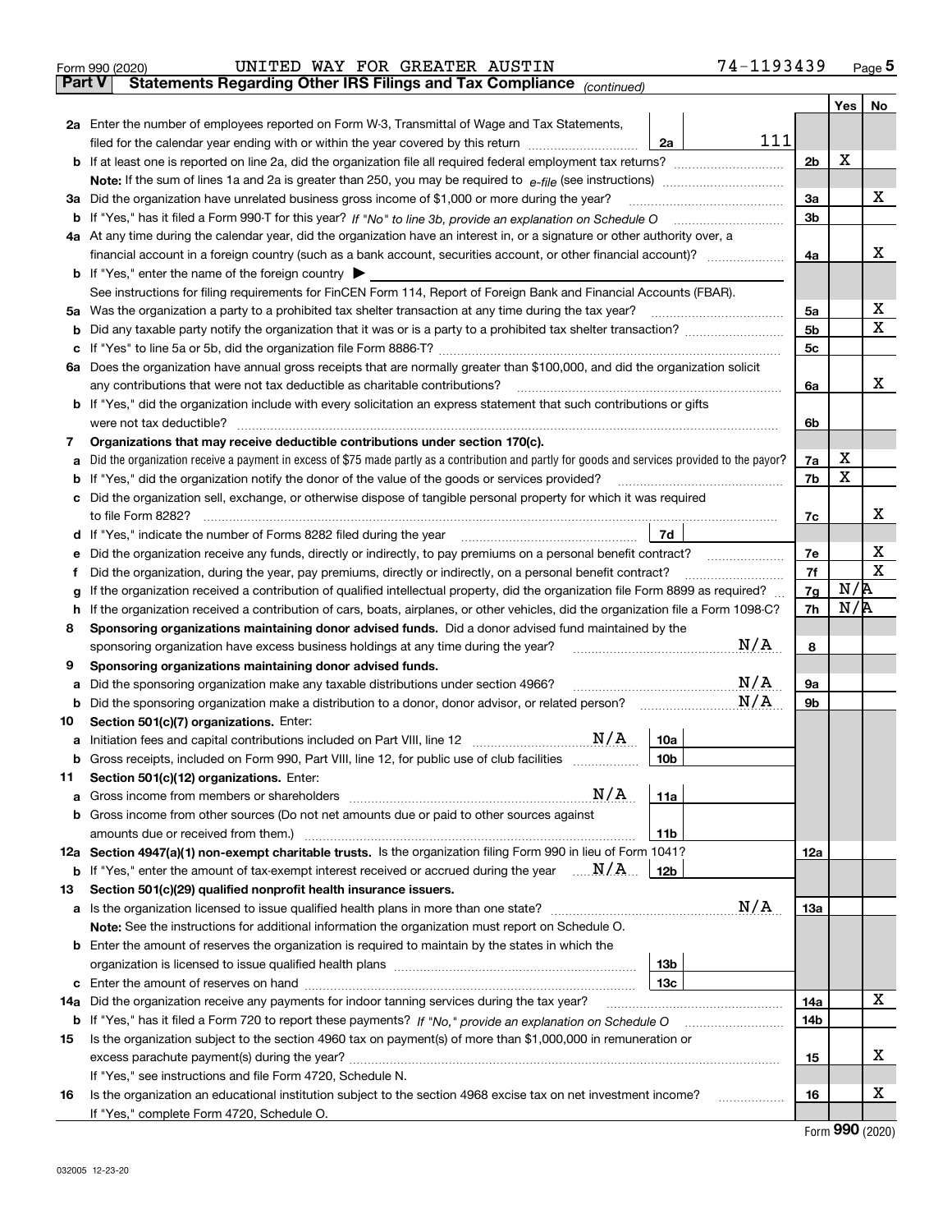Form 990 (2020) UNITED WAY FOR GREATER AUSTIN 74-1193439

**Part V Statements Regarding Other IRS Filings and Tax Compliance** *(continued)*

| | | | | | Yes | No |
|---|---|---|---|---|---|---|
| **2a** | Enter the number of employees reported on Form W-3, Transmittal of Wage and Tax Statements, filed for the calendar year ending with or within the year covered by this return | 2a | 111 | | | |
| **b** | If at least one is reported on line 2a, did the organization file all required federal employment tax returns? | | | 2b | X | |
| | **Note:** If the sum of lines 1a and 2a is greater than 250, you may be required to *e-file* (see instructions) | | | | | |
| **3a** | Did the organization have unrelated business gross income of $1,000 or more during the year? | | | 3a | | X |
| **b** | If "Yes," has it filed a Form 990-T for this year? *If "No" to line 3b, provide an explanation on Schedule O* | | | 3b | | |
| **4a** | At any time during the calendar year, did the organization have an interest in, or a signature or other authority over, a financial account in a foreign country (such as a bank account, securities account, or other financial account)? | | | 4a | | X |
| **b** | If "Yes," enter the name of the foreign country ▶ | | | | | |
| | See instructions for filing requirements for FinCEN Form 114, Report of Foreign Bank and Financial Accounts (FBAR). | | | | | |
| **5a** | Was the organization a party to a prohibited tax shelter transaction at any time during the tax year? | | | 5a | | X |
| **b** | Did any taxable party notify the organization that it was or is a party to a prohibited tax shelter transaction? | | | 5b | | X |
| **c** | If "Yes" to line 5a or 5b, did the organization file Form 8886-T? | | | 5c | | |
| **6a** | Does the organization have annual gross receipts that are normally greater than $100,000, and did the organization solicit any contributions that were not tax deductible as charitable contributions? | | | 6a | | X |
| **b** | If "Yes," did the organization include with every solicitation an express statement that such contributions or gifts were not tax deductible? | | | 6b | | |
| **7** | **Organizations that may receive deductible contributions under section 170(c).** | | | | | |
| **a** | Did the organization receive a payment in excess of $75 made partly as a contribution and partly for goods and services provided to the payor? | | | 7a | X | |
| **b** | If "Yes," did the organization notify the donor of the value of the goods or services provided? | | | 7b | X | |
| **c** | Did the organization sell, exchange, or otherwise dispose of tangible personal property for which it was required to file Form 8282? | | | 7c | | X |
| **d** | If "Yes," indicate the number of Forms 8282 filed during the year | 7d | | | | |
| **e** | Did the organization receive any funds, directly or indirectly, to pay premiums on a personal benefit contract? | | | 7e | | X |
| **f** | Did the organization, during the year, pay premiums, directly or indirectly, on a personal benefit contract? | | | 7f | | X |
| **g** | If the organization received a contribution of qualified intellectual property, did the organization file Form 8899 as required? | | | 7g | N/A | |
| **h** | If the organization received a contribution of cars, boats, airplanes, or other vehicles, did the organization file a Form 1098-C? | | | 7h | N/A | |
| **8** | **Sponsoring organizations maintaining donor advised funds.** Did a donor advised fund maintained by the sponsoring organization have excess business holdings at any time during the year? N/A | | | 8 | | |
| **9** | **Sponsoring organizations maintaining donor advised funds.** | | | | | |
| **a** | Did the sponsoring organization make any taxable distributions under section 4966? N/A | | | 9a | | |
| **b** | Did the sponsoring organization make a distribution to a donor, donor advisor, or related person? N/A | | | 9b | | |
| **10** | **Section 501(c)(7) organizations.** Enter: | | | | | |
| **a** | Initiation fees and capital contributions included on Part VIII, line 12 N/A | 10a | | | | |
| **b** | Gross receipts, included on Form 990, Part VIII, line 12, for public use of club facilities | 10b | | | | |
| **11** | **Section 501(c)(12) organizations.** Enter: | | | | | |
| **a** | Gross income from members or shareholders N/A | 11a | | | | |
| **b** | Gross income from other sources (Do not net amounts due or paid to other sources against amounts due or received from them.) | 11b | | | | |
| **12a** | **Section 4947(a)(1) non-exempt charitable trusts.** Is the organization filing Form 990 in lieu of Form 1041? | | | 12a | | |
| **b** | If "Yes," enter the amount of tax-exempt interest received or accrued during the year N/A | 12b | | | | |
| **13** | **Section 501(c)(29) qualified nonprofit health insurance issuers.** | | | | | |
| **a** | Is the organization licensed to issue qualified health plans in more than one state? N/A | | | 13a | | |
| | **Note:** See the instructions for additional information the organization must report on Schedule O. | | | | | |
| **b** | Enter the amount of reserves the organization is required to maintain by the states in which the organization is licensed to issue qualified health plans | 13b | | | | |
| **c** | Enter the amount of reserves on hand | 13c | | | | |
| **14a** | Did the organization receive any payments for indoor tanning services during the tax year? | | | 14a | | X |
| **b** | If "Yes," has it filed a Form 720 to report these payments? *If "No," provide an explanation on Schedule O* | | | 14b | | |
| **15** | Is the organization subject to the section 4960 tax on payment(s) of more than $1,000,000 in remuneration or excess parachute payment(s) during the year? | | | 15 | | X |
| | If "Yes," see instructions and file Form 4720, Schedule N. | | | | | |
| **16** | Is the organization an educational institution subject to the section 4968 excise tax on net investment income? | | | 16 | | X |
| | If "Yes," complete Form 4720, Schedule O. | | | | | |

Form **990** (2020)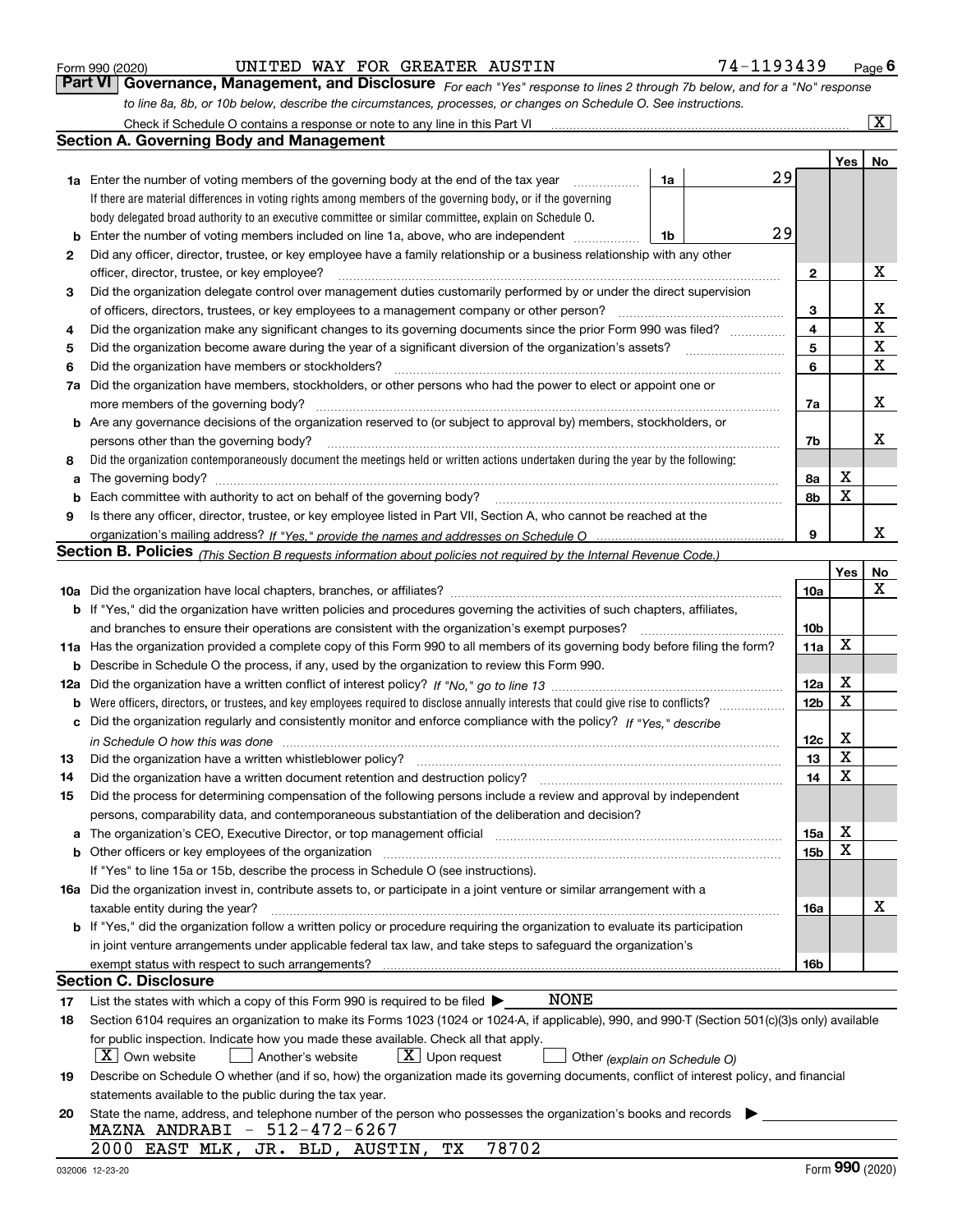Form 990 (2020) UNITED WAY FOR GREATER AUSTIN 74-1193439 Page 6

## Part VI Governance, Management, and Disclosure

*For each "Yes" response to lines 2 through 7b below, and for a "No" response to line 8a, 8b, or 10b below, describe the circumstances, processes, or changes on Schedule O. See instructions.*

Check if Schedule O contains a response or note to any line in this Part VI [X]

### Section A. Governing Body and Management

| | | | Yes | No |
|---|---|---|---|---|
| **1a** | Enter the number of voting members of the governing body at the end of the tax year — **1a** 29 | | | |
| | If there are material differences in voting rights among members of the governing body, or if the governing body delegated broad authority to an executive committee or similar committee, explain on Schedule O. | | | |
| **b** | Enter the number of voting members included on line 1a, above, who are independent — **1b** 29 | | | |
| **2** | Did any officer, director, trustee, or key employee have a family relationship or a business relationship with any other officer, director, trustee, or key employee? | 2 | | X |
| **3** | Did the organization delegate control over management duties customarily performed by or under the direct supervision of officers, directors, trustees, or key employees to a management company or other person? | 3 | | X |
| **4** | Did the organization make any significant changes to its governing documents since the prior Form 990 was filed? | 4 | | X |
| **5** | Did the organization become aware during the year of a significant diversion of the organization's assets? | 5 | | X |
| **6** | Did the organization have members or stockholders? | 6 | | X |
| **7a** | Did the organization have members, stockholders, or other persons who had the power to elect or appoint one or more members of the governing body? | 7a | | X |
| **b** | Are any governance decisions of the organization reserved to (or subject to approval by) members, stockholders, or persons other than the governing body? | 7b | | X |
| **8** | Did the organization contemporaneously document the meetings held or written actions undertaken during the year by the following: | | | |
| **a** | The governing body? | 8a | X | |
| **b** | Each committee with authority to act on behalf of the governing body? | 8b | X | |
| **9** | Is there any officer, director, trustee, or key employee listed in Part VII, Section A, who cannot be reached at the organization's mailing address? *If "Yes," provide the names and addresses on Schedule O* | 9 | | X |

### Section B. Policies *(This Section B requests information about policies not required by the Internal Revenue Code.)*

| | | | Yes | No |
|---|---|---|---|---|
| **10a** | Did the organization have local chapters, branches, or affiliates? | 10a | | X |
| **b** | If "Yes," did the organization have written policies and procedures governing the activities of such chapters, affiliates, and branches to ensure their operations are consistent with the organization's exempt purposes? | 10b | | |
| **11a** | Has the organization provided a complete copy of this Form 990 to all members of its governing body before filing the form? | 11a | X | |
| **b** | Describe in Schedule O the process, if any, used by the organization to review this Form 990. | | | |
| **12a** | Did the organization have a written conflict of interest policy? *If "No," go to line 13* | 12a | X | |
| **b** | Were officers, directors, or trustees, and key employees required to disclose annually interests that could give rise to conflicts? | 12b | X | |
| **c** | Did the organization regularly and consistently monitor and enforce compliance with the policy? *If "Yes," describe in Schedule O how this was done* | 12c | X | |
| **13** | Did the organization have a written whistleblower policy? | 13 | X | |
| **14** | Did the organization have a written document retention and destruction policy? | 14 | X | |
| **15** | Did the process for determining compensation of the following persons include a review and approval by independent persons, comparability data, and contemporaneous substantiation of the deliberation and decision? | | | |
| **a** | The organization's CEO, Executive Director, or top management official | 15a | X | |
| **b** | Other officers or key employees of the organization | 15b | X | |
| | If "Yes" to line 15a or 15b, describe the process in Schedule O (see instructions). | | | |
| **16a** | Did the organization invest in, contribute assets to, or participate in a joint venture or similar arrangement with a taxable entity during the year? | 16a | | X |
| **b** | If "Yes," did the organization follow a written policy or procedure requiring the organization to evaluate its participation in joint venture arrangements under applicable federal tax law, and take steps to safeguard the organization's exempt status with respect to such arrangements? | 16b | | |

### Section C. Disclosure

**17** List the states with which a copy of this Form 990 is required to be filed ▶ NONE

**18** Section 6104 requires an organization to make its Forms 1023 (1024 or 1024-A, if applicable), 990, and 990-T (Section 501(c)(3)s only) available for public inspection. Indicate how you made these available. Check all that apply.

[X] Own website [ ] Another's website [X] Upon request [ ] Other *(explain on Schedule O)*

**19** Describe on Schedule O whether (and if so, how) the organization made its governing documents, conflict of interest policy, and financial statements available to the public during the tax year.

**20** State the name, address, and telephone number of the person who possesses the organization's books and records ▶

MAZNA ANDRABI - 512-472-6267
2000 EAST MLK, JR. BLD, AUSTIN, TX 78702

032006 12-23-20 Form **990** (2020)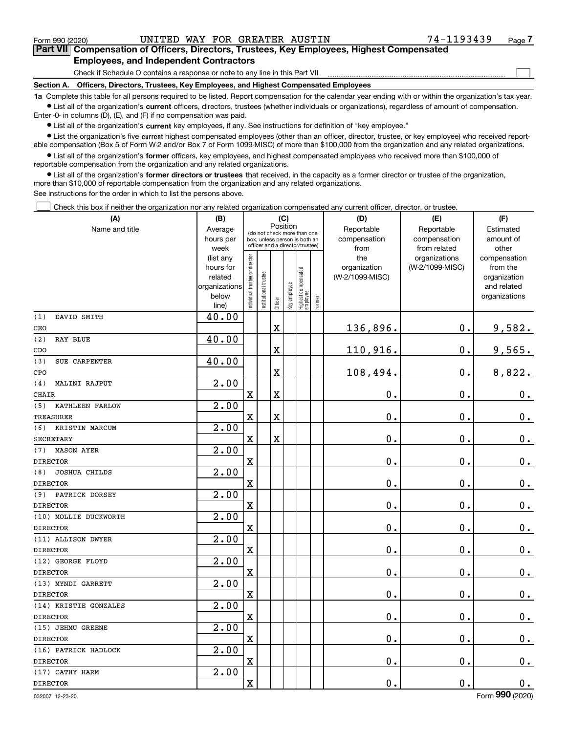Form 990 (2020) UNITED WAY FOR GREATER AUSTIN 74-1193439 Page 7

**Part VII Compensation of Officers, Directors, Trustees, Key Employees, Highest Compensated Employees, and Independent Contractors**

Check if Schedule O contains a response or note to any line in this Part VII ☐

**Section A. Officers, Directors, Trustees, Key Employees, and Highest Compensated Employees**

**1a** Complete this table for all persons required to be listed. Report compensation for the calendar year ending with or within the organization's tax year.

- List all of the organization's **current** officers, directors, trustees (whether individuals or organizations), regardless of amount of compensation. Enter -0- in columns (D), (E), and (F) if no compensation was paid.
- List all of the organization's **current** key employees, if any. See instructions for definition of "key employee."
- List the organization's five **current** highest compensated employees (other than an officer, director, trustee, or key employee) who received reportable compensation (Box 5 of Form W-2 and/or Box 7 of Form 1099-MISC) of more than $100,000 from the organization and any related organizations.
- List all of the organization's **former** officers, key employees, and highest compensated employees who received more than $100,000 of reportable compensation from the organization and any related organizations.
- List all of the organization's **former directors or trustees** that received, in the capacity as a former director or trustee of the organization, more than $10,000 of reportable compensation from the organization and any related organizations.

See instructions for the order in which to list the persons above.

☐ Check this box if neither the organization nor any related organization compensated any current officer, director, or trustee.

| (A) Name and title | (B) Average hours per week (list any hours for related organizations below line) | (C) Position: Individual trustee or director | Institutional trustee | Officer | Key employee | Highest compensated employee | Former | (D) Reportable compensation from the organization (W-2/1099-MISC) | (E) Reportable compensation from related organizations (W-2/1099-MISC) | (F) Estimated amount of other compensation from the organization and related organizations |
|---|---|---|---|---|---|---|---|---|---|---|
| (1) DAVID SMITH<br>CEO | 40.00 | | | X | | | | 136,896. | 0. | 9,582. |
| (2) RAY BLUE<br>CDO | 40.00 | | | X | | | | 110,916. | 0. | 9,565. |
| (3) SUE CARPENTER<br>CPO | 40.00 | | | X | | | | 108,494. | 0. | 8,822. |
| (4) MALINI RAJPUT<br>CHAIR | 2.00 | X | | X | | | | 0. | 0. | 0. |
| (5) KATHLEEN FARLOW<br>TREASURER | 2.00 | X | | X | | | | 0. | 0. | 0. |
| (6) KRISTIN MARCUM<br>SECRETARY | 2.00 | X | | X | | | | 0. | 0. | 0. |
| (7) MASON AYER<br>DIRECTOR | 2.00 | X | | | | | | 0. | 0. | 0. |
| (8) JOSHUA CHILDS<br>DIRECTOR | 2.00 | X | | | | | | 0. | 0. | 0. |
| (9) PATRICK DORSEY<br>DIRECTOR | 2.00 | X | | | | | | 0. | 0. | 0. |
| (10) MOLLIE DUCKWORTH<br>DIRECTOR | 2.00 | X | | | | | | 0. | 0. | 0. |
| (11) ALLISON DWYER<br>DIRECTOR | 2.00 | X | | | | | | 0. | 0. | 0. |
| (12) GEORGE FLOYD<br>DIRECTOR | 2.00 | X | | | | | | 0. | 0. | 0. |
| (13) MYNDI GARRETT<br>DIRECTOR | 2.00 | X | | | | | | 0. | 0. | 0. |
| (14) KRISTIE GONZALES<br>DIRECTOR | 2.00 | X | | | | | | 0. | 0. | 0. |
| (15) JEHMU GREENE<br>DIRECTOR | 2.00 | X | | | | | | 0. | 0. | 0. |
| (16) PATRICK HADLOCK<br>DIRECTOR | 2.00 | X | | | | | | 0. | 0. | 0. |
| (17) CATHY HARM<br>DIRECTOR | 2.00 | X | | | | | | 0. | 0. | 0. |

032007 12-23-20 Form 990 (2020)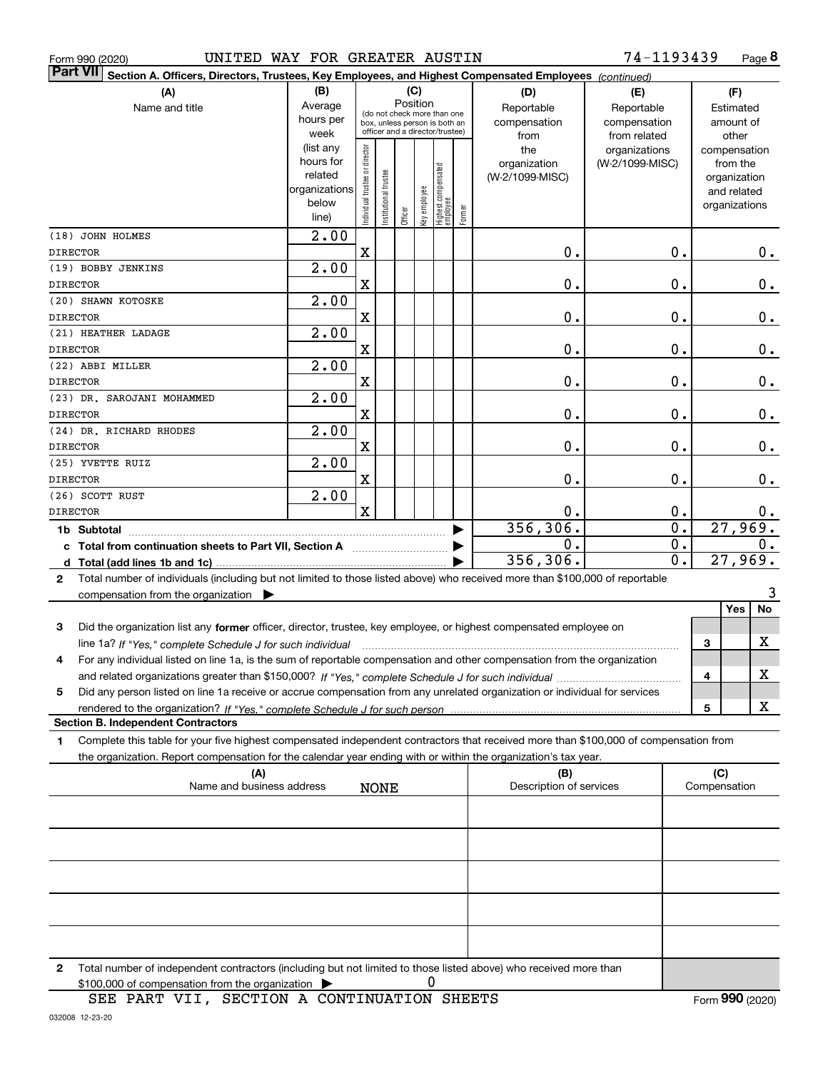Form 990 (2020) UNITED WAY FOR GREATER AUSTIN 74-1193439 Page 8

**Part VII Section A. Officers, Directors, Trustees, Key Employees, and Highest Compensated Employees** *(continued)*

| (A) Name and title | (B) Average hours per week (list any hours for related organizations below line) | (C) Position: Individual trustee or director | Institutional trustee | Officer | Key employee | Highest compensated employee | Former | (D) Reportable compensation from the organization (W-2/1099-MISC) | (E) Reportable compensation from related organizations (W-2/1099-MISC) | (F) Estimated amount of other compensation from the organization and related organizations |
|---|---|---|---|---|---|---|---|---|---|---|
| (18) JOHN HOLMES<br>DIRECTOR | 2.00 | X | | | | | | 0. | 0. | 0. |
| (19) BOBBY JENKINS<br>DIRECTOR | 2.00 | X | | | | | | 0. | 0. | 0. |
| (20) SHAWN KOTOSKE<br>DIRECTOR | 2.00 | X | | | | | | 0. | 0. | 0. |
| (21) HEATHER LADAGE<br>DIRECTOR | 2.00 | X | | | | | | 0. | 0. | 0. |
| (22) ABBI MILLER<br>DIRECTOR | 2.00 | X | | | | | | 0. | 0. | 0. |
| (23) DR. SAROJANI MOHAMMED<br>DIRECTOR | 2.00 | X | | | | | | 0. | 0. | 0. |
| (24) DR. RICHARD RHODES<br>DIRECTOR | 2.00 | X | | | | | | 0. | 0. | 0. |
| (25) YVETTE RUIZ<br>DIRECTOR | 2.00 | X | | | | | | 0. | 0. | 0. |
| (26) SCOTT RUST<br>DIRECTOR | 2.00 | X | | | | | | 0. | 0. | 0. |
| 1b Subtotal | | | | | | | | 356,306. | 0. | 27,969. |
| c Total from continuation sheets to Part VII, Section A | | | | | | | | 0. | 0. | 0. |
| d Total (add lines 1b and 1c) | | | | | | | | 356,306. | 0. | 27,969. |

2 Total number of individuals (including but not limited to those listed above) who received more than $100,000 of reportable compensation from the organization ▶ 3

| | | Yes | No |
|---|---|---|---|
| 3 Did the organization list any **former** officer, director, trustee, key employee, or highest compensated employee on line 1a? *If "Yes," complete Schedule J for such individual* | 3 | | X |
| 4 For any individual listed on line 1a, is the sum of reportable compensation and other compensation from the organization and related organizations greater than $150,000? *If "Yes," complete Schedule J for such individual* | 4 | | X |
| 5 Did any person listed on line 1a receive or accrue compensation from any unrelated organization or individual for services rendered to the organization? *If "Yes," complete Schedule J for such person* | 5 | | X |

**Section B. Independent Contractors**

1 Complete this table for your five highest compensated independent contractors that received more than $100,000 of compensation from the organization. Report compensation for the calendar year ending with or within the organization's tax year.

| (A) Name and business address | (B) Description of services | (C) Compensation |
|---|---|---|
| NONE | | |
| | | |
| | | |
| | | |
| | | |

2 Total number of independent contractors (including but not limited to those listed above) who received more than $100,000 of compensation from the organization ▶ 0

SEE PART VII, SECTION A CONTINUATION SHEETS

Form **990** (2020)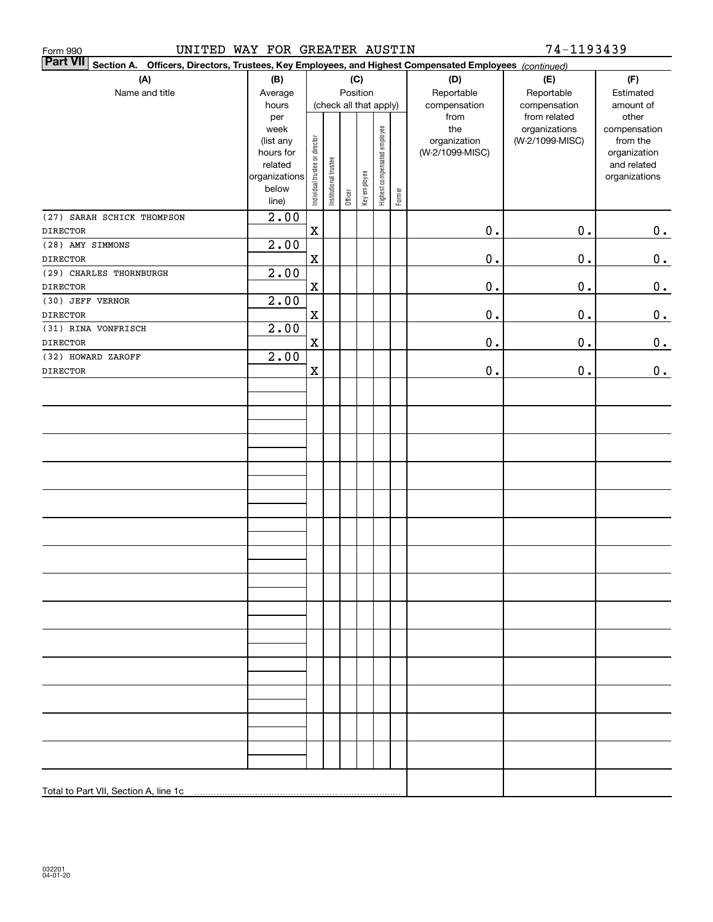Form 990 UNITED WAY FOR GREATER AUSTIN 74-1193439

**Part VII** Section A. Officers, Directors, Trustees, Key Employees, and Highest Compensated Employees *(continued)*

| (A) Name and title | (B) Average hours per week (list any hours for related organizations below line) | (C) Position (check all that apply): Individual trustee or director | Institutional trustee | Officer | Key employee | Highest compensated employee | Former | (D) Reportable compensation from the organization (W-2/1099-MISC) | (E) Reportable compensation from related organizations (W-2/1099-MISC) | (F) Estimated amount of other compensation from the organization and related organizations |
|---|---|---|---|---|---|---|---|---|---|---|
| (27) SARAH SCHICK THOMPSON<br>DIRECTOR | 2.00 | X | | | | | | 0. | 0. | 0. |
| (28) AMY SIMMONS<br>DIRECTOR | 2.00 | X | | | | | | 0. | 0. | 0. |
| (29) CHARLES THORNBURGH<br>DIRECTOR | 2.00 | X | | | | | | 0. | 0. | 0. |
| (30) JEFF VERNOR<br>DIRECTOR | 2.00 | X | | | | | | 0. | 0. | 0. |
| (31) RINA VONFRISCH<br>DIRECTOR | 2.00 | X | | | | | | 0. | 0. | 0. |
| (32) HOWARD ZAROFF<br>DIRECTOR | 2.00 | X | | | | | | 0. | 0. | 0. |
| Total to Part VII, Section A, line 1c | | | | | | | | | | |

032201 04-01-20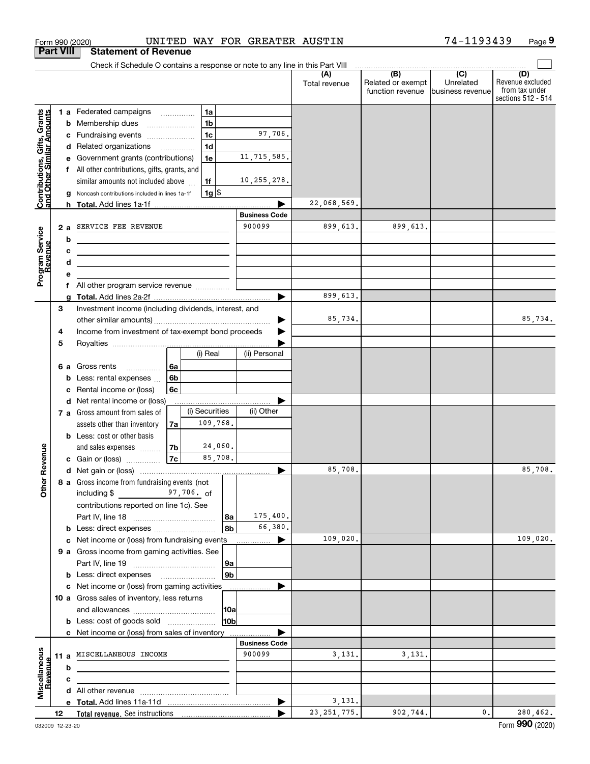Form 990 (2020) UNITED WAY FOR GREATER AUSTIN 74-1193439 Page 9

**Part VIII Statement of Revenue**

Check if Schedule O contains a response or note to any line in this Part VIII

| | | | | (A) Total revenue | (B) Related or exempt function revenue | (C) Unrelated business revenue | (D) Revenue excluded from tax under sections 512 - 514 |
|---|---|---|---|---|---|---|---|
| **Contributions, Gifts, Grants and Other Similar Amounts** | 1 a Federated campaigns | 1a | | | | | |
| | b Membership dues | 1b | | | | | |
| | c Fundraising events | 1c | 97,706. | | | | |
| | d Related organizations | 1d | | | | | |
| | e Government grants (contributions) | 1e | 11,715,585. | | | | |
| | f All other contributions, gifts, grants, and similar amounts not included above | 1f | 10,255,278. | | | | |
| | g Noncash contributions included in lines 1a-1f | 1g | $ | | | | |
| | h **Total.** Add lines 1a-1f | | | 22,068,569. | | | |
| **Program Service Revenue** | | | **Business Code** | | | | |
| | 2 a SERVICE FEE REVENUE | | 900099 | 899,613. | 899,613. | | |
| | b | | | | | | |
| | c | | | | | | |
| | d | | | | | | |
| | e | | | | | | |
| | f All other program service revenue | | | | | | |
| | g **Total.** Add lines 2a-2f | | | 899,613. | | | |
| **Other Revenue** | 3 Investment income (including dividends, interest, and other similar amounts) | | | 85,734. | | | 85,734. |
| | 4 Income from investment of tax-exempt bond proceeds | | | | | | |
| | 5 Royalties | | | | | | |
| | | | (i) Real | (ii) Personal | | | |
| | 6 a Gross rents | 6a | | | | | |
| | b Less: rental expenses | 6b | | | | | |
| | c Rental income or (loss) | 6c | | | | | |
| | d Net rental income or (loss) | | | | | | |
| | | | (i) Securities | (ii) Other | | | |
| | 7 a Gross amount from sales of assets other than inventory | 7a | 109,768. | | | | |
| | b Less: cost or other basis and sales expenses | 7b | 24,060. | | | | |
| | c Gain or (loss) | 7c | 85,708. | | | | |
| | d Net gain or (loss) | | | 85,708. | | | 85,708. |
| | 8 a Gross income from fundraising events (not including $ 97,706. of contributions reported on line 1c). See Part IV, line 18 | 8a | 175,400. | | | | |
| | b Less: direct expenses | 8b | 66,380. | | | | |
| | c Net income or (loss) from fundraising events | | | 109,020. | | | 109,020. |
| | 9 a Gross income from gaming activities. See Part IV, line 19 | 9a | | | | | |
| | b Less: direct expenses | 9b | | | | | |
| | c Net income or (loss) from gaming activities | | | | | | |
| | 10 a Gross sales of inventory, less returns and allowances | 10a | | | | | |
| | b Less: cost of goods sold | 10b | | | | | |
| | c Net income or (loss) from sales of inventory | | | | | | |
| **Miscellaneous Revenue** | | | **Business Code** | | | | |
| | 11 a MISCELLANEOUS INCOME | | 900099 | 3,131. | 3,131. | | |
| | b | | | | | | |
| | c | | | | | | |
| | d All other revenue | | | | | | |
| | e **Total.** Add lines 11a-11d | | | 3,131. | | | |
| | 12 **Total revenue.** See instructions | | | 23,251,775. | 902,744. | 0. | 280,462. |

032009 12-23-20 Form 990 (2020)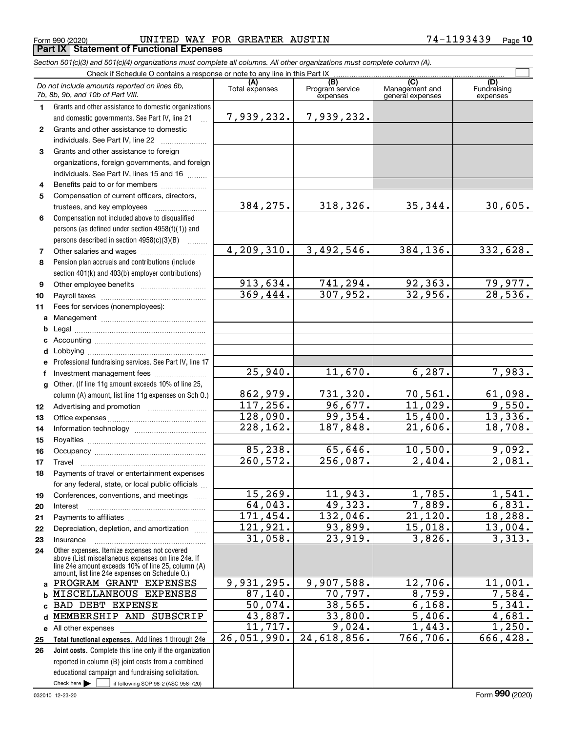Form 990 (2020) UNITED WAY FOR GREATER AUSTIN 74-1193439 Page **10**

**Part IX Statement of Functional Expenses**

*Section 501(c)(3) and 501(c)(4) organizations must complete all columns. All other organizations must complete column (A).*

Check if Schedule O contains a response or note to any line in this Part IX ☐

| | *Do not include amounts reported on lines 6b, 7b, 8b, 9b, and 10b of Part VIII.* | (A) Total expenses | (B) Program service expenses | (C) Management and general expenses | (D) Fundraising expenses |
|---|---|---|---|---|---|
| **1** | Grants and other assistance to domestic organizations and domestic governments. See Part IV, line 21 | 7,939,232. | 7,939,232. | | |
| **2** | Grants and other assistance to domestic individuals. See Part IV, line 22 | | | | |
| **3** | Grants and other assistance to foreign organizations, foreign governments, and foreign individuals. See Part IV, lines 15 and 16 | | | | |
| **4** | Benefits paid to or for members | | | | |
| **5** | Compensation of current officers, directors, trustees, and key employees | 384,275. | 318,326. | 35,344. | 30,605. |
| **6** | Compensation not included above to disqualified persons (as defined under section 4958(f)(1)) and persons described in section 4958(c)(3)(B) | | | | |
| **7** | Other salaries and wages | 4,209,310. | 3,492,546. | 384,136. | 332,628. |
| **8** | Pension plan accruals and contributions (include section 401(k) and 403(b) employer contributions) | | | | |
| **9** | Other employee benefits | 913,634. | 741,294. | 92,363. | 79,977. |
| **10** | Payroll taxes | 369,444. | 307,952. | 32,956. | 28,536. |
| **11** | Fees for services (nonemployees): | | | | |
| **a** | Management | | | | |
| **b** | Legal | | | | |
| **c** | Accounting | | | | |
| **d** | Lobbying | | | | |
| **e** | Professional fundraising services. See Part IV, line 17 | | | | |
| **f** | Investment management fees | 25,940. | 11,670. | 6,287. | 7,983. |
| **g** | Other. (If line 11g amount exceeds 10% of line 25, column (A) amount, list line 11g expenses on Sch O.) | 862,979. | 731,320. | 70,561. | 61,098. |
| **12** | Advertising and promotion | 117,256. | 96,677. | 11,029. | 9,550. |
| **13** | Office expenses | 128,090. | 99,354. | 15,400. | 13,336. |
| **14** | Information technology | 228,162. | 187,848. | 21,606. | 18,708. |
| **15** | Royalties | | | | |
| **16** | Occupancy | 85,238. | 65,646. | 10,500. | 9,092. |
| **17** | Travel | 260,572. | 256,087. | 2,404. | 2,081. |
| **18** | Payments of travel or entertainment expenses for any federal, state, or local public officials | | | | |
| **19** | Conferences, conventions, and meetings | 15,269. | 11,943. | 1,785. | 1,541. |
| **20** | Interest | 64,043. | 49,323. | 7,889. | 6,831. |
| **21** | Payments to affiliates | 171,454. | 132,046. | 21,120. | 18,288. |
| **22** | Depreciation, depletion, and amortization | 121,921. | 93,899. | 15,018. | 13,004. |
| **23** | Insurance | 31,058. | 23,919. | 3,826. | 3,313. |
| **24** | Other expenses. Itemize expenses not covered above (List miscellaneous expenses on line 24e. If line 24e amount exceeds 10% of line 25, column (A) amount, list line 24e expenses on Schedule O.) | | | | |
| **a** | PROGRAM GRANT EXPENSES | 9,931,295. | 9,907,588. | 12,706. | 11,001. |
| **b** | MISCELLANEOUS EXPENSES | 87,140. | 70,797. | 8,759. | 7,584. |
| **c** | BAD DEBT EXPENSE | 50,074. | 38,565. | 6,168. | 5,341. |
| **d** | MEMBERSHIP AND SUBSCRIP | 43,887. | 33,800. | 5,406. | 4,681. |
| **e** | All other expenses | 11,717. | 9,024. | 1,443. | 1,250. |
| **25** | **Total functional expenses.** Add lines 1 through 24e | 26,051,990. | 24,618,856. | 766,706. | 666,428. |
| **26** | **Joint costs.** Complete this line only if the organization reported in column (B) joint costs from a combined educational campaign and fundraising solicitation. Check here ☐ if following SOP 98-2 (ASC 958-720) | | | | |

032010 12-23-20 Form **990** (2020)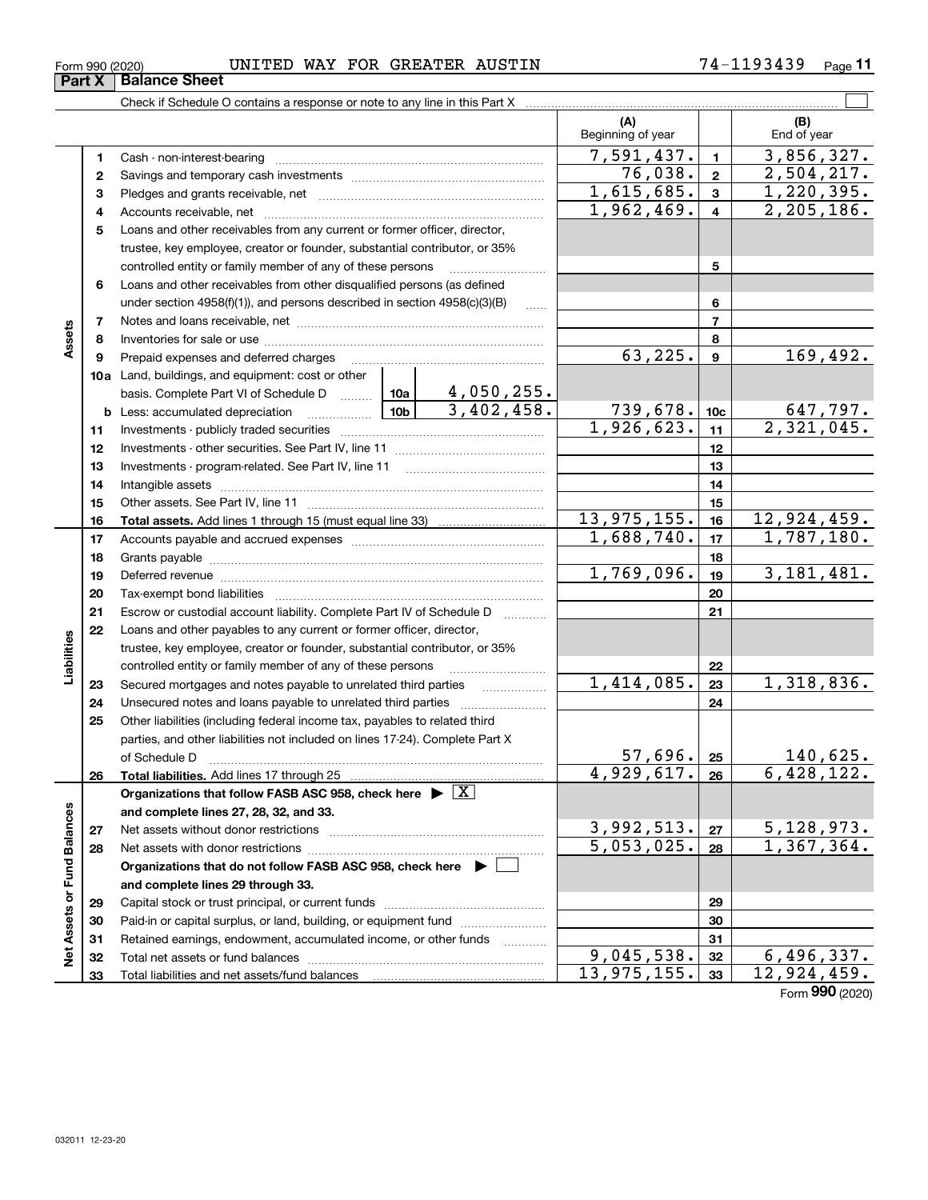Form 990 (2020) UNITED WAY FOR GREATER AUSTIN 74-1193439

## Part X Balance Sheet

Check if Schedule O contains a response or note to any line in this Part X

| | | | | (A) Beginning of year | | (B) End of year |
|---|---|---|---|---|---|---|
| **Assets** | 1 | Cash - non-interest-bearing | | 7,591,437. | 1 | 3,856,327. |
| | 2 | Savings and temporary cash investments | | 76,038. | 2 | 2,504,217. |
| | 3 | Pledges and grants receivable, net | | 1,615,685. | 3 | 1,220,395. |
| | 4 | Accounts receivable, net | | 1,962,469. | 4 | 2,205,186. |
| | 5 | Loans and other receivables from any current or former officer, director, trustee, key employee, creator or founder, substantial contributor, or 35% controlled entity or family member of any of these persons | | | 5 | |
| | 6 | Loans and other receivables from other disqualified persons (as defined under section 4958(f)(1)), and persons described in section 4958(c)(3)(B) | | | 6 | |
| | 7 | Notes and loans receivable, net | | | 7 | |
| | 8 | Inventories for sale or use | | | 8 | |
| | 9 | Prepaid expenses and deferred charges | | 63,225. | 9 | 169,492. |
| | 10a | Land, buildings, and equipment: cost or other basis. Complete Part VI of Schedule D | 10a 4,050,255. | | | |
| | b | Less: accumulated depreciation | 10b 3,402,458. | 739,678. | 10c | 647,797. |
| | 11 | Investments - publicly traded securities | | 1,926,623. | 11 | 2,321,045. |
| | 12 | Investments - other securities. See Part IV, line 11 | | | 12 | |
| | 13 | Investments - program-related. See Part IV, line 11 | | | 13 | |
| | 14 | Intangible assets | | | 14 | |
| | 15 | Other assets. See Part IV, line 11 | | | 15 | |
| | 16 | **Total assets.** Add lines 1 through 15 (must equal line 33) | | 13,975,155. | 16 | 12,924,459. |
| **Liabilities** | 17 | Accounts payable and accrued expenses | | 1,688,740. | 17 | 1,787,180. |
| | 18 | Grants payable | | | 18 | |
| | 19 | Deferred revenue | | 1,769,096. | 19 | 3,181,481. |
| | 20 | Tax-exempt bond liabilities | | | 20 | |
| | 21 | Escrow or custodial account liability. Complete Part IV of Schedule D | | | 21 | |
| | 22 | Loans and other payables to any current or former officer, director, trustee, key employee, creator or founder, substantial contributor, or 35% controlled entity or family member of any of these persons | | | 22 | |
| | 23 | Secured mortgages and notes payable to unrelated third parties | | 1,414,085. | 23 | 1,318,836. |
| | 24 | Unsecured notes and loans payable to unrelated third parties | | | 24 | |
| | 25 | Other liabilities (including federal income tax, payables to related third parties, and other liabilities not included on lines 17-24). Complete Part X of Schedule D | | 57,696. | 25 | 140,625. |
| | 26 | **Total liabilities.** Add lines 17 through 25 | | 4,929,617. | 26 | 6,428,122. |
| **Net Assets or Fund Balances** | | **Organizations that follow FASB ASC 958, check here ▶ X and complete lines 27, 28, 32, and 33.** | | | | |
| | 27 | Net assets without donor restrictions | | 3,992,513. | 27 | 5,128,973. |
| | 28 | Net assets with donor restrictions | | 5,053,025. | 28 | 1,367,364. |
| | | **Organizations that do not follow FASB ASC 958, check here ▶ ☐ and complete lines 29 through 33.** | | | | |
| | 29 | Capital stock or trust principal, or current funds | | | 29 | |
| | 30 | Paid-in or capital surplus, or land, building, or equipment fund | | | 30 | |
| | 31 | Retained earnings, endowment, accumulated income, or other funds | | | 31 | |
| | 32 | Total net assets or fund balances | | 9,045,538. | 32 | 6,496,337. |
| | 33 | Total liabilities and net assets/fund balances | | 13,975,155. | 33 | 12,924,459. |

Form **990** (2020)

032011 12-23-20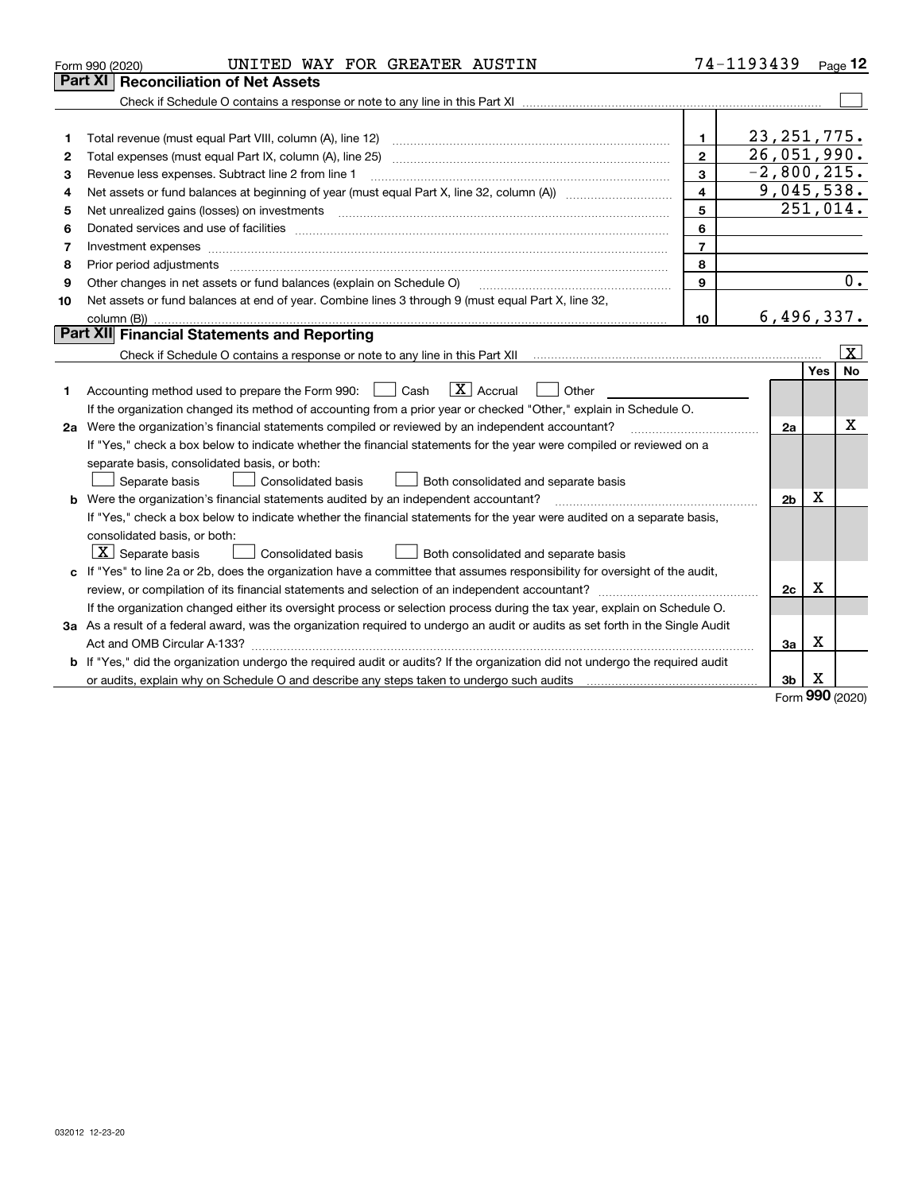Form 990 (2020) UNITED WAY FOR GREATER AUSTIN 74-1193439

## Part XI Reconciliation of Net Assets

Check if Schedule O contains a response or note to any line in this Part XI ☐

| | | | |
|---|---|---|---|
| 1 | Total revenue (must equal Part VIII, column (A), line 12) | 1 | 23,251,775. |
| 2 | Total expenses (must equal Part IX, column (A), line 25) | 2 | 26,051,990. |
| 3 | Revenue less expenses. Subtract line 2 from line 1 | 3 | -2,800,215. |
| 4 | Net assets or fund balances at beginning of year (must equal Part X, line 32, column (A)) | 4 | 9,045,538. |
| 5 | Net unrealized gains (losses) on investments | 5 | 251,014. |
| 6 | Donated services and use of facilities | 6 | |
| 7 | Investment expenses | 7 | |
| 8 | Prior period adjustments | 8 | |
| 9 | Other changes in net assets or fund balances (explain on Schedule O) | 9 | 0. |
| 10 | Net assets or fund balances at end of year. Combine lines 3 through 9 (must equal Part X, line 32, column (B)) | 10 | 6,496,337. |

## Part XII Financial Statements and Reporting

Check if Schedule O contains a response or note to any line in this Part XII ☒

| | | | Yes | No |
|---|---|---|---|---|
| 1 | Accounting method used to prepare the Form 990: ☐ Cash ☒ Accrual ☐ Other<br>If the organization changed its method of accounting from a prior year or checked "Other," explain in Schedule O. | | | |
| 2a | Were the organization's financial statements compiled or reviewed by an independent accountant?<br>If "Yes," check a box below to indicate whether the financial statements for the year were compiled or reviewed on a separate basis, consolidated basis, or both:<br>☐ Separate basis ☐ Consolidated basis ☐ Both consolidated and separate basis | 2a | | X |
| b | Were the organization's financial statements audited by an independent accountant?<br>If "Yes," check a box below to indicate whether the financial statements for the year were audited on a separate basis, consolidated basis, or both:<br>☒ Separate basis ☐ Consolidated basis ☐ Both consolidated and separate basis | 2b | X | |
| c | If "Yes" to line 2a or 2b, does the organization have a committee that assumes responsibility for oversight of the audit, review, or compilation of its financial statements and selection of an independent accountant?<br>If the organization changed either its oversight process or selection process during the tax year, explain on Schedule O. | 2c | X | |
| 3a | As a result of a federal award, was the organization required to undergo an audit or audits as set forth in the Single Audit Act and OMB Circular A-133? | 3a | X | |
| b | If "Yes," did the organization undergo the required audit or audits? If the organization did not undergo the required audit or audits, explain why on Schedule O and describe any steps taken to undergo such audits | 3b | X | |

Form 990 (2020)

032012 12-23-20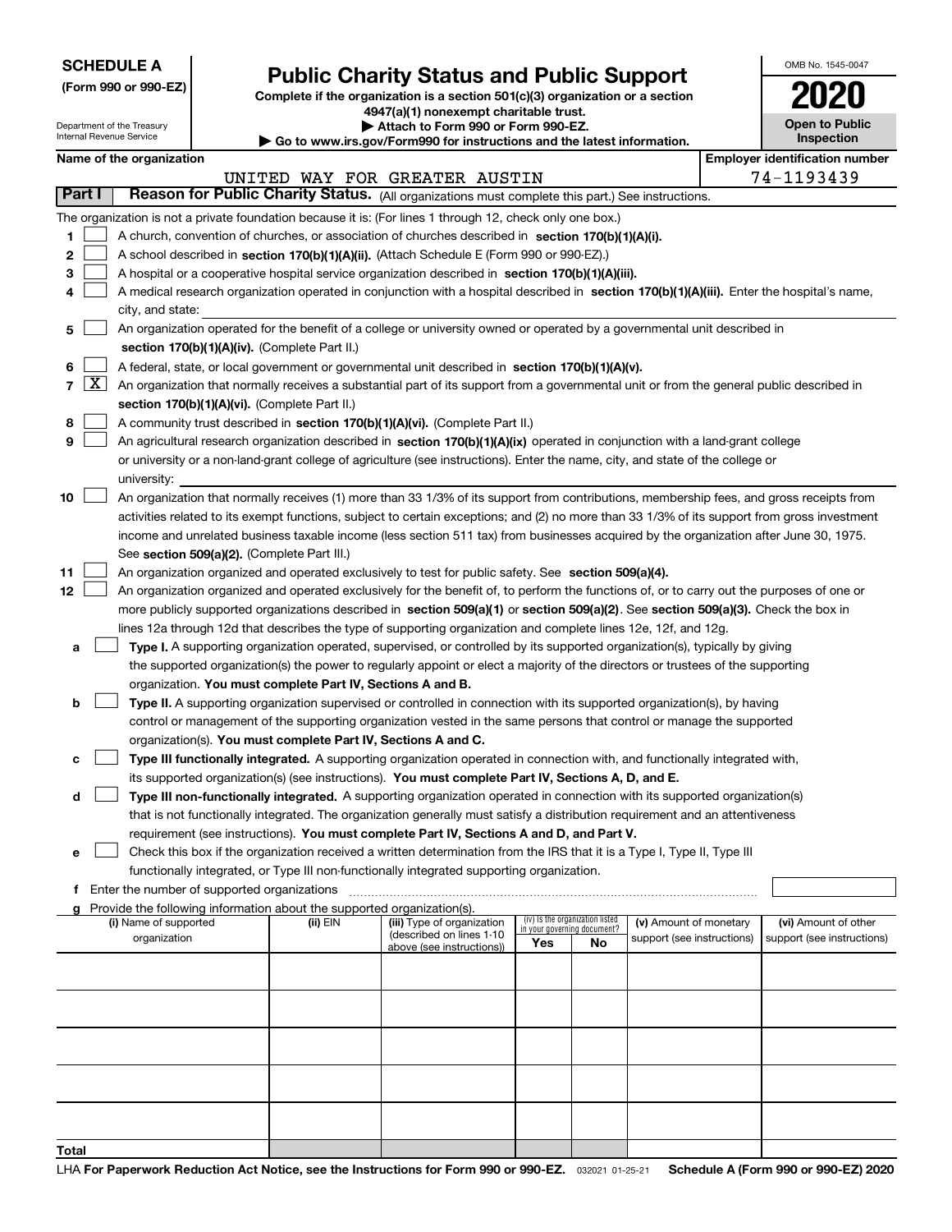**SCHEDULE A**
**(Form 990 or 990-EZ)**

Department of the Treasury
Internal Revenue Service

# Public Charity Status and Public Support

**Complete if the organization is a section 501(c)(3) organization or a section 4947(a)(1) nonexempt charitable trust.**
**▶ Attach to Form 990 or Form 990-EZ.**
**▶ Go to www.irs.gov/Form990 for instructions and the latest information.**

OMB No. 1545-0047

**2020**

**Open to Public Inspection**

**Name of the organization**: UNITED WAY FOR GREATER AUSTIN

**Employer identification number**: 74-1193439

## Part I — Reason for Public Charity Status. (All organizations must complete this part.) See instructions.

The organization is not a private foundation because it is: (For lines 1 through 12, check only one box.)

1. [ ] A church, convention of churches, or association of churches described in **section 170(b)(1)(A)(i).**
2. [ ] A school described in **section 170(b)(1)(A)(ii).** (Attach Schedule E (Form 990 or 990-EZ).)
3. [ ] A hospital or a cooperative hospital service organization described in **section 170(b)(1)(A)(iii).**
4. [ ] A medical research organization operated in conjunction with a hospital described in **section 170(b)(1)(A)(iii).** Enter the hospital's name, city, and state:
5. [ ] An organization operated for the benefit of a college or university owned or operated by a governmental unit described in **section 170(b)(1)(A)(iv).** (Complete Part II.)
6. [ ] A federal, state, or local government or governmental unit described in **section 170(b)(1)(A)(v).**
7. [X] An organization that normally receives a substantial part of its support from a governmental unit or from the general public described in **section 170(b)(1)(A)(vi).** (Complete Part II.)
8. [ ] A community trust described in **section 170(b)(1)(A)(vi).** (Complete Part II.)
9. [ ] An agricultural research organization described in **section 170(b)(1)(A)(ix)** operated in conjunction with a land-grant college or university or a non-land-grant college of agriculture (see instructions). Enter the name, city, and state of the college or university:
10. [ ] An organization that normally receives (1) more than 33 1/3% of its support from contributions, membership fees, and gross receipts from activities related to its exempt functions, subject to certain exceptions; and (2) no more than 33 1/3% of its support from gross investment income and unrelated business taxable income (less section 511 tax) from businesses acquired by the organization after June 30, 1975. See **section 509(a)(2).** (Complete Part III.)
11. [ ] An organization organized and operated exclusively to test for public safety. See **section 509(a)(4).**
12. [ ] An organization organized and operated exclusively for the benefit of, to perform the functions of, or to carry out the purposes of one or more publicly supported organizations described in **section 509(a)(1)** or **section 509(a)(2)**. See **section 509(a)(3).** Check the box in lines 12a through 12d that describes the type of supporting organization and complete lines 12e, 12f, and 12g.
   - **a** [ ] **Type I.** A supporting organization operated, supervised, or controlled by its supported organization(s), typically by giving the supported organization(s) the power to regularly appoint or elect a majority of the directors or trustees of the supporting organization. **You must complete Part IV, Sections A and B.**
   - **b** [ ] **Type II.** A supporting organization supervised or controlled in connection with its supported organization(s), by having control or management of the supporting organization vested in the same persons that control or manage the supported organization(s). **You must complete Part IV, Sections A and C.**
   - **c** [ ] **Type III functionally integrated.** A supporting organization operated in connection with, and functionally integrated with, its supported organization(s) (see instructions). **You must complete Part IV, Sections A, D, and E.**
   - **d** [ ] **Type III non-functionally integrated.** A supporting organization operated in connection with its supported organization(s) that is not functionally integrated. The organization generally must satisfy a distribution requirement and an attentiveness requirement (see instructions). **You must complete Part IV, Sections A and D, and Part V.**
   - **e** [ ] Check this box if the organization received a written determination from the IRS that it is a Type I, Type II, Type III functionally integrated, or Type III non-functionally integrated supporting organization.
   - **f** Enter the number of supported organizations
   - **g** Provide the following information about the supported organization(s).

| (i) Name of supported organization | (ii) EIN | (iii) Type of organization (described on lines 1-10 above (see instructions)) | (iv) Is the organization listed in your governing document? Yes | No | (v) Amount of monetary support (see instructions) | (vi) Amount of other support (see instructions) |
|---|---|---|---|---|---|---|
| | | | | | | |
| | | | | | | |
| | | | | | | |
| | | | | | | |
| | | | | | | |
| **Total** | | | | | | |

LHA **For Paperwork Reduction Act Notice, see the Instructions for Form 990 or 990-EZ.** 032021 01-25-21 **Schedule A (Form 990 or 990-EZ) 2020**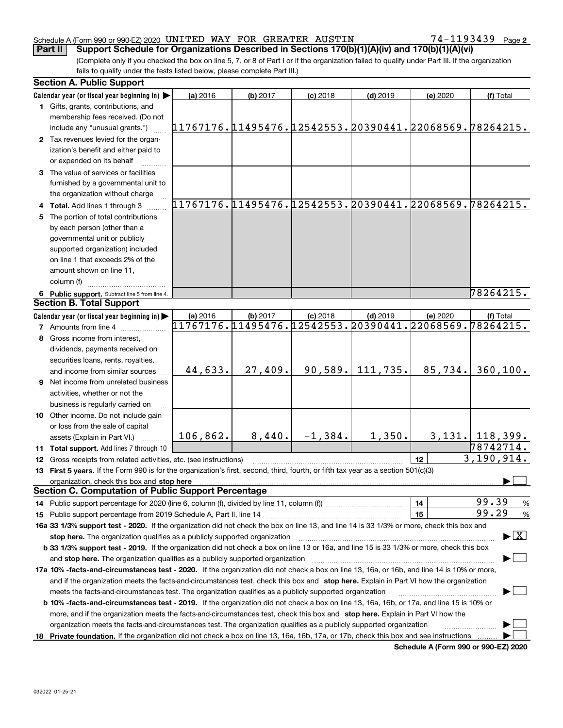Schedule A (Form 990 or 990-EZ) 2020 UNITED WAY FOR GREATER AUSTIN 74-1193439 Page 2

**Part II Support Schedule for Organizations Described in Sections 170(b)(1)(A)(iv) and 170(b)(1)(A)(vi)**

(Complete only if you checked the box on line 5, 7, or 8 of Part I or if the organization failed to qualify under Part III. If the organization fails to qualify under the tests listed below, please complete Part III.)

**Section A. Public Support**

| Calendar year (or fiscal year beginning in) ▶ | (a) 2016 | (b) 2017 | (c) 2018 | (d) 2019 | (e) 2020 | (f) Total |
|---|---|---|---|---|---|---|
| 1 Gifts, grants, contributions, and membership fees received. (Do not include any "unusual grants.") | 11767176. | 11495476. | 12542553. | 20390441. | 22068569. | 78264215. |
| 2 Tax revenues levied for the organization's benefit and either paid to or expended on its behalf | | | | | | |
| 3 The value of services or facilities furnished by a governmental unit to the organization without charge | | | | | | |
| 4 **Total.** Add lines 1 through 3 | 11767176. | 11495476. | 12542553. | 20390441. | 22068569. | 78264215. |
| 5 The portion of total contributions by each person (other than a governmental unit or publicly supported organization) included on line 1 that exceeds 2% of the amount shown on line 11, column (f) | | | | | | |
| 6 **Public support.** Subtract line 5 from line 4. | | | | | | 78264215. |

**Section B. Total Support**

| Calendar year (or fiscal year beginning in) ▶ | (a) 2016 | (b) 2017 | (c) 2018 | (d) 2019 | (e) 2020 | (f) Total |
|---|---|---|---|---|---|---|
| 7 Amounts from line 4 | 11767176. | 11495476. | 12542553. | 20390441. | 22068569. | 78264215. |
| 8 Gross income from interest, dividends, payments received on securities loans, rents, royalties, and income from similar sources | 44,633. | 27,409. | 90,589. | 111,735. | 85,734. | 360,100. |
| 9 Net income from unrelated business activities, whether or not the business is regularly carried on | | | | | | |
| 10 Other income. Do not include gain or loss from the sale of capital assets (Explain in Part VI.) | 106,862. | 8,440. | -1,384. | 1,350. | 3,131. | 118,399. |
| 11 **Total support.** Add lines 7 through 10 | | | | | | 78742714. |

12 Gross receipts from related activities, etc. (see instructions) | 12 | 3,190,914.

13 **First 5 years.** If the Form 990 is for the organization's first, second, third, fourth, or fifth tax year as a section 501(c)(3) organization, check this box and **stop here** ▶ ☐

**Section C. Computation of Public Support Percentage**

14 Public support percentage for 2020 (line 6, column (f), divided by line 11, column (f)) | 14 | 99.39 %

15 Public support percentage from 2019 Schedule A, Part II, line 14 | 15 | 99.29 %

**16a 33 1/3% support test - 2020.** If the organization did not check the box on line 13, and line 14 is 33 1/3% or more, check this box and **stop here.** The organization qualifies as a publicly supported organization ▶ ☒

**b 33 1/3% support test - 2019.** If the organization did not check a box on line 13 or 16a, and line 15 is 33 1/3% or more, check this box and **stop here.** The organization qualifies as a publicly supported organization ▶ ☐

**17a 10% -facts-and-circumstances test - 2020.** If the organization did not check a box on line 13, 16a, or 16b, and line 14 is 10% or more, and if the organization meets the facts-and-circumstances test, check this box and **stop here.** Explain in Part VI how the organization meets the facts-and-circumstances test. The organization qualifies as a publicly supported organization ▶ ☐

**b 10% -facts-and-circumstances test - 2019.** If the organization did not check a box on line 13, 16a, 16b, or 17a, and line 15 is 10% or more, and if the organization meets the facts-and-circumstances test, check this box and **stop here.** Explain in Part VI how the organization meets the facts-and-circumstances test. The organization qualifies as a publicly supported organization ▶ ☐

**18 Private foundation.** If the organization did not check a box on line 13, 16a, 16b, 17a, or 17b, check this box and see instructions ▶ ☐

**Schedule A (Form 990 or 990-EZ) 2020**

032022 01-25-21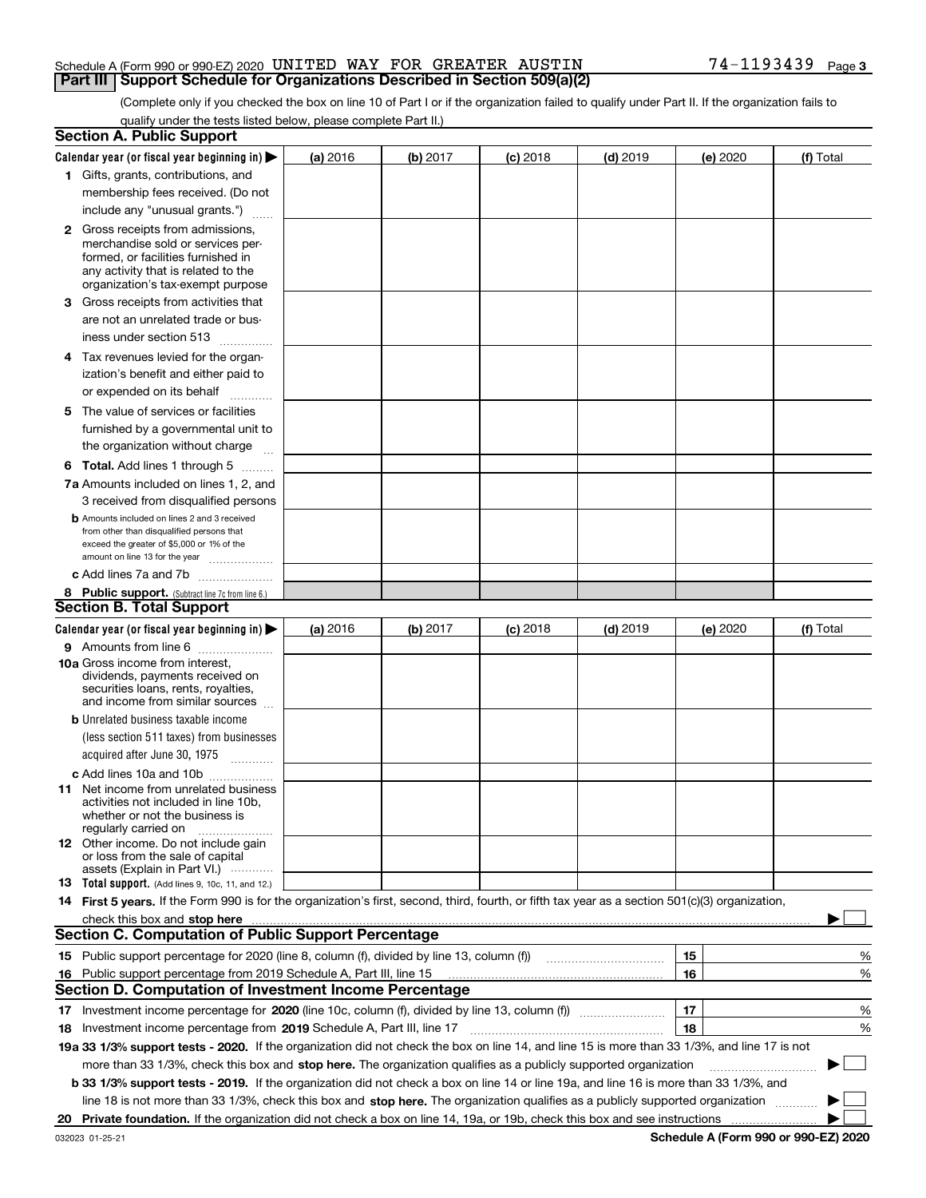Schedule A (Form 990 or 990-EZ) 2020 UNITED WAY FOR GREATER AUSTIN 74-1193439 Page 3

## Part III Support Schedule for Organizations Described in Section 509(a)(2)

(Complete only if you checked the box on line 10 of Part I or if the organization failed to qualify under Part II. If the organization fails to qualify under the tests listed below, please complete Part II.)

### Section A. Public Support

| Calendar year (or fiscal year beginning in) ▶ | (a) 2016 | (b) 2017 | (c) 2018 | (d) 2019 | (e) 2020 | (f) Total |
|---|---|---|---|---|---|---|
| 1 Gifts, grants, contributions, and membership fees received. (Do not include any "unusual grants.") | | | | | | |
| 2 Gross receipts from admissions, merchandise sold or services performed, or facilities furnished in any activity that is related to the organization's tax-exempt purpose | | | | | | |
| 3 Gross receipts from activities that are not an unrelated trade or business under section 513 | | | | | | |
| 4 Tax revenues levied for the organization's benefit and either paid to or expended on its behalf | | | | | | |
| 5 The value of services or facilities furnished by a governmental unit to the organization without charge | | | | | | |
| 6 Total. Add lines 1 through 5 | | | | | | |
| 7a Amounts included on lines 1, 2, and 3 received from disqualified persons | | | | | | |
| b Amounts included on lines 2 and 3 received from other than disqualified persons that exceed the greater of $5,000 or 1% of the amount on line 13 for the year | | | | | | |
| c Add lines 7a and 7b | | | | | | |
| 8 Public support. (Subtract line 7c from line 6.) | | | | | | |

### Section B. Total Support

| Calendar year (or fiscal year beginning in) ▶ | (a) 2016 | (b) 2017 | (c) 2018 | (d) 2019 | (e) 2020 | (f) Total |
|---|---|---|---|---|---|---|
| 9 Amounts from line 6 | | | | | | |
| 10a Gross income from interest, dividends, payments received on securities loans, rents, royalties, and income from similar sources | | | | | | |
| b Unrelated business taxable income (less section 511 taxes) from businesses acquired after June 30, 1975 | | | | | | |
| c Add lines 10a and 10b | | | | | | |
| 11 Net income from unrelated business activities not included in line 10b, whether or not the business is regularly carried on | | | | | | |
| 12 Other income. Do not include gain or loss from the sale of capital assets (Explain in Part VI.) | | | | | | |
| 13 Total support. (Add lines 9, 10c, 11, and 12.) | | | | | | |

14 **First 5 years.** If the Form 990 is for the organization's first, second, third, fourth, or fifth tax year as a section 501(c)(3) organization, check this box and **stop here** ▶ ☐

### Section C. Computation of Public Support Percentage

| | | | |
|---|---|---|---|
| 15 | Public support percentage for 2020 (line 8, column (f), divided by line 13, column (f)) | 15 | % |
| 16 | Public support percentage from 2019 Schedule A, Part III, line 15 | 16 | % |

### Section D. Computation of Investment Income Percentage

| | | | |
|---|---|---|---|
| 17 | Investment income percentage for **2020** (line 10c, column (f), divided by line 13, column (f)) | 17 | % |
| 18 | Investment income percentage from **2019** Schedule A, Part III, line 17 | 18 | % |

**19a 33 1/3% support tests - 2020.** If the organization did not check the box on line 14, and line 15 is more than 33 1/3%, and line 17 is not more than 33 1/3%, check this box and **stop here.** The organization qualifies as a publicly supported organization ▶ ☐

**b 33 1/3% support tests - 2019.** If the organization did not check a box on line 14 or line 19a, and line 16 is more than 33 1/3%, and line 18 is not more than 33 1/3%, check this box and **stop here.** The organization qualifies as a publicly supported organization ▶ ☐

**20 Private foundation.** If the organization did not check a box on line 14, 19a, or 19b, check this box and see instructions ▶ ☐

032023 01-25-21 **Schedule A (Form 990 or 990-EZ) 2020**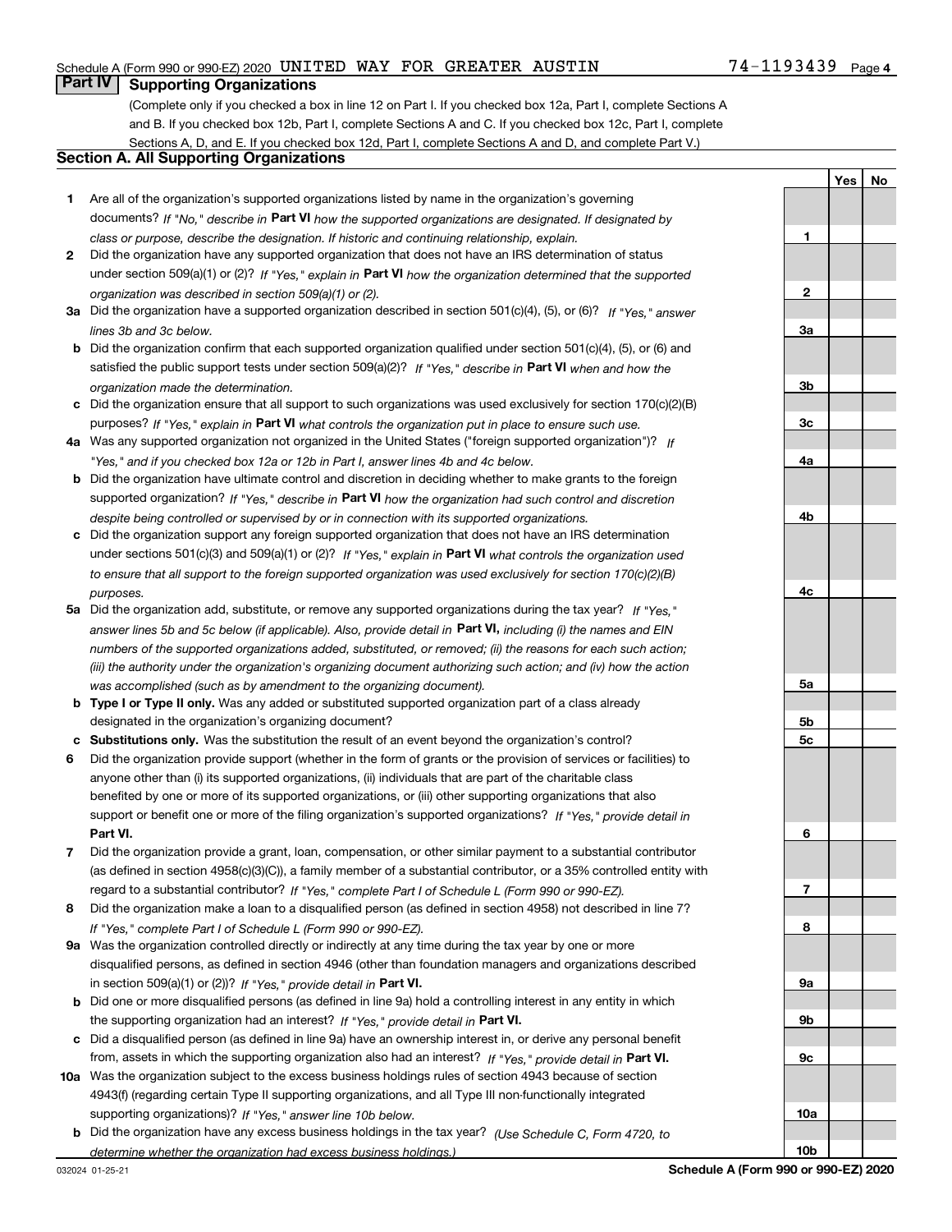Schedule A (Form 990 or 990-EZ) 2020 UNITED WAY FOR GREATER AUSTIN 74-1193439 Page 4

## Part IV Supporting Organizations

(Complete only if you checked a box in line 12 on Part I. If you checked box 12a, Part I, complete Sections A and B. If you checked box 12b, Part I, complete Sections A and C. If you checked box 12c, Part I, complete Sections A, D, and E. If you checked box 12d, Part I, complete Sections A and D, and complete Part V.)

### Section A. All Supporting Organizations

| | | | Yes | No |
|---|---|---|---|---|
| **1** | Are all of the organization's supported organizations listed by name in the organization's governing documents? *If "No," describe in* **Part VI** *how the supported organizations are designated. If designated by class or purpose, describe the designation. If historic and continuing relationship, explain.* | **1** | | |
| **2** | Did the organization have any supported organization that does not have an IRS determination of status under section 509(a)(1) or (2)? *If "Yes," explain in* **Part VI** *how the organization determined that the supported organization was described in section 509(a)(1) or (2).* | **2** | | |
| **3a** | Did the organization have a supported organization described in section 501(c)(4), (5), or (6)? *If "Yes," answer lines 3b and 3c below.* | **3a** | | |
| **b** | Did the organization confirm that each supported organization qualified under section 501(c)(4), (5), or (6) and satisfied the public support tests under section 509(a)(2)? *If "Yes," describe in* **Part VI** *when and how the organization made the determination.* | **3b** | | |
| **c** | Did the organization ensure that all support to such organizations was used exclusively for section 170(c)(2)(B) purposes? *If "Yes," explain in* **Part VI** *what controls the organization put in place to ensure such use.* | **3c** | | |
| **4a** | Was any supported organization not organized in the United States ("foreign supported organization")? *If "Yes," and if you checked box 12a or 12b in Part I, answer lines 4b and 4c below.* | **4a** | | |
| **b** | Did the organization have ultimate control and discretion in deciding whether to make grants to the foreign supported organization? *If "Yes," describe in* **Part VI** *how the organization had such control and discretion despite being controlled or supervised by or in connection with its supported organizations.* | **4b** | | |
| **c** | Did the organization support any foreign supported organization that does not have an IRS determination under sections 501(c)(3) and 509(a)(1) or (2)? *If "Yes," explain in* **Part VI** *what controls the organization used to ensure that all support to the foreign supported organization was used exclusively for section 170(c)(2)(B) purposes.* | **4c** | | |
| **5a** | Did the organization add, substitute, or remove any supported organizations during the tax year? *If "Yes," answer lines 5b and 5c below (if applicable). Also, provide detail in* **Part VI,** *including (i) the names and EIN numbers of the supported organizations added, substituted, or removed; (ii) the reasons for each such action; (iii) the authority under the organization's organizing document authorizing such action; and (iv) how the action was accomplished (such as by amendment to the organizing document).* | **5a** | | |
| **b** | **Type I or Type II only.** Was any added or substituted supported organization part of a class already designated in the organization's organizing document? | **5b** | | |
| **c** | **Substitutions only.** Was the substitution the result of an event beyond the organization's control? | **5c** | | |
| **6** | Did the organization provide support (whether in the form of grants or the provision of services or facilities) to anyone other than (i) its supported organizations, (ii) individuals that are part of the charitable class benefited by one or more of its supported organizations, or (iii) other supporting organizations that also support or benefit one or more of the filing organization's supported organizations? *If "Yes," provide detail in* **Part VI.** | **6** | | |
| **7** | Did the organization provide a grant, loan, compensation, or other similar payment to a substantial contributor (as defined in section 4958(c)(3)(C)), a family member of a substantial contributor, or a 35% controlled entity with regard to a substantial contributor? *If "Yes," complete Part I of Schedule L (Form 990 or 990-EZ).* | **7** | | |
| **8** | Did the organization make a loan to a disqualified person (as defined in section 4958) not described in line 7? *If "Yes," complete Part I of Schedule L (Form 990 or 990-EZ).* | **8** | | |
| **9a** | Was the organization controlled directly or indirectly at any time during the tax year by one or more disqualified persons, as defined in section 4946 (other than foundation managers and organizations described in section 509(a)(1) or (2))? *If "Yes," provide detail in* **Part VI.** | **9a** | | |
| **b** | Did one or more disqualified persons (as defined in line 9a) hold a controlling interest in any entity in which the supporting organization had an interest? *If "Yes," provide detail in* **Part VI.** | **9b** | | |
| **c** | Did a disqualified person (as defined in line 9a) have an ownership interest in, or derive any personal benefit from, assets in which the supporting organization also had an interest? *If "Yes," provide detail in* **Part VI.** | **9c** | | |
| **10a** | Was the organization subject to the excess business holdings rules of section 4943 because of section 4943(f) (regarding certain Type II supporting organizations, and all Type III non-functionally integrated supporting organizations)? *If "Yes," answer line 10b below.* | **10a** | | |
| **b** | Did the organization have any excess business holdings in the tax year? *(Use Schedule C, Form 4720, to determine whether the organization had excess business holdings.)* | **10b** | | |

032024 01-25-21 **Schedule A (Form 990 or 990-EZ) 2020**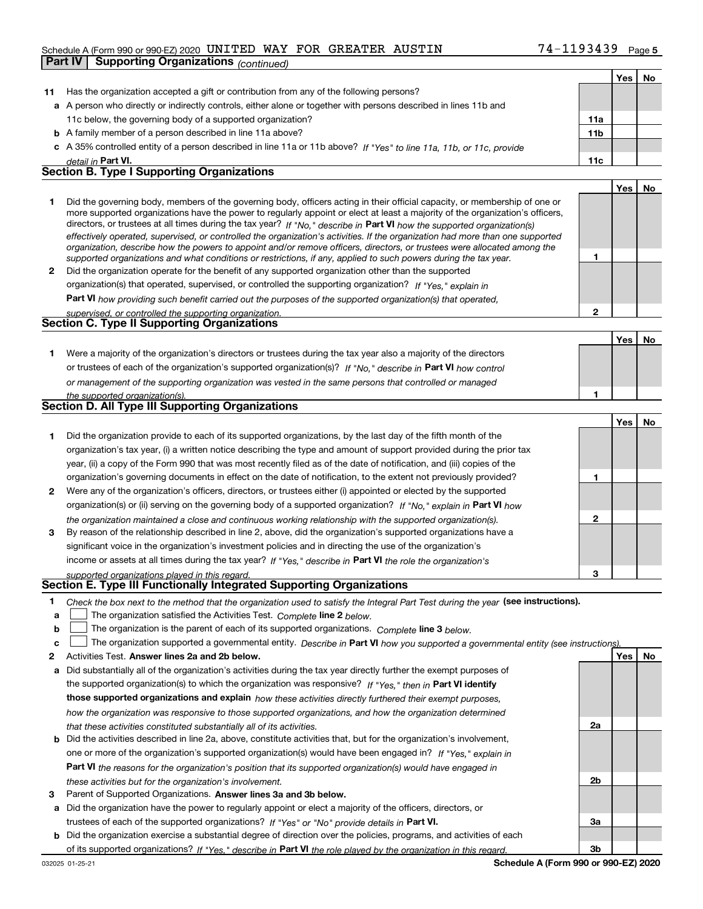Schedule A (Form 990 or 990-EZ) 2020 UNITED WAY FOR GREATER AUSTIN 74-1193439 Page 5

**Part IV Supporting Organizations** *(continued)*

| | | | Yes | No |
|---|---|---|---|---|
| **11** | Has the organization accepted a gift or contribution from any of the following persons? | | | |
| **a** | A person who directly or indirectly controls, either alone or together with persons described in lines 11b and 11c below, the governing body of a supported organization? | **11a** | | |
| **b** | A family member of a person described in line 11a above? | **11b** | | |
| **c** | A 35% controlled entity of a person described in line 11a or 11b above? *If "Yes" to line 11a, 11b, or 11c, provide detail in* **Part VI.** | **11c** | | |

## Section B. Type I Supporting Organizations

| | | | Yes | No |
|---|---|---|---|---|
| **1** | Did the governing body, members of the governing body, officers acting in their official capacity, or membership of one or more supported organizations have the power to regularly appoint or elect at least a majority of the organization's officers, directors, or trustees at all times during the tax year? *If "No," describe in* **Part VI** *how the supported organization(s) effectively operated, supervised, or controlled the organization's activities. If the organization had more than one supported organization, describe how the powers to appoint and/or remove officers, directors, or trustees were allocated among the supported organizations and what conditions or restrictions, if any, applied to such powers during the tax year.* | **1** | | |
| **2** | Did the organization operate for the benefit of any supported organization other than the supported organization(s) that operated, supervised, or controlled the supporting organization? *If "Yes," explain in* **Part VI** *how providing such benefit carried out the purposes of the supported organization(s) that operated, supervised, or controlled the supporting organization.* | **2** | | |

## Section C. Type II Supporting Organizations

| | | | Yes | No |
|---|---|---|---|---|
| **1** | Were a majority of the organization's directors or trustees during the tax year also a majority of the directors or trustees of each of the organization's supported organization(s)? *If "No," describe in* **Part VI** *how control or management of the supporting organization was vested in the same persons that controlled or managed the supported organization(s).* | **1** | | |

## Section D. All Type III Supporting Organizations

| | | | Yes | No |
|---|---|---|---|---|
| **1** | Did the organization provide to each of its supported organizations, by the last day of the fifth month of the organization's tax year, (i) a written notice describing the type and amount of support provided during the prior tax year, (ii) a copy of the Form 990 that was most recently filed as of the date of notification, and (iii) copies of the organization's governing documents in effect on the date of notification, to the extent not previously provided? | **1** | | |
| **2** | Were any of the organization's officers, directors, or trustees either (i) appointed or elected by the supported organization(s) or (ii) serving on the governing body of a supported organization? *If "No," explain in* **Part VI** *how the organization maintained a close and continuous working relationship with the supported organization(s).* | **2** | | |
| **3** | By reason of the relationship described in line 2, above, did the organization's supported organizations have a significant voice in the organization's investment policies and in directing the use of the organization's income or assets at all times during the tax year? *If "Yes," describe in* **Part VI** *the role the organization's supported organizations played in this regard.* | **3** | | |

## Section E. Type III Functionally Integrated Supporting Organizations

**1** *Check the box next to the method that the organization used to satisfy the Integral Part Test during the year* **(see instructions).**

**a** ☐ The organization satisfied the Activities Test. *Complete* **line 2** *below.*

**b** ☐ The organization is the parent of each of its supported organizations. *Complete* **line 3** *below.*

**c** ☐ The organization supported a governmental entity. *Describe in* **Part VI** *how you supported a governmental entity (see instructions).*

| | | | Yes | No |
|---|---|---|---|---|
| **2** | Activities Test. **Answer lines 2a and 2b below.** | | | |
| **a** | Did substantially all of the organization's activities during the tax year directly further the exempt purposes of the supported organization(s) to which the organization was responsive? *If "Yes," then in* **Part VI identify those supported organizations and explain** *how these activities directly furthered their exempt purposes, how the organization was responsive to those supported organizations, and how the organization determined that these activities constituted substantially all of its activities.* | **2a** | | |
| **b** | Did the activities described in line 2a, above, constitute activities that, but for the organization's involvement, one or more of the organization's supported organization(s) would have been engaged in? *If "Yes," explain in* **Part VI** *the reasons for the organization's position that its supported organization(s) would have engaged in these activities but for the organization's involvement.* | **2b** | | |
| **3** | Parent of Supported Organizations. **Answer lines 3a and 3b below.** | | | |
| **a** | Did the organization have the power to regularly appoint or elect a majority of the officers, directors, or trustees of each of the supported organizations? *If "Yes" or "No" provide details in* **Part VI.** | **3a** | | |
| **b** | Did the organization exercise a substantial degree of direction over the policies, programs, and activities of each of its supported organizations? *If "Yes," describe in* **Part VI** *the role played by the organization in this regard.* | **3b** | | |

032025 01-25-21 **Schedule A (Form 990 or 990-EZ) 2020**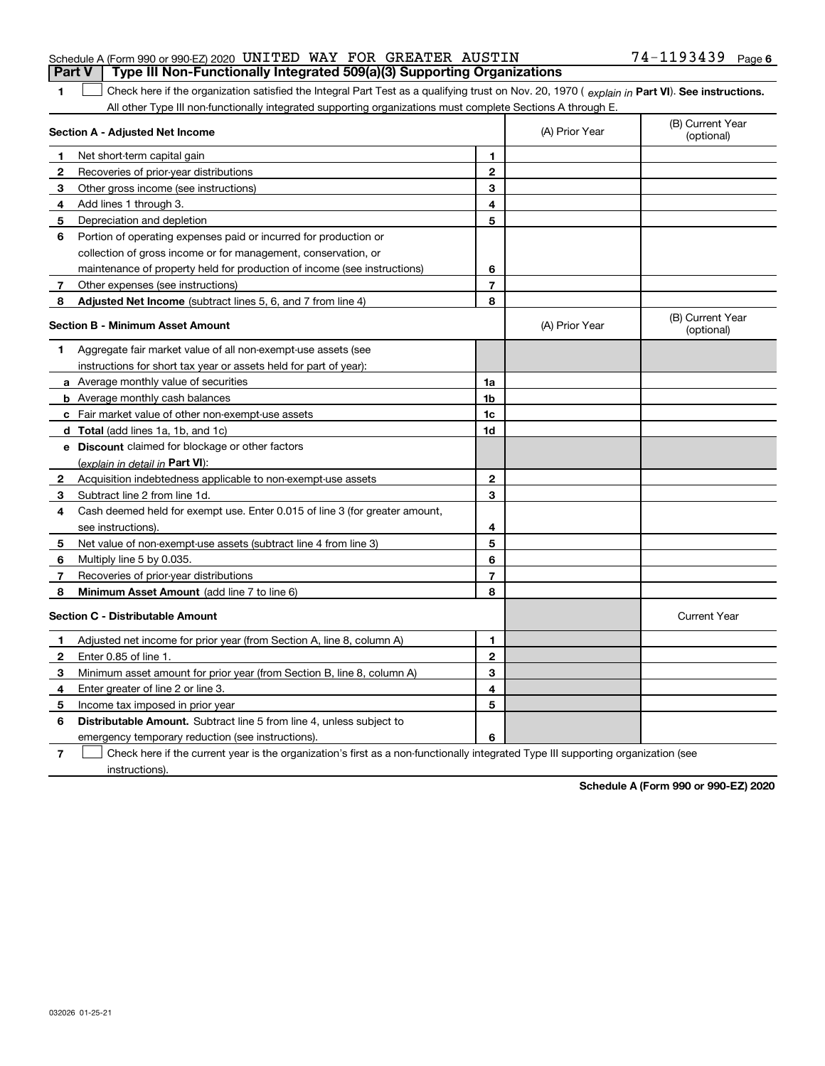Schedule A (Form 990 or 990-EZ) 2020 UNITED WAY FOR GREATER AUSTIN 74-1193439 Page 6

## Part V Type III Non-Functionally Integrated 509(a)(3) Supporting Organizations

**1** ☐ Check here if the organization satisfied the Integral Part Test as a qualifying trust on Nov. 20, 1970 ( *explain in* **Part VI**). **See instructions.** All other Type III non-functionally integrated supporting organizations must complete Sections A through E.

| | **Section A - Adjusted Net Income** | | (A) Prior Year | (B) Current Year (optional) |
|---|---|---|---|---|
| **1** | Net short-term capital gain | **1** | | |
| **2** | Recoveries of prior-year distributions | **2** | | |
| **3** | Other gross income (see instructions) | **3** | | |
| **4** | Add lines 1 through 3. | **4** | | |
| **5** | Depreciation and depletion | **5** | | |
| **6** | Portion of operating expenses paid or incurred for production or collection of gross income or for management, conservation, or maintenance of property held for production of income (see instructions) | **6** | | |
| **7** | Other expenses (see instructions) | **7** | | |
| **8** | **Adjusted Net Income** (subtract lines 5, 6, and 7 from line 4) | **8** | | |

| | **Section B - Minimum Asset Amount** | | (A) Prior Year | (B) Current Year (optional) |
|---|---|---|---|---|
| **1** | Aggregate fair market value of all non-exempt-use assets (see instructions for short tax year or assets held for part of year): | | | |
| **a** | Average monthly value of securities | **1a** | | |
| **b** | Average monthly cash balances | **1b** | | |
| **c** | Fair market value of other non-exempt-use assets | **1c** | | |
| **d** | **Total** (add lines 1a, 1b, and 1c) | **1d** | | |
| **e** | **Discount** claimed for blockage or other factors (*explain in detail in* **Part VI**): | | | |
| **2** | Acquisition indebtedness applicable to non-exempt-use assets | **2** | | |
| **3** | Subtract line 2 from line 1d. | **3** | | |
| **4** | Cash deemed held for exempt use. Enter 0.015 of line 3 (for greater amount, see instructions). | **4** | | |
| **5** | Net value of non-exempt-use assets (subtract line 4 from line 3) | **5** | | |
| **6** | Multiply line 5 by 0.035. | **6** | | |
| **7** | Recoveries of prior-year distributions | **7** | | |
| **8** | **Minimum Asset Amount** (add line 7 to line 6) | **8** | | |

| | **Section C - Distributable Amount** | | | Current Year |
|---|---|---|---|---|
| **1** | Adjusted net income for prior year (from Section A, line 8, column A) | **1** | | |
| **2** | Enter 0.85 of line 1. | **2** | | |
| **3** | Minimum asset amount for prior year (from Section B, line 8, column A) | **3** | | |
| **4** | Enter greater of line 2 or line 3. | **4** | | |
| **5** | Income tax imposed in prior year | **5** | | |
| **6** | **Distributable Amount.** Subtract line 5 from line 4, unless subject to emergency temporary reduction (see instructions). | **6** | | |

**7** ☐ Check here if the current year is the organization's first as a non-functionally integrated Type III supporting organization (see instructions).

**Schedule A (Form 990 or 990-EZ) 2020**

032026 01-25-21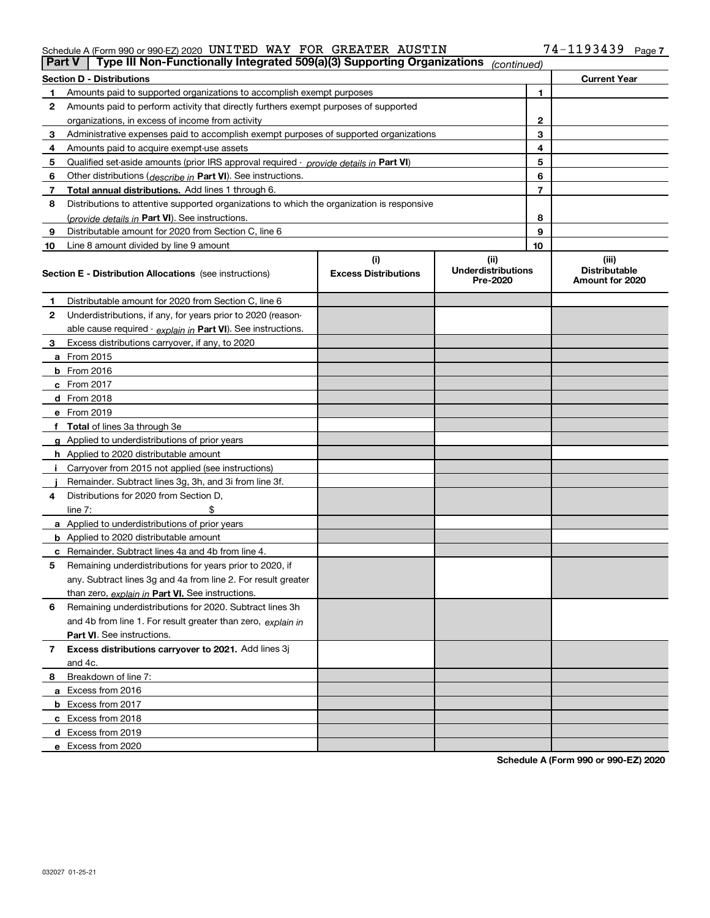Schedule A (Form 990 or 990-EZ) 2020 UNITED WAY FOR GREATER AUSTIN 74-1193439

**Part V | Type III Non-Functionally Integrated 509(a)(3) Supporting Organizations** *(continued)*

| Section D - Distributions | | | Current Year |
|---|---|---|---|
| 1 | Amounts paid to supported organizations to accomplish exempt purposes | 1 | |
| 2 | Amounts paid to perform activity that directly furthers exempt purposes of supported organizations, in excess of income from activity | 2 | |
| 3 | Administrative expenses paid to accomplish exempt purposes of supported organizations | 3 | |
| 4 | Amounts paid to acquire exempt-use assets | 4 | |
| 5 | Qualified set-aside amounts (prior IRS approval required - *provide details in* **Part VI**) | 5 | |
| 6 | Other distributions (*describe in* **Part VI**). See instructions. | 6 | |
| 7 | **Total annual distributions.** Add lines 1 through 6. | 7 | |
| 8 | Distributions to attentive supported organizations to which the organization is responsive (*provide details in* **Part VI**). See instructions. | 8 | |
| 9 | Distributable amount for 2020 from Section C, line 6 | 9 | |
| 10 | Line 8 amount divided by line 9 amount | 10 | |

| | **Section E - Distribution Allocations** (see instructions) | (i) Excess Distributions | (ii) Underdistributions Pre-2020 | (iii) Distributable Amount for 2020 |
|---|---|---|---|---|
| 1 | Distributable amount for 2020 from Section C, line 6 | | | |
| 2 | Underdistributions, if any, for years prior to 2020 (reasonable cause required - *explain in* **Part VI**). See instructions. | | | |
| 3 | Excess distributions carryover, if any, to 2020 | | | |
| a | From 2015 | | | |
| b | From 2016 | | | |
| c | From 2017 | | | |
| d | From 2018 | | | |
| e | From 2019 | | | |
| f | **Total** of lines 3a through 3e | | | |
| g | Applied to underdistributions of prior years | | | |
| h | Applied to 2020 distributable amount | | | |
| i | Carryover from 2015 not applied (see instructions) | | | |
| j | Remainder. Subtract lines 3g, 3h, and 3i from line 3f. | | | |
| 4 | Distributions for 2020 from Section D, line 7: $ | | | |
| a | Applied to underdistributions of prior years | | | |
| b | Applied to 2020 distributable amount | | | |
| c | Remainder. Subtract lines 4a and 4b from line 4. | | | |
| 5 | Remaining underdistributions for years prior to 2020, if any. Subtract lines 3g and 4a from line 2. For result greater than zero, *explain in* **Part VI.** See instructions. | | | |
| 6 | Remaining underdistributions for 2020. Subtract lines 3h and 4b from line 1. For result greater than zero, *explain in* **Part VI**. See instructions. | | | |
| 7 | **Excess distributions carryover to 2021.** Add lines 3j and 4c. | | | |
| 8 | Breakdown of line 7: | | | |
| a | Excess from 2016 | | | |
| b | Excess from 2017 | | | |
| c | Excess from 2018 | | | |
| d | Excess from 2019 | | | |
| e | Excess from 2020 | | | |

**Schedule A (Form 990 or 990-EZ) 2020**

032027 01-25-21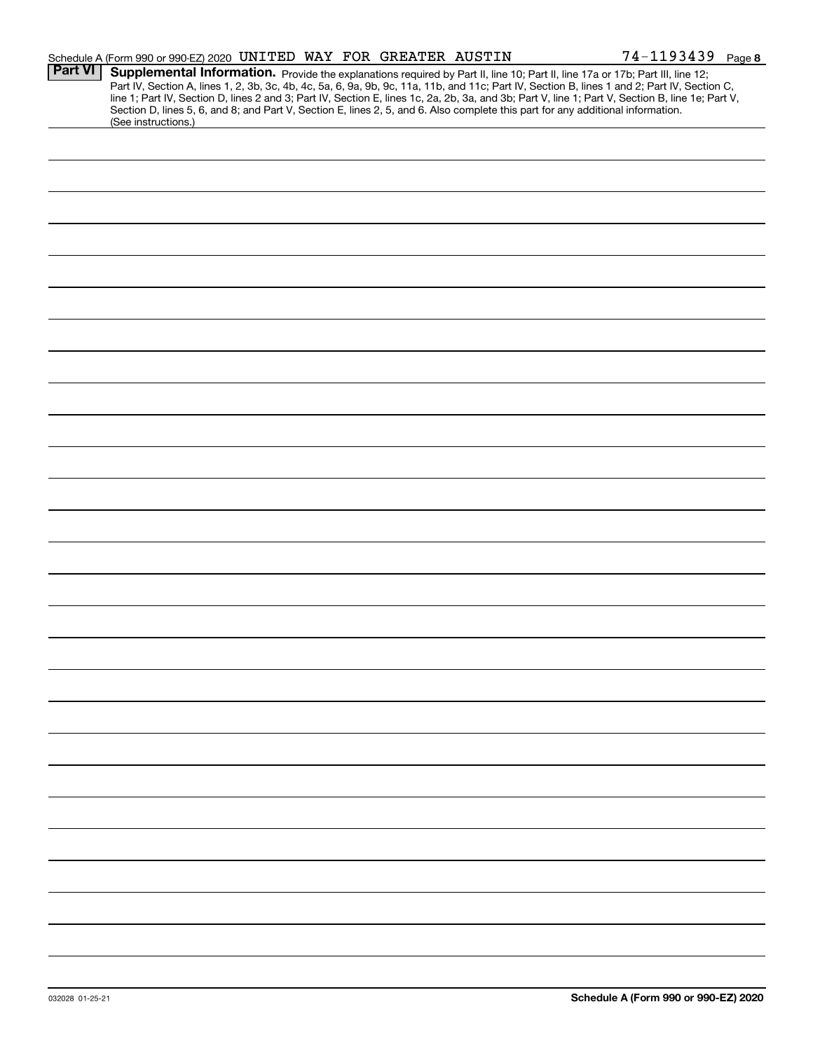Schedule A (Form 990 or 990-EZ) 2020 UNITED WAY FOR GREATER AUSTIN 74-1193439 Page **8**

**Part VI** **Supplemental Information.** Provide the explanations required by Part II, line 10; Part II, line 17a or 17b; Part III, line 12; Part IV, Section A, lines 1, 2, 3b, 3c, 4b, 4c, 5a, 6, 9a, 9b, 9c, 11a, 11b, and 11c; Part IV, Section B, lines 1 and 2; Part IV, Section C, line 1; Part IV, Section D, lines 2 and 3; Part IV, Section E, lines 1c, 2a, 2b, 3a, and 3b; Part V, line 1; Part V, Section B, line 1e; Part V, Section D, lines 5, 6, and 8; and Part V, Section E, lines 2, 5, and 6. Also complete this part for any additional information. (See instructions.)

032028 01-25-21 **Schedule A (Form 990 or 990-EZ) 2020**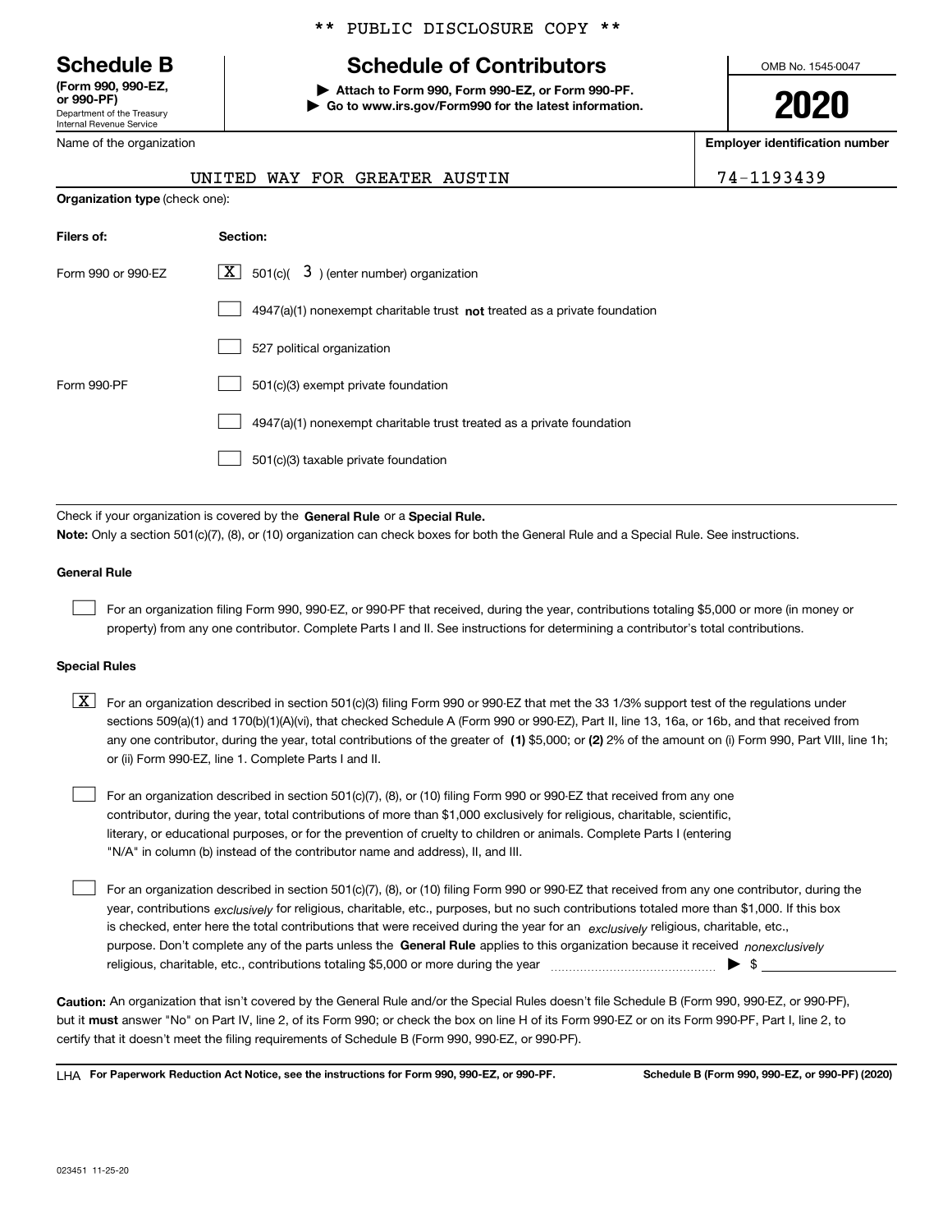** PUBLIC DISCLOSURE COPY **

# Schedule B

**(Form 990, 990-EZ, or 990-PF)**
Department of the Treasury
Internal Revenue Service

## Schedule of Contributors

▶ **Attach to Form 990, Form 990-EZ, or Form 990-PF.**
▶ **Go to www.irs.gov/Form990 for the latest information.**

OMB No. 1545-0047

**2020**

| Name of the organization | Employer identification number |
|---|---|
| UNITED WAY FOR GREATER AUSTIN | 74-1193439 |

**Organization type** (check one):

| Filers of: | Section: |
|---|---|
| Form 990 or 990-EZ | [X] 501(c)( 3 ) (enter number) organization |
| | [ ] 4947(a)(1) nonexempt charitable trust **not** treated as a private foundation |
| | [ ] 527 political organization |
| Form 990-PF | [ ] 501(c)(3) exempt private foundation |
| | [ ] 4947(a)(1) nonexempt charitable trust treated as a private foundation |
| | [ ] 501(c)(3) taxable private foundation |

Check if your organization is covered by the **General Rule** or a **Special Rule.**

**Note:** Only a section 501(c)(7), (8), or (10) organization can check boxes for both the General Rule and a Special Rule. See instructions.

### General Rule

[ ] For an organization filing Form 990, 990-EZ, or 990-PF that received, during the year, contributions totaling $5,000 or more (in money or property) from any one contributor. Complete Parts I and II. See instructions for determining a contributor's total contributions.

### Special Rules

[X] For an organization described in section 501(c)(3) filing Form 990 or 990-EZ that met the 33 1/3% support test of the regulations under sections 509(a)(1) and 170(b)(1)(A)(vi), that checked Schedule A (Form 990 or 990-EZ), Part II, line 13, 16a, or 16b, and that received from any one contributor, during the year, total contributions of the greater of **(1)** $5,000; or **(2)** 2% of the amount on (i) Form 990, Part VIII, line 1h; or (ii) Form 990-EZ, line 1. Complete Parts I and II.

[ ] For an organization described in section 501(c)(7), (8), or (10) filing Form 990 or 990-EZ that received from any one contributor, during the year, total contributions of more than $1,000 exclusively for religious, charitable, scientific, literary, or educational purposes, or for the prevention of cruelty to children or animals. Complete Parts I (entering "N/A" in column (b) instead of the contributor name and address), II, and III.

[ ] For an organization described in section 501(c)(7), (8), or (10) filing Form 990 or 990-EZ that received from any one contributor, during the year, contributions *exclusively* for religious, charitable, etc., purposes, but no such contributions totaled more than $1,000. If this box is checked, enter here the total contributions that were received during the year for an *exclusively* religious, charitable, etc., purpose. Don't complete any of the parts unless the **General Rule** applies to this organization because it received *nonexclusively* religious, charitable, etc., contributions totaling $5,000 or more during the year ▶ $

**Caution:** An organization that isn't covered by the General Rule and/or the Special Rules doesn't file Schedule B (Form 990, 990-EZ, or 990-PF), but it **must** answer "No" on Part IV, line 2, of its Form 990; or check the box on line H of its Form 990-EZ or on its Form 990-PF, Part I, line 2, to certify that it doesn't meet the filing requirements of Schedule B (Form 990, 990-EZ, or 990-PF).

LHA **For Paperwork Reduction Act Notice, see the instructions for Form 990, 990-EZ, or 990-PF.** **Schedule B (Form 990, 990-EZ, or 990-PF) (2020)**

023451 11-25-20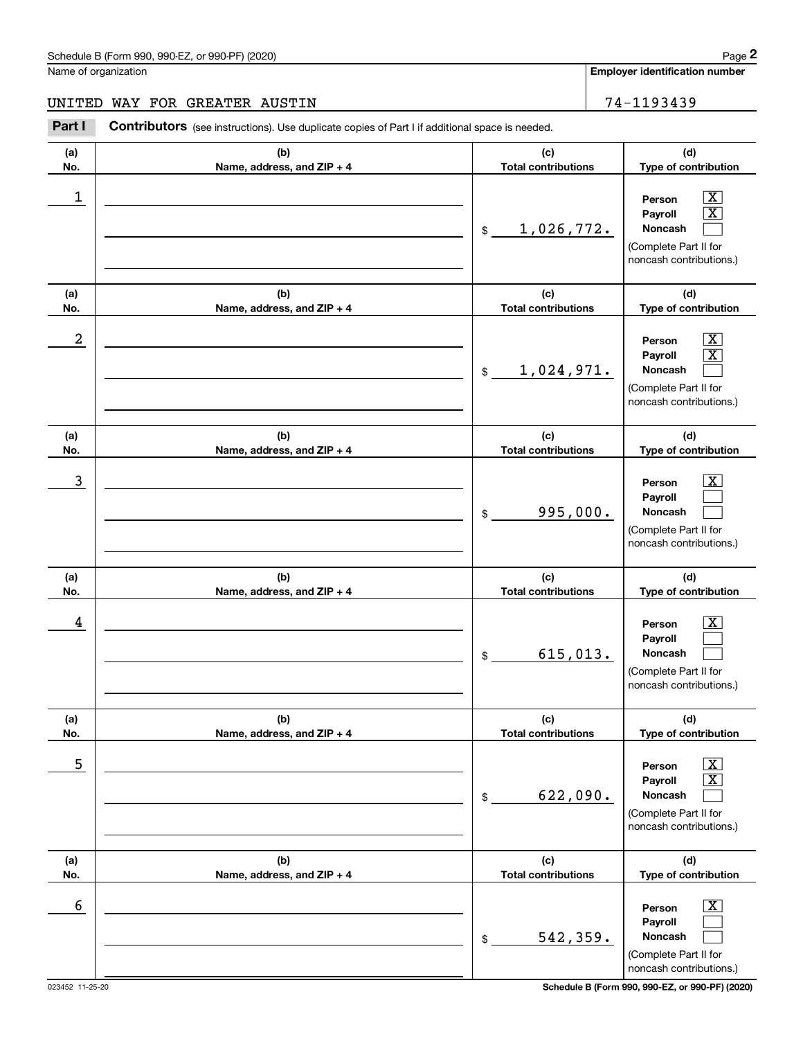Schedule B (Form 990, 990-EZ, or 990-PF) (2020)

Name of organization: UNITED WAY FOR GREATER AUSTIN

Employer identification number: 74-1193439

**Part I** **Contributors** (see instructions). Use duplicate copies of Part I if additional space is needed.

| (a) No. | (b) Name, address, and ZIP + 4 | (c) Total contributions | (d) Type of contribution |
|---|---|---|---|
| 1 | | $ 1,026,772. | Person [X] Payroll [X] Noncash [ ] (Complete Part II for noncash contributions.) |
| 2 | | $ 1,024,971. | Person [X] Payroll [X] Noncash [ ] (Complete Part II for noncash contributions.) |
| 3 | | $ 995,000. | Person [X] Payroll [ ] Noncash [ ] (Complete Part II for noncash contributions.) |
| 4 | | $ 615,013. | Person [X] Payroll [ ] Noncash [ ] (Complete Part II for noncash contributions.) |
| 5 | | $ 622,090. | Person [X] Payroll [X] Noncash [ ] (Complete Part II for noncash contributions.) |
| 6 | | $ 542,359. | Person [X] Payroll [ ] Noncash [ ] (Complete Part II for noncash contributions.) |

023452 11-25-20

Schedule B (Form 990, 990-EZ, or 990-PF) (2020)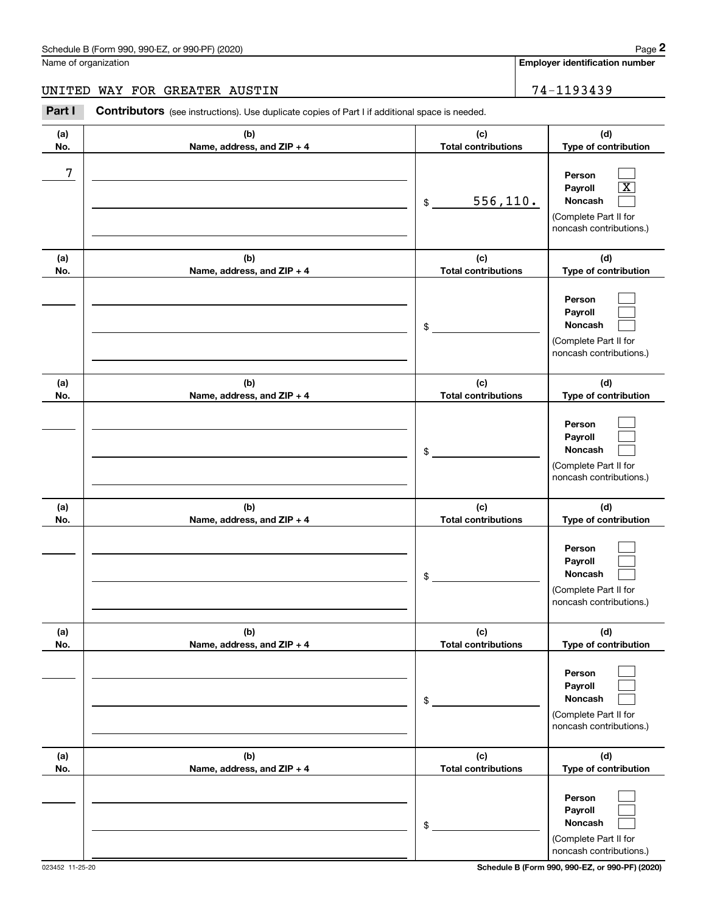Schedule B (Form 990, 990-EZ, or 990-PF) (2020)

Name of organization: UNITED WAY FOR GREATER AUSTIN

**Employer identification number**: 74-1193439

**Part I** **Contributors** (see instructions). Use duplicate copies of Part I if additional space is needed.

| (a) No. | (b) Name, address, and ZIP + 4 | (c) Total contributions | (d) Type of contribution |
|---|---|---|---|
| 7 | | $ 556,110. | Person ☐ Payroll ☒ Noncash ☐ (Complete Part II for noncash contributions.) |
| | | $ | Person ☐ Payroll ☐ Noncash ☐ (Complete Part II for noncash contributions.) |
| | | $ | Person ☐ Payroll ☐ Noncash ☐ (Complete Part II for noncash contributions.) |
| | | $ | Person ☐ Payroll ☐ Noncash ☐ (Complete Part II for noncash contributions.) |
| | | $ | Person ☐ Payroll ☐ Noncash ☐ (Complete Part II for noncash contributions.) |
| | | $ | Person ☐ Payroll ☐ Noncash ☐ (Complete Part II for noncash contributions.) |

023452 11-25-20

**Schedule B (Form 990, 990-EZ, or 990-PF) (2020)**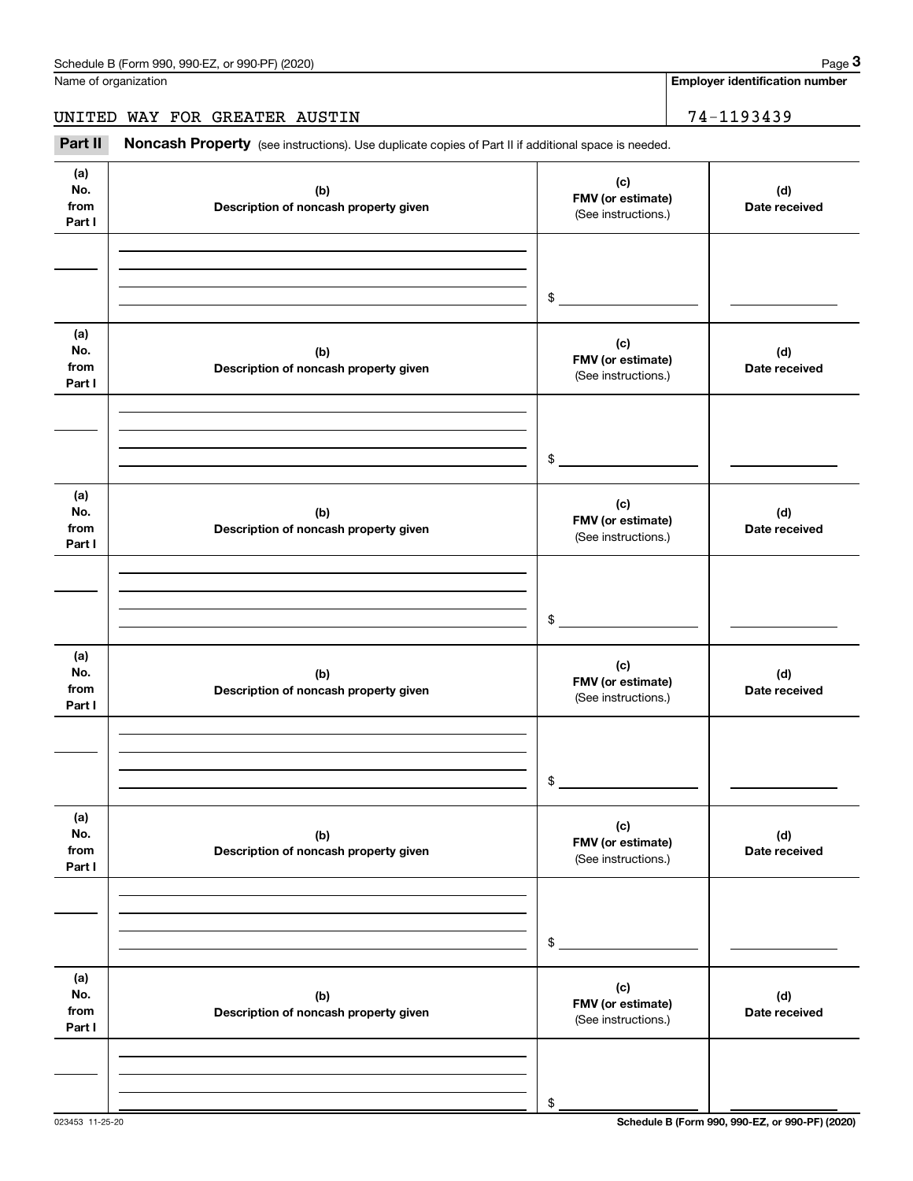Name of organization

**Employer identification number**

UNITED WAY FOR GREATER AUSTIN

74-1193439

**Part II** **Noncash Property** (see instructions). Use duplicate copies of Part II if additional space is needed.

| (a) No. from Part I | (b) Description of noncash property given | (c) FMV (or estimate) (See instructions.) | (d) Date received |
|---|---|---|---|
| | | $ | |

| (a) No. from Part I | (b) Description of noncash property given | (c) FMV (or estimate) (See instructions.) | (d) Date received |
|---|---|---|---|
| | | $ | |

| (a) No. from Part I | (b) Description of noncash property given | (c) FMV (or estimate) (See instructions.) | (d) Date received |
|---|---|---|---|
| | | $ | |

| (a) No. from Part I | (b) Description of noncash property given | (c) FMV (or estimate) (See instructions.) | (d) Date received |
|---|---|---|---|
| | | $ | |

| (a) No. from Part I | (b) Description of noncash property given | (c) FMV (or estimate) (See instructions.) | (d) Date received |
|---|---|---|---|
| | | $ | |

| (a) No. from Part I | (b) Description of noncash property given | (c) FMV (or estimate) (See instructions.) | (d) Date received |
|---|---|---|---|
| | | $ | |

023453 11-25-20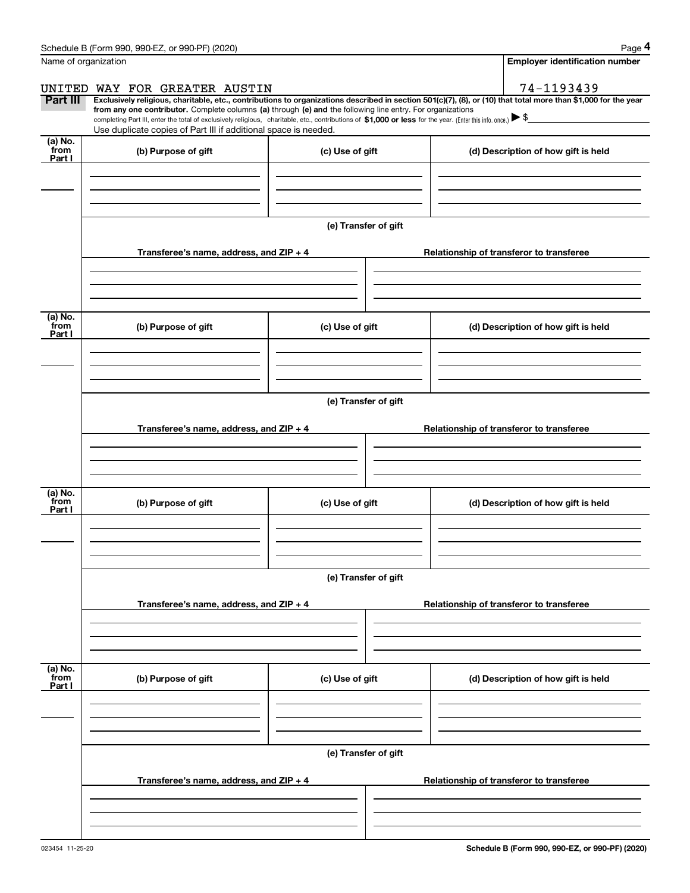Name of organization

**Employer identification number**

UNITED WAY FOR GREATER AUSTIN

74-1193439

**Part III** **Exclusively religious, charitable, etc., contributions to organizations described in section 501(c)(7), (8), or (10) that total more than $1,000 for the year from any one contributor.** Complete columns **(a)** through **(e) and** the following line entry. For organizations completing Part III, enter the total of exclusively religious, charitable, etc., contributions of **$1,000 or less** for the year. (Enter this info. once.) ▶ $

Use duplicate copies of Part III if additional space is needed.

| (a) No. from Part I | (b) Purpose of gift | (c) Use of gift | (d) Description of how gift is held |
|---|---|---|---|
| | | | |

**(e) Transfer of gift**

| Transferee's name, address, and ZIP + 4 | Relationship of transferor to transferee |
|---|---|
| | |

| (a) No. from Part I | (b) Purpose of gift | (c) Use of gift | (d) Description of how gift is held |
|---|---|---|---|
| | | | |

**(e) Transfer of gift**

| Transferee's name, address, and ZIP + 4 | Relationship of transferor to transferee |
|---|---|
| | |

| (a) No. from Part I | (b) Purpose of gift | (c) Use of gift | (d) Description of how gift is held |
|---|---|---|---|
| | | | |

**(e) Transfer of gift**

| Transferee's name, address, and ZIP + 4 | Relationship of transferor to transferee |
|---|---|
| | |

| (a) No. from Part I | (b) Purpose of gift | (c) Use of gift | (d) Description of how gift is held |
|---|---|---|---|
| | | | |

**(e) Transfer of gift**

| Transferee's name, address, and ZIP + 4 | Relationship of transferor to transferee |
|---|---|
| | |

023454 11-25-20

**Schedule B (Form 990, 990-EZ, or 990-PF) (2020)**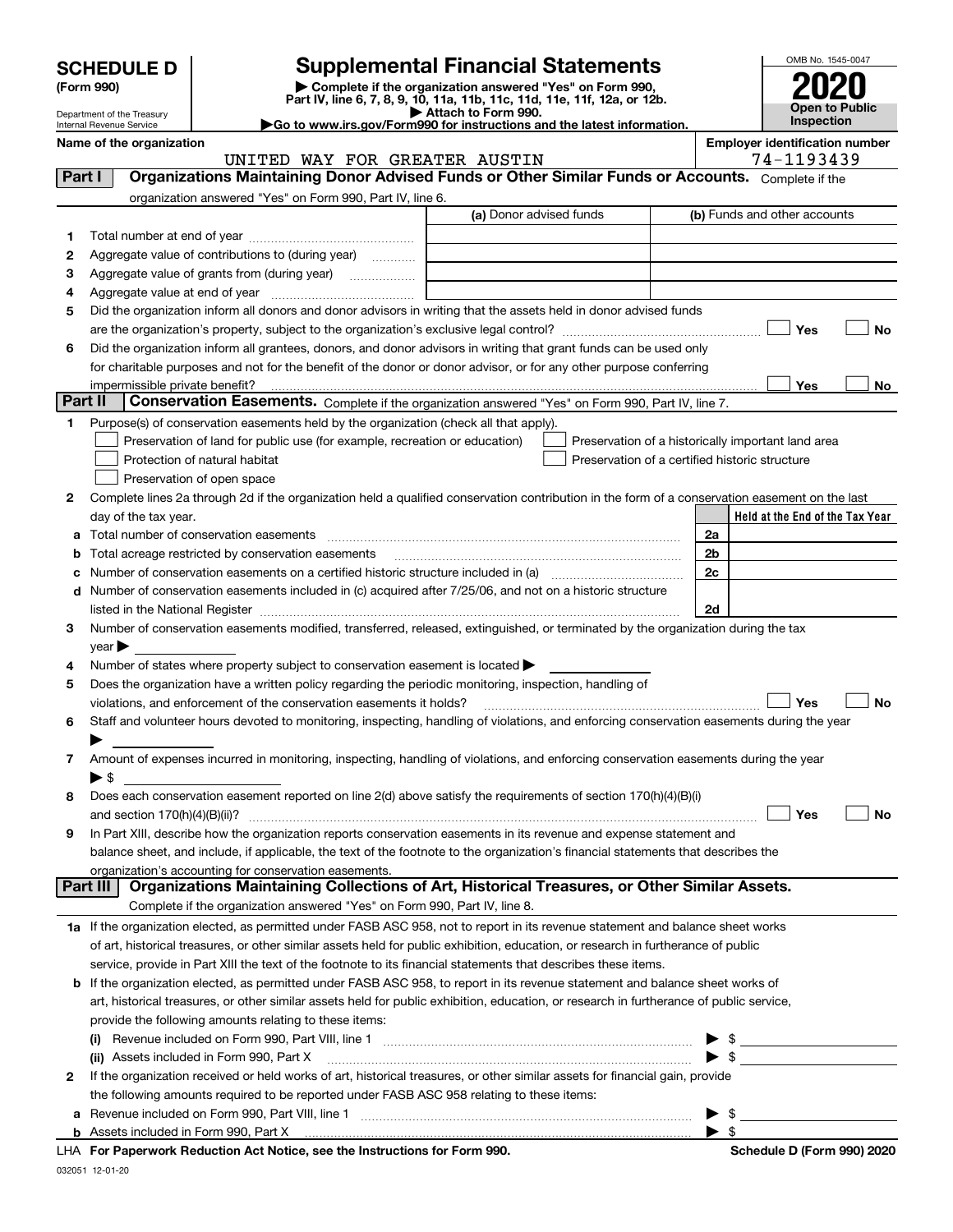# SCHEDULE D (Form 990)

Department of the Treasury
Internal Revenue Service

## Supplemental Financial Statements

▶ Complete if the organization answered "Yes" on Form 990, Part IV, line 6, 7, 8, 9, 10, 11a, 11b, 11c, 11d, 11e, 11f, 12a, or 12b.
▶ Attach to Form 990.
▶Go to www.irs.gov/Form990 for instructions and the latest information.

OMB No. 1545-0047

**2020**

**Open to Public Inspection**

**Name of the organization:** UNITED WAY FOR GREATER AUSTIN

**Employer identification number:** 74-1193439

## Part I Organizations Maintaining Donor Advised Funds or Other Similar Funds or Accounts. Complete if the organization answered "Yes" on Form 990, Part IV, line 6.

| | | (a) Donor advised funds | (b) Funds and other accounts |
|---|---|---|---|
| 1 | Total number at end of year | | |
| 2 | Aggregate value of contributions to (during year) | | |
| 3 | Aggregate value of grants from (during year) | | |
| 4 | Aggregate value at end of year | | |

5 Did the organization inform all donors and donor advisors in writing that the assets held in donor advised funds are the organization's property, subject to the organization's exclusive legal control? ☐ Yes ☐ No

6 Did the organization inform all grantees, donors, and donor advisors in writing that grant funds can be used only for charitable purposes and not for the benefit of the donor or donor advisor, or for any other purpose conferring impermissible private benefit? ☐ Yes ☐ No

## Part II Conservation Easements. Complete if the organization answered "Yes" on Form 990, Part IV, line 7.

1 Purpose(s) of conservation easements held by the organization (check all that apply).

- ☐ Preservation of land for public use (for example, recreation or education)
- ☐ Protection of natural habitat
- ☐ Preservation of open space
- ☐ Preservation of a historically important land area
- ☐ Preservation of a certified historic structure

2 Complete lines 2a through 2d if the organization held a qualified conservation contribution in the form of a conservation easement on the last day of the tax year.

| | | | Held at the End of the Tax Year |
|---|---|---|---|
| a | Total number of conservation easements | 2a | |
| b | Total acreage restricted by conservation easements | 2b | |
| c | Number of conservation easements on a certified historic structure included in (a) | 2c | |
| d | Number of conservation easements included in (c) acquired after 7/25/06, and not on a historic structure listed in the National Register | 2d | |

3 Number of conservation easements modified, transferred, released, extinguished, or terminated by the organization during the tax year ▶

4 Number of states where property subject to conservation easement is located ▶

5 Does the organization have a written policy regarding the periodic monitoring, inspection, handling of violations, and enforcement of the conservation easements it holds? ☐ Yes ☐ No

6 Staff and volunteer hours devoted to monitoring, inspecting, handling of violations, and enforcing conservation easements during the year ▶

7 Amount of expenses incurred in monitoring, inspecting, handling of violations, and enforcing conservation easements during the year ▶ $

8 Does each conservation easement reported on line 2(d) above satisfy the requirements of section 170(h)(4)(B)(i) and section 170(h)(4)(B)(ii)? ☐ Yes ☐ No

9 In Part XIII, describe how the organization reports conservation easements in its revenue and expense statement and balance sheet, and include, if applicable, the text of the footnote to the organization's financial statements that describes the organization's accounting for conservation easements.

## Part III Organizations Maintaining Collections of Art, Historical Treasures, or Other Similar Assets. Complete if the organization answered "Yes" on Form 990, Part IV, line 8.

1a If the organization elected, as permitted under FASB ASC 958, not to report in its revenue statement and balance sheet works of art, historical treasures, or other similar assets held for public exhibition, education, or research in furtherance of public service, provide in Part XIII the text of the footnote to its financial statements that describes these items.

b If the organization elected, as permitted under FASB ASC 958, to report in its revenue statement and balance sheet works of art, historical treasures, or other similar assets held for public exhibition, education, or research in furtherance of public service, provide the following amounts relating to these items:

(i) Revenue included on Form 990, Part VIII, line 1 ▶ $

(ii) Assets included in Form 990, Part X ▶ $

2 If the organization received or held works of art, historical treasures, or other similar assets for financial gain, provide the following amounts required to be reported under FASB ASC 958 relating to these items:

a Revenue included on Form 990, Part VIII, line 1 ▶ $

b Assets included in Form 990, Part X ▶ $

LHA For Paperwork Reduction Act Notice, see the Instructions for Form 990. Schedule D (Form 990) 2020

032051 12-01-20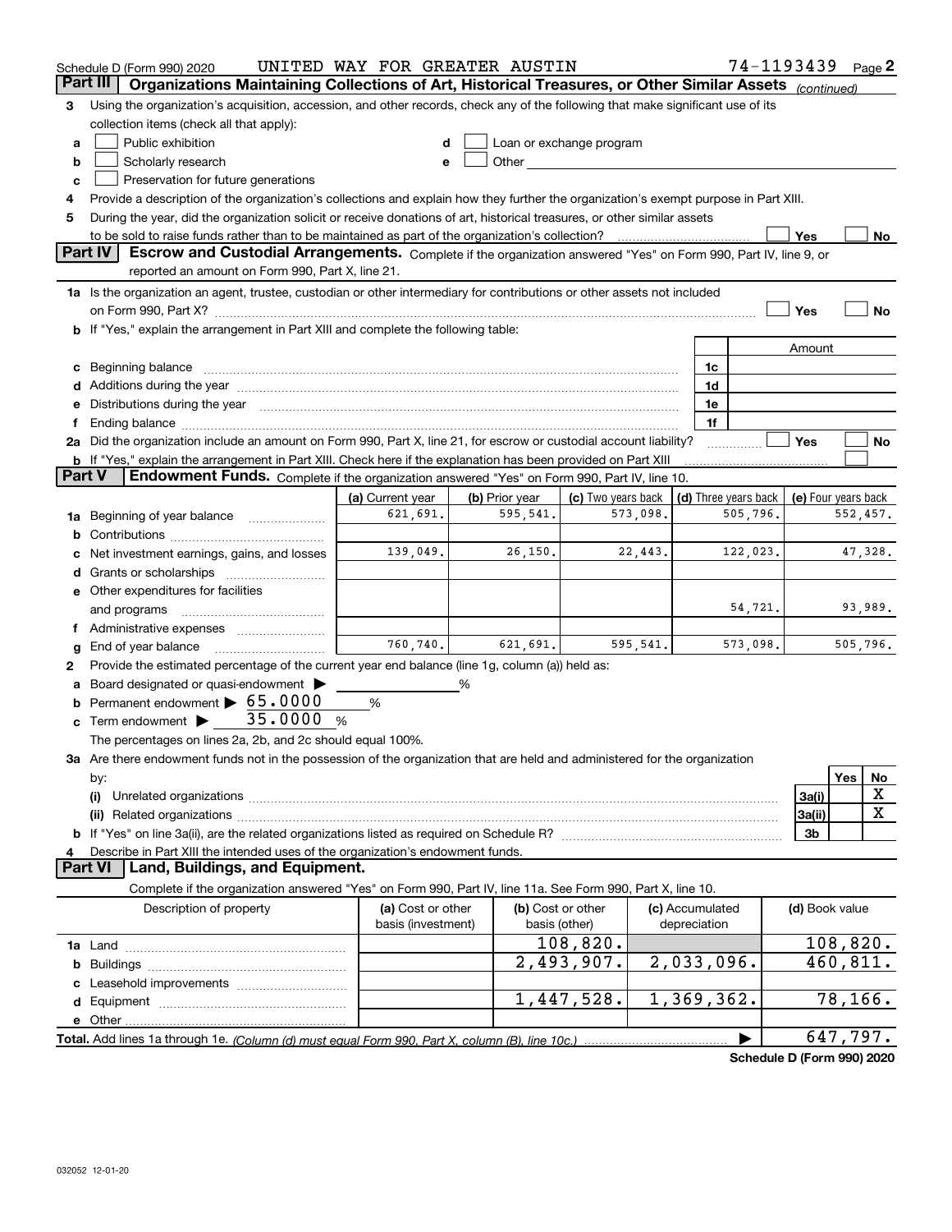Schedule D (Form 990) 2020 UNITED WAY FOR GREATER AUSTIN 74-1193439 Page 2

## Part III Organizations Maintaining Collections of Art, Historical Treasures, or Other Similar Assets *(continued)*

**3** Using the organization's acquisition, accession, and other records, check any of the following that make significant use of its collection items (check all that apply):

- **a** ☐ Public exhibition
- **b** ☐ Scholarly research
- **c** ☐ Preservation for future generations
- **d** ☐ Loan or exchange program
- **e** ☐ Other

**4** Provide a description of the organization's collections and explain how they further the organization's exempt purpose in Part XIII.

**5** During the year, did the organization solicit or receive donations of art, historical treasures, or other similar assets to be sold to raise funds rather than to be maintained as part of the organization's collection? ☐ Yes ☐ No

## Part IV Escrow and Custodial Arrangements.

Complete if the organization answered "Yes" on Form 990, Part IV, line 9, or reported an amount on Form 990, Part X, line 21.

**1a** Is the organization an agent, trustee, custodian or other intermediary for contributions or other assets not included on Form 990, Part X? ☐ Yes ☐ No

**b** If "Yes," explain the arrangement in Part XIII and complete the following table:

| | | Amount |
|---|---|---|
| **c** Beginning balance | 1c | |
| **d** Additions during the year | 1d | |
| **e** Distributions during the year | 1e | |
| **f** Ending balance | 1f | |

**2a** Did the organization include an amount on Form 990, Part X, line 21, for escrow or custodial account liability? ☐ Yes ☐ No

**b** If "Yes," explain the arrangement in Part XIII. Check here if the explanation has been provided on Part XIII ☐

## Part V Endowment Funds.

Complete if the organization answered "Yes" on Form 990, Part IV, line 10.

| | (a) Current year | (b) Prior year | (c) Two years back | (d) Three years back | (e) Four years back |
|---|---|---|---|---|---|
| **1a** Beginning of year balance | 621,691. | 595,541. | 573,098. | 505,796. | 552,457. |
| **b** Contributions | | | | | |
| **c** Net investment earnings, gains, and losses | 139,049. | 26,150. | 22,443. | 122,023. | 47,328. |
| **d** Grants or scholarships | | | | | |
| **e** Other expenditures for facilities and programs | | | | 54,721. | 93,989. |
| **f** Administrative expenses | | | | | |
| **g** End of year balance | 760,740. | 621,691. | 595,541. | 573,098. | 505,796. |

**2** Provide the estimated percentage of the current year end balance (line 1g, column (a)) held as:

- **a** Board designated or quasi-endowment ▶ %
- **b** Permanent endowment ▶ 65.0000 %
- **c** Term endowment ▶ 35.0000 %

The percentages on lines 2a, 2b, and 2c should equal 100%.

**3a** Are there endowment funds not in the possession of the organization that are held and administered for the organization by:

| | | Yes | No |
|---|---|---|---|
| **(i)** Unrelated organizations | 3a(i) | | X |
| **(ii)** Related organizations | 3a(ii) | | X |
| **b** If "Yes" on line 3a(ii), are the related organizations listed as required on Schedule R? | 3b | | |

**4** Describe in Part XIII the intended uses of the organization's endowment funds.

## Part VI Land, Buildings, and Equipment.

Complete if the organization answered "Yes" on Form 990, Part IV, line 11a. See Form 990, Part X, line 10.

| Description of property | (a) Cost or other basis (investment) | (b) Cost or other basis (other) | (c) Accumulated depreciation | (d) Book value |
|---|---|---|---|---|
| **1a** Land | | 108,820. | | 108,820. |
| **b** Buildings | | 2,493,907. | 2,033,096. | 460,811. |
| **c** Leasehold improvements | | | | |
| **d** Equipment | | 1,447,528. | 1,369,362. | 78,166. |
| **e** Other | | | | |
| **Total.** Add lines 1a through 1e. *(Column (d) must equal Form 990, Part X, column (B), line 10c.)* | | | ▶ | 647,797. |

Schedule D (Form 990) 2020

032052 12-01-20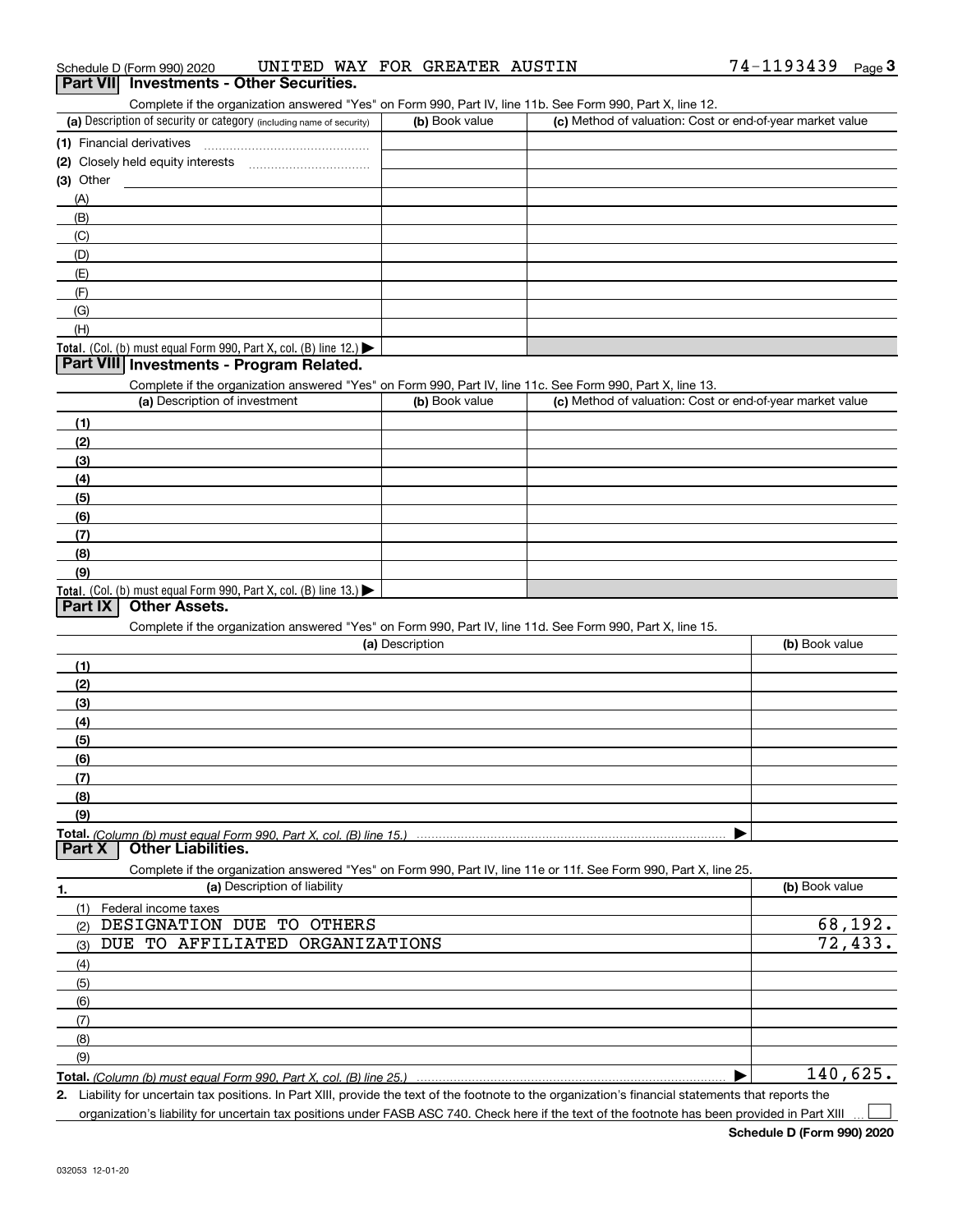Schedule D (Form 990) 2020 UNITED WAY FOR GREATER AUSTIN 74-1193439 Page 3

## Part VII Investments - Other Securities.

Complete if the organization answered "Yes" on Form 990, Part IV, line 11b. See Form 990, Part X, line 12.

| (a) Description of security or category (including name of security) | (b) Book value | (c) Method of valuation: Cost or end-of-year market value |
|---|---|---|
| (1) Financial derivatives | | |
| (2) Closely held equity interests | | |
| (3) Other | | |
| (A) | | |
| (B) | | |
| (C) | | |
| (D) | | |
| (E) | | |
| (F) | | |
| (G) | | |
| (H) | | |
| **Total.** (Col. (b) must equal Form 990, Part X, col. (B) line 12.) ▶ | | |

## Part VIII Investments - Program Related.

Complete if the organization answered "Yes" on Form 990, Part IV, line 11c. See Form 990, Part X, line 13.

| (a) Description of investment | (b) Book value | (c) Method of valuation: Cost or end-of-year market value |
|---|---|---|
| (1) | | |
| (2) | | |
| (3) | | |
| (4) | | |
| (5) | | |
| (6) | | |
| (7) | | |
| (8) | | |
| (9) | | |
| **Total.** (Col. (b) must equal Form 990, Part X, col. (B) line 13.) ▶ | | |

## Part IX Other Assets.

Complete if the organization answered "Yes" on Form 990, Part IV, line 11d. See Form 990, Part X, line 15.

| (a) Description | (b) Book value |
|---|---|
| (1) | |
| (2) | |
| (3) | |
| (4) | |
| (5) | |
| (6) | |
| (7) | |
| (8) | |
| (9) | |
| **Total.** *(Column (b) must equal Form 990, Part X, col. (B) line 15.)* ▶ | |

## Part X Other Liabilities.

Complete if the organization answered "Yes" on Form 990, Part IV, line 11e or 11f. See Form 990, Part X, line 25.

| 1. (a) Description of liability | (b) Book value |
|---|---|
| (1) Federal income taxes | |
| (2) DESIGNATION DUE TO OTHERS | 68,192. |
| (3) DUE TO AFFILIATED ORGANIZATIONS | 72,433. |
| (4) | |
| (5) | |
| (6) | |
| (7) | |
| (8) | |
| (9) | |
| **Total.** *(Column (b) must equal Form 990, Part X, col. (B) line 25.)* ▶ | 140,625. |

2. Liability for uncertain tax positions. In Part XIII, provide the text of the footnote to the organization's financial statements that reports the organization's liability for uncertain tax positions under FASB ASC 740. Check here if the text of the footnote has been provided in Part XIII ☐

Schedule D (Form 990) 2020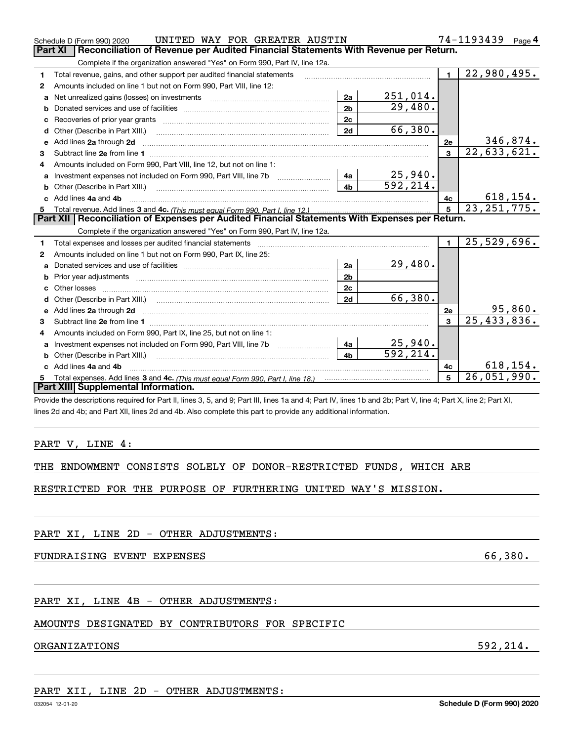Schedule D (Form 990) 2020 UNITED WAY FOR GREATER AUSTIN 74-1193439 Page 4

## Part XI | Reconciliation of Revenue per Audited Financial Statements With Revenue per Return.

Complete if the organization answered "Yes" on Form 990, Part IV, line 12a.

| | | | | | |
|---|---|---|---|---|---|
| 1 | Total revenue, gains, and other support per audited financial statements | | | 1 | 22,980,495. |
| 2 | Amounts included on line 1 but not on Form 990, Part VIII, line 12: | | | | |
| a | Net unrealized gains (losses) on investments | 2a | 251,014. | | |
| b | Donated services and use of facilities | 2b | 29,480. | | |
| c | Recoveries of prior year grants | 2c | | | |
| d | Other (Describe in Part XIII.) | 2d | 66,380. | | |
| e | Add lines 2a through 2d | | | 2e | 346,874. |
| 3 | Subtract line 2e from line 1 | | | 3 | 22,633,621. |
| 4 | Amounts included on Form 990, Part VIII, line 12, but not on line 1: | | | | |
| a | Investment expenses not included on Form 990, Part VIII, line 7b | 4a | 25,940. | | |
| b | Other (Describe in Part XIII.) | 4b | 592,214. | | |
| c | Add lines 4a and 4b | | | 4c | 618,154. |
| 5 | Total revenue. Add lines 3 and 4c. *(This must equal Form 990, Part I, line 12.)* | | | 5 | 23,251,775. |

## Part XII | Reconciliation of Expenses per Audited Financial Statements With Expenses per Return.

Complete if the organization answered "Yes" on Form 990, Part IV, line 12a.

| | | | | | |
|---|---|---|---|---|---|
| 1 | Total expenses and losses per audited financial statements | | | 1 | 25,529,696. |
| 2 | Amounts included on line 1 but not on Form 990, Part IX, line 25: | | | | |
| a | Donated services and use of facilities | 2a | 29,480. | | |
| b | Prior year adjustments | 2b | | | |
| c | Other losses | 2c | | | |
| d | Other (Describe in Part XIII.) | 2d | 66,380. | | |
| e | Add lines 2a through 2d | | | 2e | 95,860. |
| 3 | Subtract line 2e from line 1 | | | 3 | 25,433,836. |
| 4 | Amounts included on Form 990, Part IX, line 25, but not on line 1: | | | | |
| a | Investment expenses not included on Form 990, Part VIII, line 7b | 4a | 25,940. | | |
| b | Other (Describe in Part XIII.) | 4b | 592,214. | | |
| c | Add lines 4a and 4b | | | 4c | 618,154. |
| 5 | Total expenses. Add lines 3 and 4c. *(This must equal Form 990, Part I, line 18.)* | | | 5 | 26,051,990. |

## Part XIII | Supplemental Information.

Provide the descriptions required for Part II, lines 3, 5, and 9; Part III, lines 1a and 4; Part IV, lines 1b and 2b; Part V, line 4; Part X, line 2; Part XI, lines 2d and 4b; and Part XII, lines 2d and 4b. Also complete this part to provide any additional information.

PART V, LINE 4:

THE ENDOWMENT CONSISTS SOLELY OF DONOR-RESTRICTED FUNDS, WHICH ARE RESTRICTED FOR THE PURPOSE OF FURTHERING UNITED WAY'S MISSION.

PART XI, LINE 2D - OTHER ADJUSTMENTS:

FUNDRAISING EVENT EXPENSES 66,380.

PART XI, LINE 4B - OTHER ADJUSTMENTS:

AMOUNTS DESIGNATED BY CONTRIBUTORS FOR SPECIFIC ORGANIZATIONS 592,214.

PART XII, LINE 2D - OTHER ADJUSTMENTS:

032054 12-01-20 Schedule D (Form 990) 2020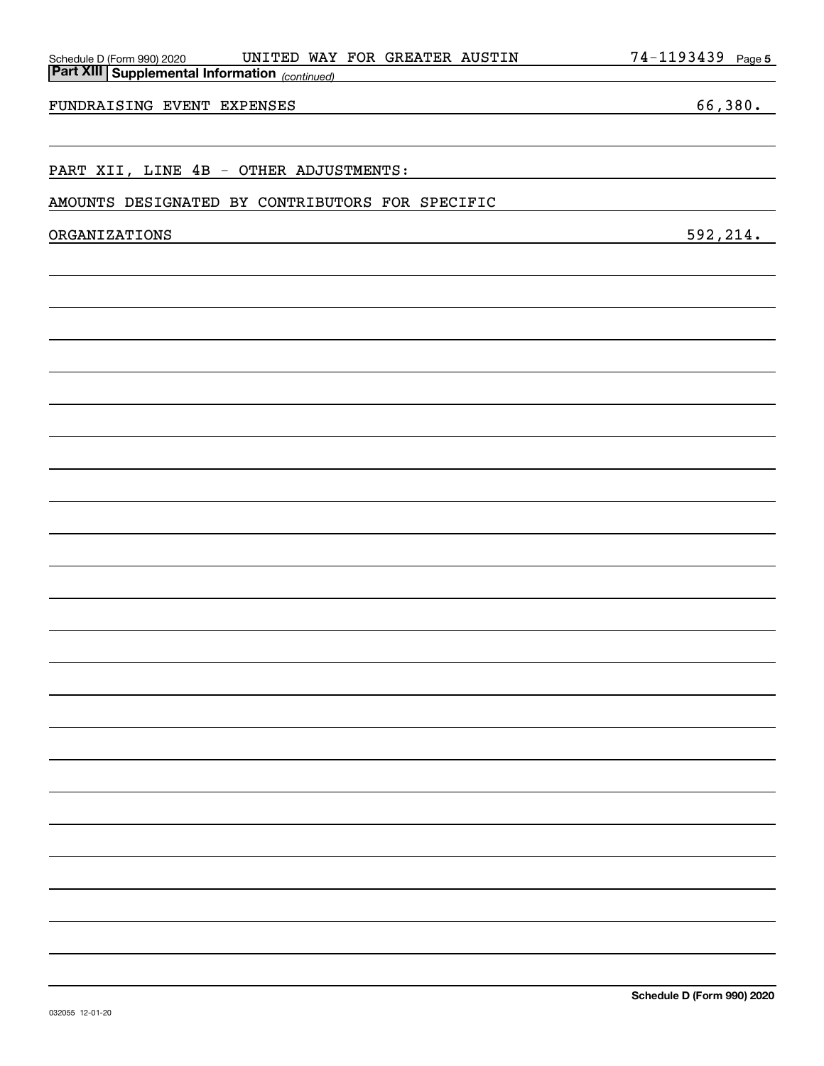Schedule D (Form 990) 2020 UNITED WAY FOR GREATER AUSTIN 74-1193439 Page 5

**Part XIII Supplemental Information** *(continued)*

FUNDRAISING EVENT EXPENSES 66,380.

PART XII, LINE 4B - OTHER ADJUSTMENTS:

AMOUNTS DESIGNATED BY CONTRIBUTORS FOR SPECIFIC

ORGANIZATIONS 592,214.

032055 12-01-20

**Schedule D (Form 990) 2020**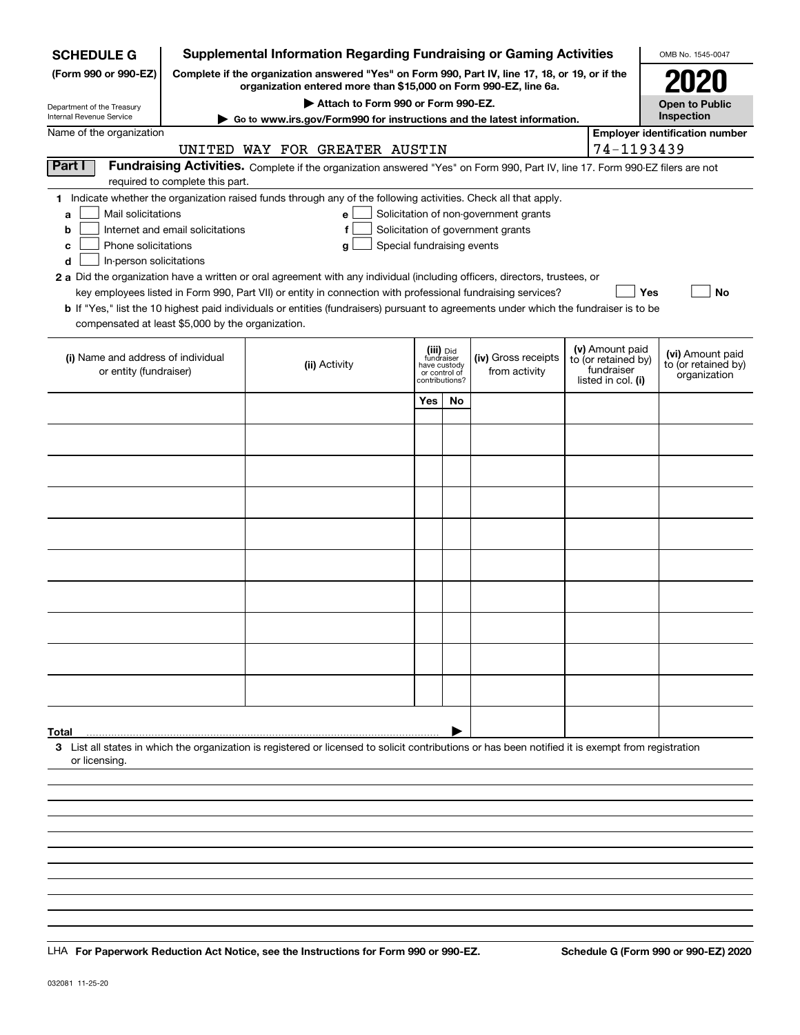**SCHEDULE G (Form 990 or 990-EZ)**

Department of the Treasury
Internal Revenue Service

# Supplemental Information Regarding Fundraising or Gaming Activities

**Complete if the organization answered "Yes" on Form 990, Part IV, line 17, 18, or 19, or if the organization entered more than $15,000 on Form 990-EZ, line 6a.**

**▶ Attach to Form 990 or Form 990-EZ.**

**▶ Go to www.irs.gov/Form990 for instructions and the latest information.**

OMB No. 1545-0047

**2020**

**Open to Public Inspection**

Name of the organization: UNITED WAY FOR GREATER AUSTIN

Employer identification number: 74-1193439

**Part I** **Fundraising Activities.** Complete if the organization answered "Yes" on Form 990, Part IV, line 17. Form 990-EZ filers are not required to complete this part.

**1** Indicate whether the organization raised funds through any of the following activities. Check all that apply.

- **a** ☐ Mail solicitations
- **b** ☐ Internet and email solicitations
- **c** ☐ Phone solicitations
- **d** ☐ In-person solicitations
- **e** ☐ Solicitation of non-government grants
- **f** ☐ Solicitation of government grants
- **g** ☐ Special fundraising events

**2 a** Did the organization have a written or oral agreement with any individual (including officers, directors, trustees, or key employees listed in Form 990, Part VII) or entity in connection with professional fundraising services? ☐ Yes ☐ No

**b** If "Yes," list the 10 highest paid individuals or entities (fundraisers) pursuant to agreements under which the fundraiser is to be compensated at least $5,000 by the organization.

| (i) Name and address of individual or entity (fundraiser) | (ii) Activity | (iii) Did fundraiser have custody or control of contributions? Yes | No | (iv) Gross receipts from activity | (v) Amount paid to (or retained by) fundraiser listed in col. (i) | (vi) Amount paid to (or retained by) organization |
|---|---|---|---|---|---|---|
| | | | | | | |
| | | | | | | |
| | | | | | | |
| | | | | | | |
| | | | | | | |
| | | | | | | |
| | | | | | | |
| | | | | | | |
| | | | | | | |
| | | | | | | |
| **Total** | | | ▶ | | | |

**3** List all states in which the organization is registered or licensed to solicit contributions or has been notified it is exempt from registration or licensing.

LHA **For Paperwork Reduction Act Notice, see the Instructions for Form 990 or 990-EZ.** **Schedule G (Form 990 or 990-EZ) 2020**

032081 11-25-20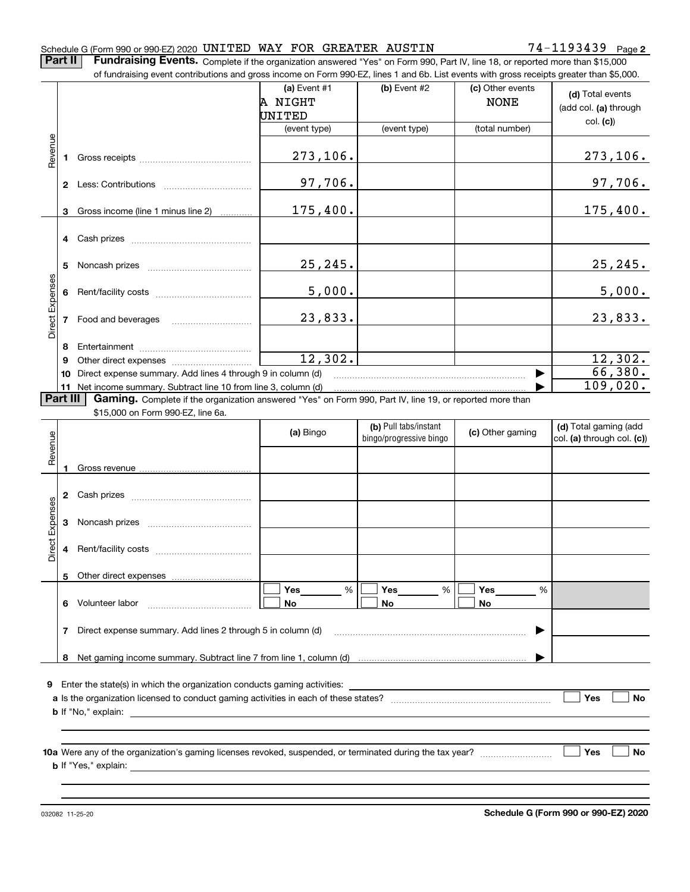Schedule G (Form 990 or 990-EZ) 2020 UNITED WAY FOR GREATER AUSTIN 74-1193439 Page 2

**Part II** **Fundraising Events.** Complete if the organization answered "Yes" on Form 990, Part IV, line 18, or reported more than $15,000 of fundraising event contributions and gross income on Form 990-EZ, lines 1 and 6b. List events with gross receipts greater than $5,000.

| | | (a) Event #1 A NIGHT UNITED (event type) | (b) Event #2 (event type) | (c) Other events NONE (total number) | (d) Total events (add col. (a) through col. (c)) |
|---|---|---|---|---|---|
| Revenue | 1 Gross receipts | 273,106. | | | 273,106. |
| | 2 Less: Contributions | 97,706. | | | 97,706. |
| | 3 Gross income (line 1 minus line 2) | 175,400. | | | 175,400. |
| Direct Expenses | 4 Cash prizes | | | | |
| | 5 Noncash prizes | 25,245. | | | 25,245. |
| | 6 Rent/facility costs | 5,000. | | | 5,000. |
| | 7 Food and beverages | 23,833. | | | 23,833. |
| | 8 Entertainment | | | | |
| | 9 Other direct expenses | 12,302. | | | 12,302. |
| | 10 Direct expense summary. Add lines 4 through 9 in column (d) | | | | 66,380. |
| | 11 Net income summary. Subtract line 10 from line 3, column (d) | | | | 109,020. |

**Part III** **Gaming.** Complete if the organization answered "Yes" on Form 990, Part IV, line 19, or reported more than $15,000 on Form 990-EZ, line 6a.

| | | (a) Bingo | (b) Pull tabs/instant bingo/progressive bingo | (c) Other gaming | (d) Total gaming (add col. (a) through col. (c)) |
|---|---|---|---|---|---|
| Revenue | 1 Gross revenue | | | | |
| Direct Expenses | 2 Cash prizes | | | | |
| | 3 Noncash prizes | | | | |
| | 4 Rent/facility costs | | | | |
| | 5 Other direct expenses | | | | |
| | 6 Volunteer labor | ☐ Yes ___ % ☐ No | ☐ Yes ___ % ☐ No | ☐ Yes ___ % ☐ No | |
| | 7 Direct expense summary. Add lines 2 through 5 in column (d) | | | | |
| | 8 Net gaming income summary. Subtract line 7 from line 1, column (d) | | | | |

**9** Enter the state(s) in which the organization conducts gaming activities: ____________

**a** Is the organization licensed to conduct gaming activities in each of these states? ☐ Yes ☐ No

**b** If "No," explain: ____________

**10a** Were any of the organization's gaming licenses revoked, suspended, or terminated during the tax year? ☐ Yes ☐ No

**b** If "Yes," explain: ____________

032082 11-25-20 **Schedule G (Form 990 or 990-EZ) 2020**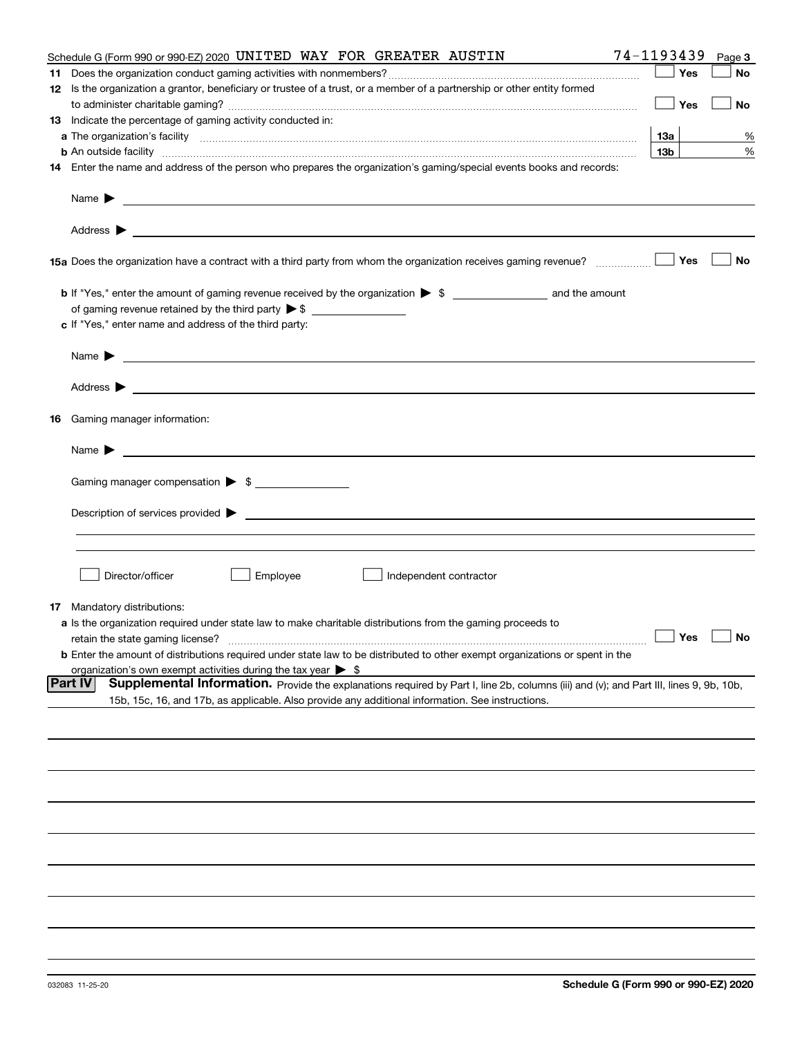Schedule G (Form 990 or 990-EZ) 2020 UNITED WAY FOR GREATER AUSTIN 74-1193439 Page 3

**11** Does the organization conduct gaming activities with nonmembers? ☐ Yes ☐ No

**12** Is the organization a grantor, beneficiary or trustee of a trust, or a member of a partnership or other entity formed to administer charitable gaming? ☐ Yes ☐ No

**13** Indicate the percentage of gaming activity conducted in:

**a** The organization's facility **13a** %

**b** An outside facility **13b** %

**14** Enter the name and address of the person who prepares the organization's gaming/special events books and records:

Name ▶

Address ▶

**15a** Does the organization have a contract with a third party from whom the organization receives gaming revenue? ☐ Yes ☐ No

**b** If "Yes," enter the amount of gaming revenue received by the organization ▶ $ __________ and the amount of gaming revenue retained by the third party ▶ $ __________

**c** If "Yes," enter name and address of the third party:

Name ▶

Address ▶

**16** Gaming manager information:

Name ▶

Gaming manager compensation ▶ $ __________

Description of services provided ▶

☐ Director/officer ☐ Employee ☐ Independent contractor

**17** Mandatory distributions:

**a** Is the organization required under state law to make charitable distributions from the gaming proceeds to retain the state gaming license? ☐ Yes ☐ No

**b** Enter the amount of distributions required under state law to be distributed to other exempt organizations or spent in the organization's own exempt activities during the tax year ▶ $

**Part IV** **Supplemental Information.** Provide the explanations required by Part I, line 2b, columns (iii) and (v); and Part III, lines 9, 9b, 10b, 15b, 15c, 16, and 17b, as applicable. Also provide any additional information. See instructions.

032083 11-25-20

**Schedule G (Form 990 or 990-EZ) 2020**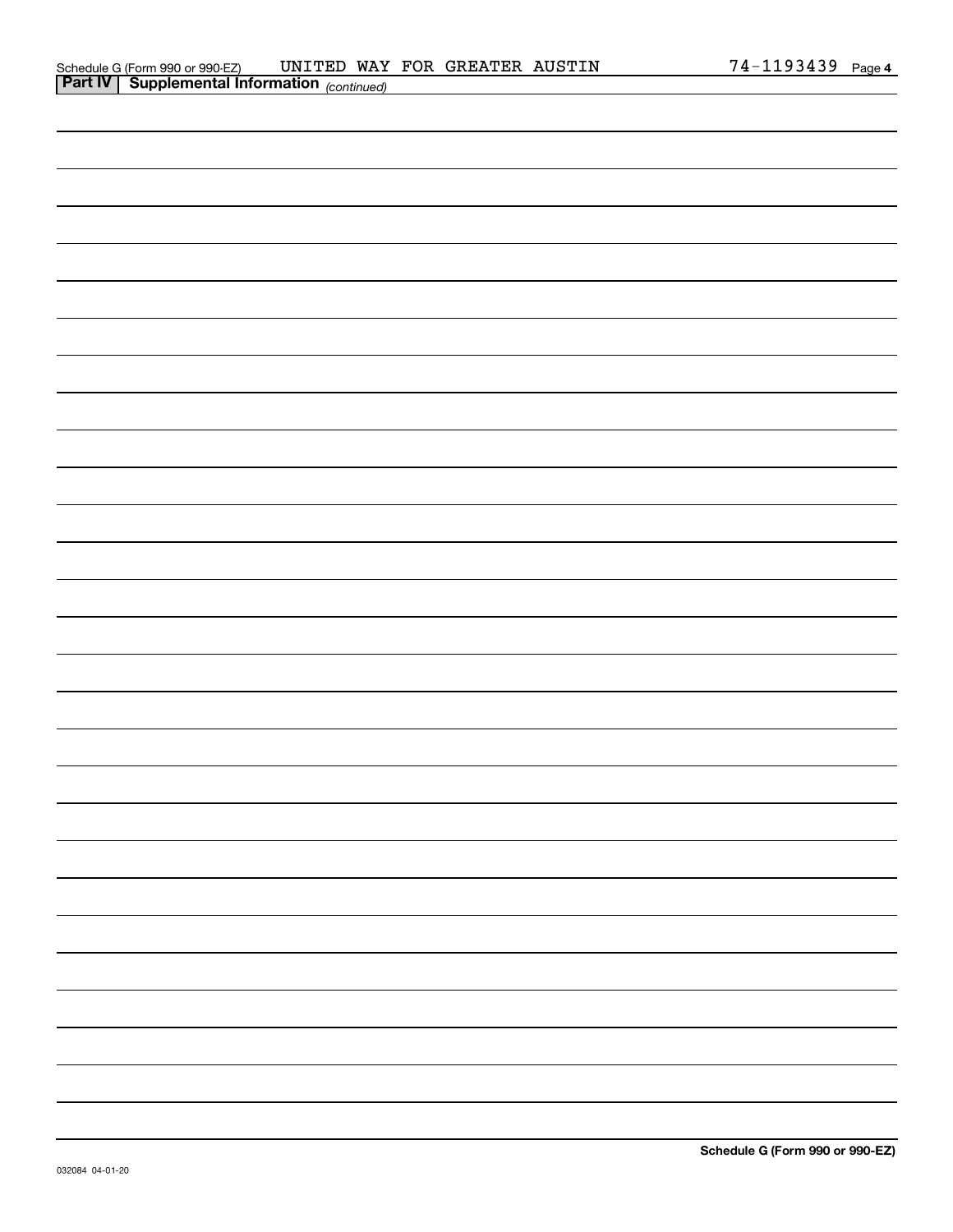Schedule G (Form 990 or 990-EZ) UNITED WAY FOR GREATER AUSTIN 74-1193439 Page 4

**Part IV | Supplemental Information** *(continued)*

**Schedule G (Form 990 or 990-EZ)**

032084 04-01-20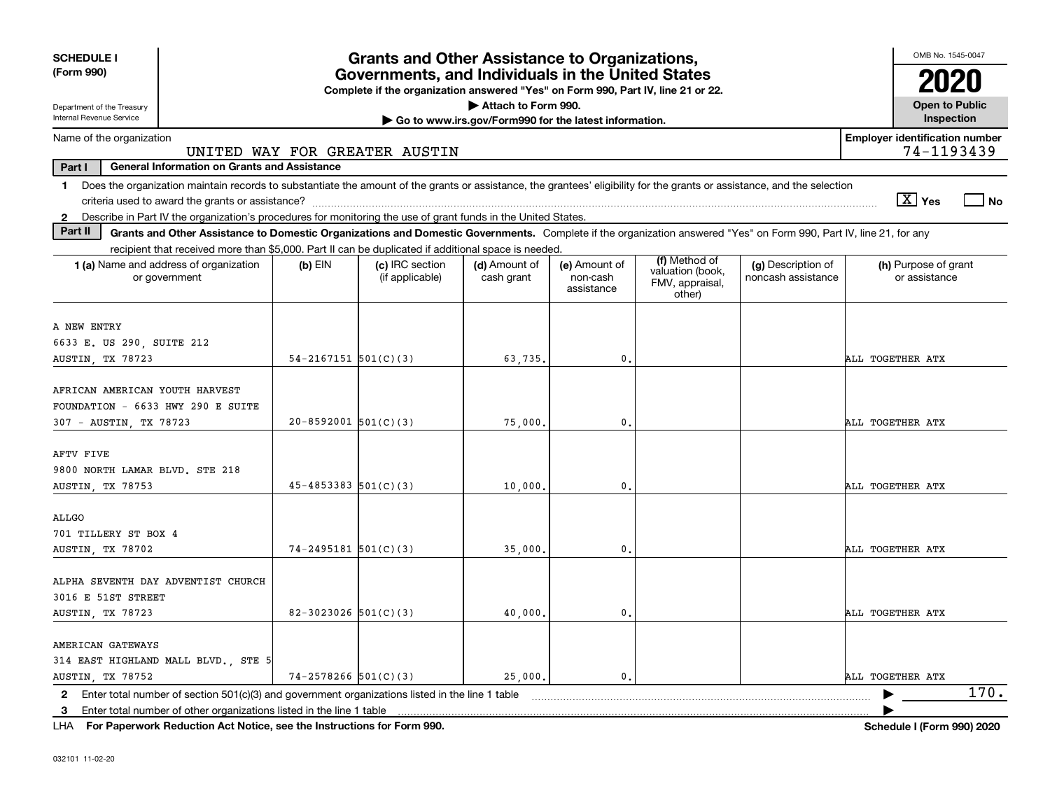**SCHEDULE I (Form 990)**

Department of the Treasury
Internal Revenue Service

# Grants and Other Assistance to Organizations, Governments, and Individuals in the United States

**Complete if the organization answered "Yes" on Form 990, Part IV, line 21 or 22.**

**▶ Attach to Form 990.**

**▶ Go to www.irs.gov/Form990 for the latest information.**

OMB No. 1545-0047

**2020**

**Open to Public Inspection**

Name of the organization: UNITED WAY FOR GREATER AUSTIN

**Employer identification number:** 74-1193439

**Part I — General Information on Grants and Assistance**

1 Does the organization maintain records to substantiate the amount of the grants or assistance, the grantees' eligibility for the grants or assistance, and the selection criteria used to award the grants or assistance? [X] Yes [ ] No

2 Describe in Part IV the organization's procedures for monitoring the use of grant funds in the United States.

**Part II — Grants and Other Assistance to Domestic Organizations and Domestic Governments.** Complete if the organization answered "Yes" on Form 990, Part IV, line 21, for any recipient that received more than $5,000. Part II can be duplicated if additional space is needed.

| 1 (a) Name and address of organization or government | (b) EIN | (c) IRC section (if applicable) | (d) Amount of cash grant | (e) Amount of non-cash assistance | (f) Method of valuation (book, FMV, appraisal, other) | (g) Description of noncash assistance | (h) Purpose of grant or assistance |
|---|---|---|---|---|---|---|---|
| A NEW ENTRY<br>6633 E. US 290, SUITE 212<br>AUSTIN, TX 78723 | 54-2167151 | 501(C)(3) | 63,735. | 0. | | | ALL TOGETHER ATX |
| AFRICAN AMERICAN YOUTH HARVEST FOUNDATION - 6633 HWY 290 E SUITE 307 - AUSTIN, TX 78723 | 20-8592001 | 501(C)(3) | 75,000. | 0. | | | ALL TOGETHER ATX |
| AFTV FIVE<br>9800 NORTH LAMAR BLVD. STE 218<br>AUSTIN, TX 78753 | 45-4853383 | 501(C)(3) | 10,000. | 0. | | | ALL TOGETHER ATX |
| ALLGO<br>701 TILLERY ST BOX 4<br>AUSTIN, TX 78702 | 74-2495181 | 501(C)(3) | 35,000. | 0. | | | ALL TOGETHER ATX |
| ALPHA SEVENTH DAY ADVENTIST CHURCH<br>3016 E 51ST STREET<br>AUSTIN, TX 78723 | 82-3023026 | 501(C)(3) | 40,000. | 0. | | | ALL TOGETHER ATX |
| AMERICAN GATEWAYS<br>314 EAST HIGHLAND MALL BLVD., STE 5<br>AUSTIN, TX 78752 | 74-2578266 | 501(C)(3) | 25,000. | 0. | | | ALL TOGETHER ATX |

2 Enter total number of section 501(c)(3) and government organizations listed in the line 1 table ▶ 170.

3 Enter total number of other organizations listed in the line 1 table ▶

LHA **For Paperwork Reduction Act Notice, see the Instructions for Form 990.** **Schedule I (Form 990) 2020**

032101 11-02-20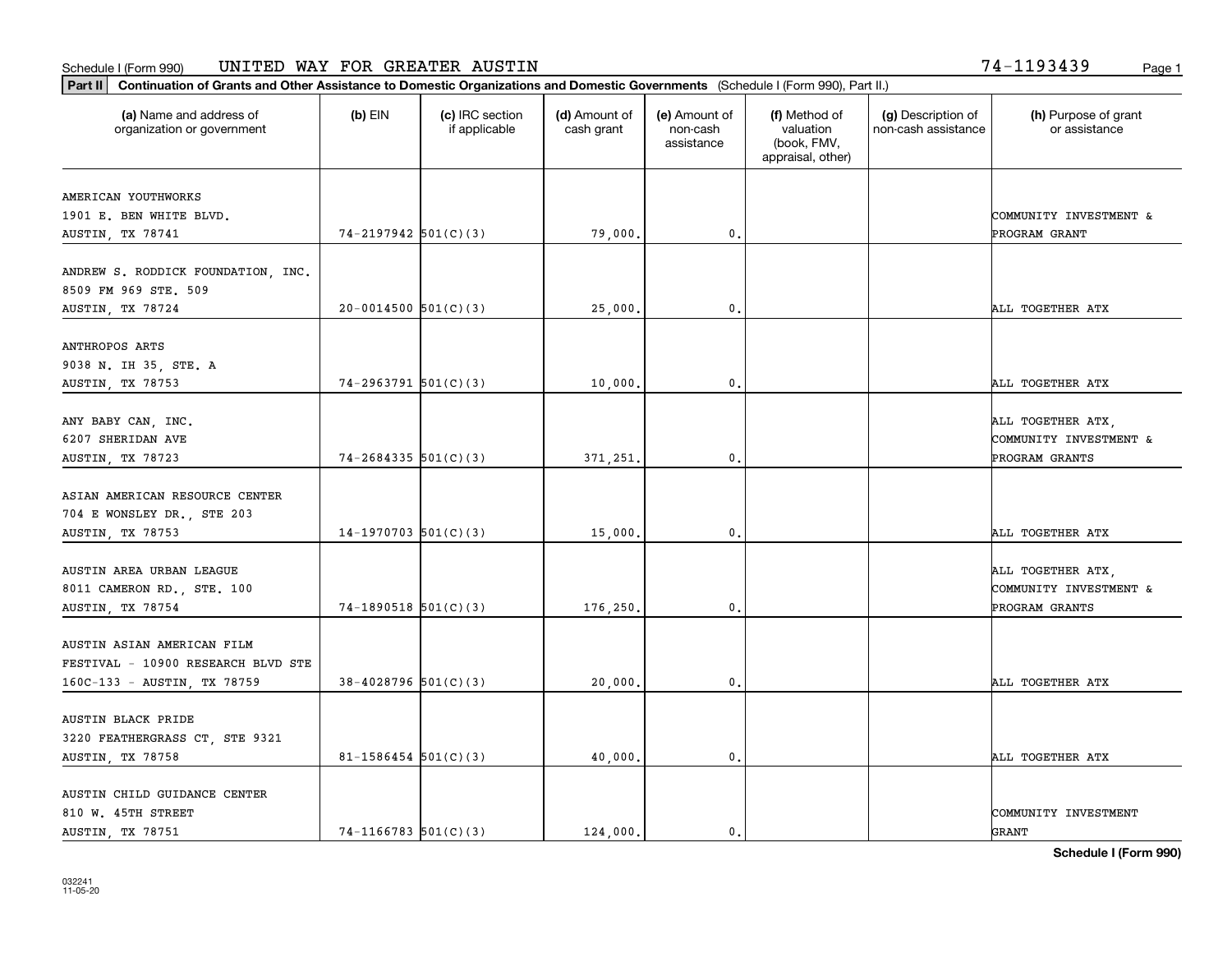Schedule I (Form 990) UNITED WAY FOR GREATER AUSTIN 74-1193439

**Part II** **Continuation of Grants and Other Assistance to Domestic Organizations and Domestic Governments** (Schedule I (Form 990), Part II.)

| (a) Name and address of organization or government | (b) EIN | (c) IRC section if applicable | (d) Amount of cash grant | (e) Amount of non-cash assistance | (f) Method of valuation (book, FMV, appraisal, other) | (g) Description of non-cash assistance | (h) Purpose of grant or assistance |
|---|---|---|---|---|---|---|---|
| AMERICAN YOUTHWORKS<br>1901 E. BEN WHITE BLVD.<br>AUSTIN, TX 78741 | 74-2197942 | 501(C)(3) | 79,000. | 0. | | | COMMUNITY INVESTMENT & PROGRAM GRANT |
| ANDREW S. RODDICK FOUNDATION, INC.<br>8509 FM 969 STE. 509<br>AUSTIN, TX 78724 | 20-0014500 | 501(C)(3) | 25,000. | 0. | | | ALL TOGETHER ATX |
| ANTHROPOS ARTS<br>9038 N. IH 35, STE. A<br>AUSTIN, TX 78753 | 74-2963791 | 501(C)(3) | 10,000. | 0. | | | ALL TOGETHER ATX |
| ANY BABY CAN, INC.<br>6207 SHERIDAN AVE<br>AUSTIN, TX 78723 | 74-2684335 | 501(C)(3) | 371,251. | 0. | | | ALL TOGETHER ATX, COMMUNITY INVESTMENT & PROGRAM GRANTS |
| ASIAN AMERICAN RESOURCE CENTER<br>704 E WONSLEY DR., STE 203<br>AUSTIN, TX 78753 | 14-1970703 | 501(C)(3) | 15,000. | 0. | | | ALL TOGETHER ATX |
| AUSTIN AREA URBAN LEAGUE<br>8011 CAMERON RD., STE. 100<br>AUSTIN, TX 78754 | 74-1890518 | 501(C)(3) | 176,250. | 0. | | | ALL TOGETHER ATX, COMMUNITY INVESTMENT & PROGRAM GRANTS |
| AUSTIN ASIAN AMERICAN FILM FESTIVAL - 10900 RESEARCH BLVD STE 160C-133 - AUSTIN, TX 78759 | 38-4028796 | 501(C)(3) | 20,000. | 0. | | | ALL TOGETHER ATX |
| AUSTIN BLACK PRIDE<br>3220 FEATHERGRASS CT, STE 9321<br>AUSTIN, TX 78758 | 81-1586454 | 501(C)(3) | 40,000. | 0. | | | ALL TOGETHER ATX |
| AUSTIN CHILD GUIDANCE CENTER<br>810 W. 45TH STREET<br>AUSTIN, TX 78751 | 74-1166783 | 501(C)(3) | 124,000. | 0. | | | COMMUNITY INVESTMENT GRANT |

032241 11-05-20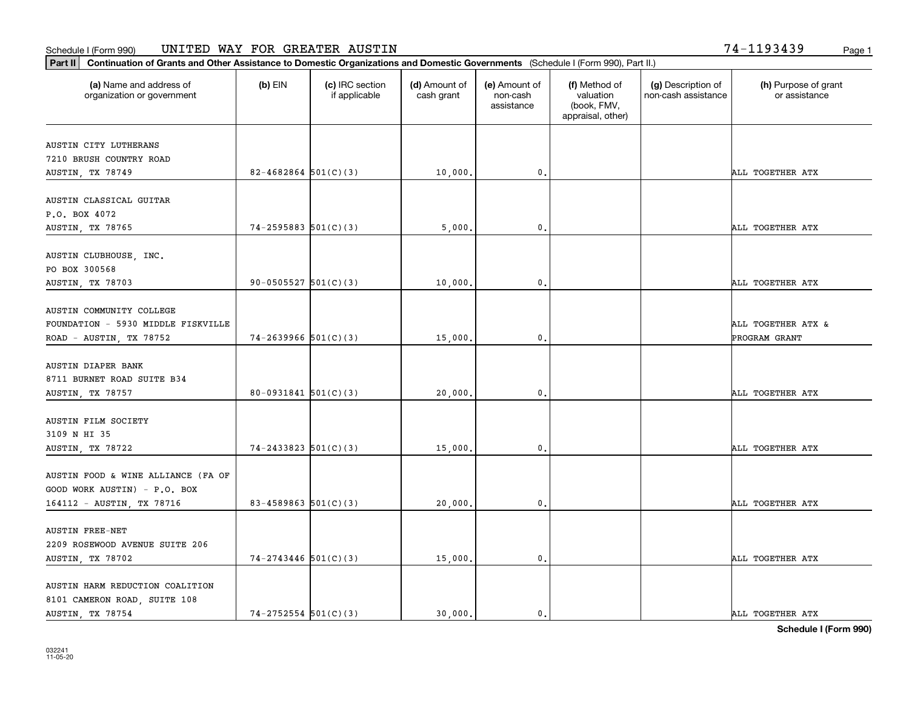Schedule I (Form 990) UNITED WAY FOR GREATER AUSTIN 74-1193439

**Part II Continuation of Grants and Other Assistance to Domestic Organizations and Domestic Governments** (Schedule I (Form 990), Part II.)

| (a) Name and address of organization or government | (b) EIN | (c) IRC section if applicable | (d) Amount of cash grant | (e) Amount of non-cash assistance | (f) Method of valuation (book, FMV, appraisal, other) | (g) Description of non-cash assistance | (h) Purpose of grant or assistance |
|---|---|---|---|---|---|---|---|
| AUSTIN CITY LUTHERANS 7210 BRUSH COUNTRY ROAD AUSTIN, TX 78749 | 82-4682864 | 501(C)(3) | 10,000. | 0. | | | ALL TOGETHER ATX |
| AUSTIN CLASSICAL GUITAR P.O. BOX 4072 AUSTIN, TX 78765 | 74-2595883 | 501(C)(3) | 5,000. | 0. | | | ALL TOGETHER ATX |
| AUSTIN CLUBHOUSE, INC. PO BOX 300568 AUSTIN, TX 78703 | 90-0505527 | 501(C)(3) | 10,000. | 0. | | | ALL TOGETHER ATX |
| AUSTIN COMMUNITY COLLEGE FOUNDATION - 5930 MIDDLE FISKVILLE ROAD - AUSTIN, TX 78752 | 74-2639966 | 501(C)(3) | 15,000. | 0. | | | ALL TOGETHER ATX & PROGRAM GRANT |
| AUSTIN DIAPER BANK 8711 BURNET ROAD SUITE B34 AUSTIN, TX 78757 | 80-0931841 | 501(C)(3) | 20,000. | 0. | | | ALL TOGETHER ATX |
| AUSTIN FILM SOCIETY 3109 N HI 35 AUSTIN, TX 78722 | 74-2433823 | 501(C)(3) | 15,000. | 0. | | | ALL TOGETHER ATX |
| AUSTIN FOOD & WINE ALLIANCE (FA OF GOOD WORK AUSTIN) - P.O. BOX 164112 - AUSTIN, TX 78716 | 83-4589863 | 501(C)(3) | 20,000. | 0. | | | ALL TOGETHER ATX |
| AUSTIN FREE-NET 2209 ROSEWOOD AVENUE SUITE 206 AUSTIN, TX 78702 | 74-2743446 | 501(C)(3) | 15,000. | 0. | | | ALL TOGETHER ATX |
| AUSTIN HARM REDUCTION COALITION 8101 CAMERON ROAD, SUITE 108 AUSTIN, TX 78754 | 74-2752554 | 501(C)(3) | 30,000. | 0. | | | ALL TOGETHER ATX |

Schedule I (Form 990)

032241 11-05-20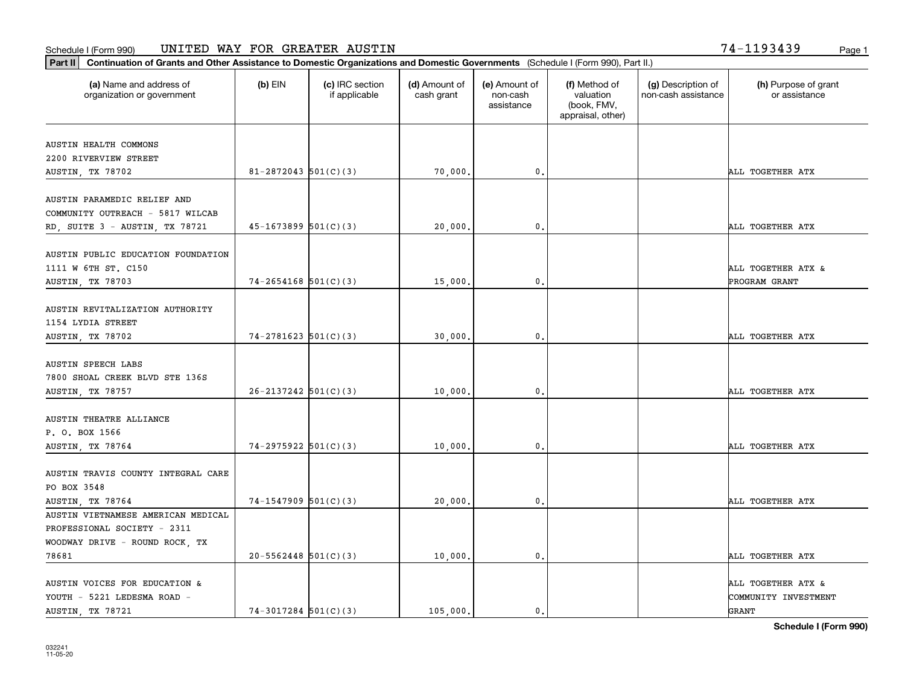Schedule I (Form 990) UNITED WAY FOR GREATER AUSTIN 74-1193439

**Part II Continuation of Grants and Other Assistance to Domestic Organizations and Domestic Governments** (Schedule I (Form 990), Part II.)

| (a) Name and address of organization or government | (b) EIN | (c) IRC section if applicable | (d) Amount of cash grant | (e) Amount of non-cash assistance | (f) Method of valuation (book, FMV, appraisal, other) | (g) Description of non-cash assistance | (h) Purpose of grant or assistance |
|---|---|---|---|---|---|---|---|
| AUSTIN HEALTH COMMONS 2200 RIVERVIEW STREET AUSTIN, TX 78702 | 81-2872043 | 501(C)(3) | 70,000. | 0. | | | ALL TOGETHER ATX |
| AUSTIN PARAMEDIC RELIEF AND COMMUNITY OUTREACH - 5817 WILCAB RD, SUITE 3 - AUSTIN, TX 78721 | 45-1673899 | 501(C)(3) | 20,000. | 0. | | | ALL TOGETHER ATX |
| AUSTIN PUBLIC EDUCATION FOUNDATION 1111 W 6TH ST. C150 AUSTIN, TX 78703 | 74-2654168 | 501(C)(3) | 15,000. | 0. | | | ALL TOGETHER ATX & PROGRAM GRANT |
| AUSTIN REVITALIZATION AUTHORITY 1154 LYDIA STREET AUSTIN, TX 78702 | 74-2781623 | 501(C)(3) | 30,000. | 0. | | | ALL TOGETHER ATX |
| AUSTIN SPEECH LABS 7800 SHOAL CREEK BLVD STE 136S AUSTIN, TX 78757 | 26-2137242 | 501(C)(3) | 10,000. | 0. | | | ALL TOGETHER ATX |
| AUSTIN THEATRE ALLIANCE P. O. BOX 1566 AUSTIN, TX 78764 | 74-2975922 | 501(C)(3) | 10,000. | 0. | | | ALL TOGETHER ATX |
| AUSTIN TRAVIS COUNTY INTEGRAL CARE PO BOX 3548 AUSTIN, TX 78764 | 74-1547909 | 501(C)(3) | 20,000. | 0. | | | ALL TOGETHER ATX |
| AUSTIN VIETNAMESE AMERICAN MEDICAL PROFESSIONAL SOCIETY - 2311 WOODWAY DRIVE - ROUND ROCK, TX 78681 | 20-5562448 | 501(C)(3) | 10,000. | 0. | | | ALL TOGETHER ATX |
| AUSTIN VOICES FOR EDUCATION & YOUTH - 5221 LEDESMA ROAD - AUSTIN, TX 78721 | 74-3017284 | 501(C)(3) | 105,000. | 0. | | | ALL TOGETHER ATX & COMMUNITY INVESTMENT GRANT |

Schedule I (Form 990)

032241 11-05-20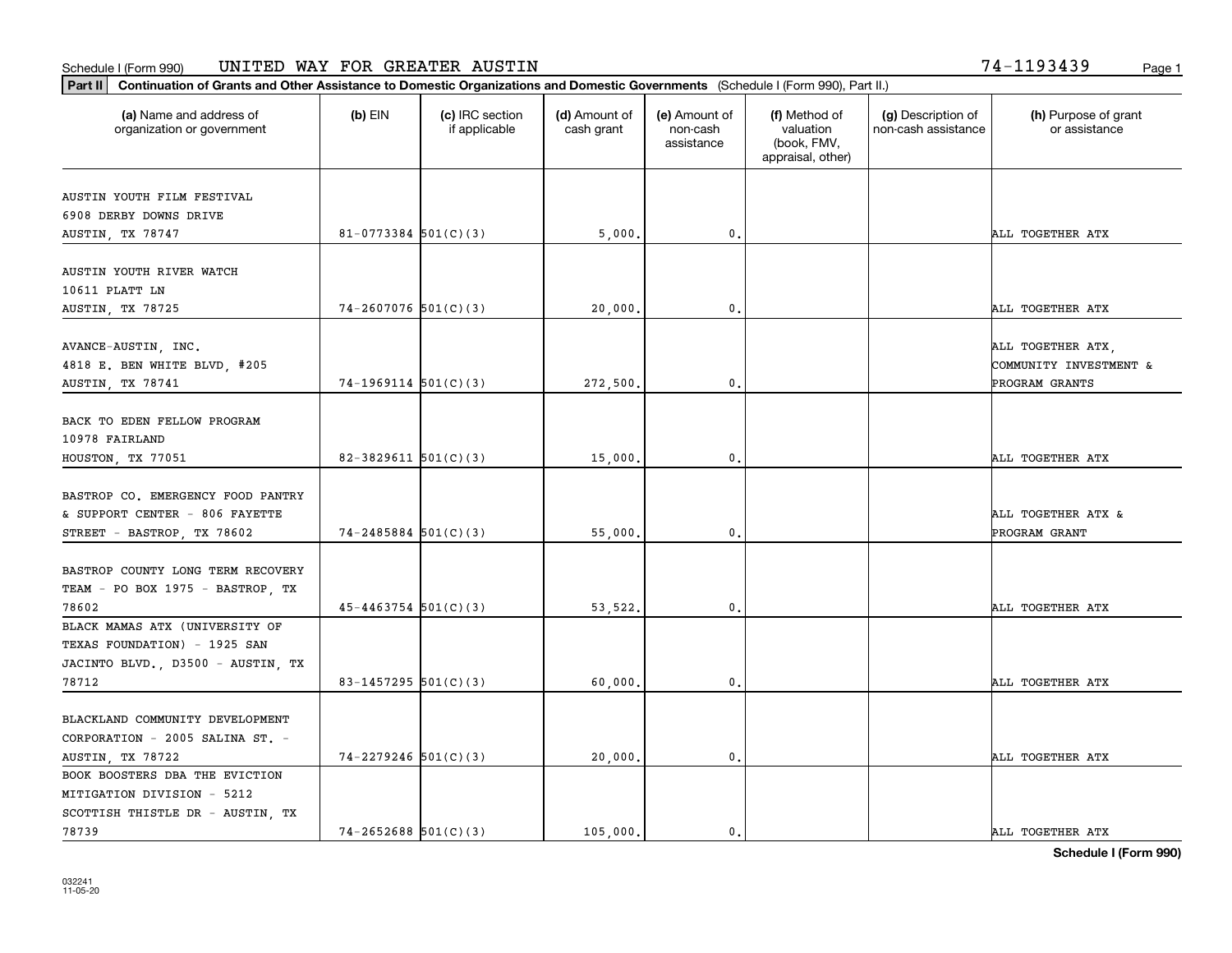Schedule I (Form 990) UNITED WAY FOR GREATER AUSTIN 74-1193439

**Part II** **Continuation of Grants and Other Assistance to Domestic Organizations and Domestic Governments** (Schedule I (Form 990), Part II.)

| (a) Name and address of organization or government | (b) EIN | (c) IRC section if applicable | (d) Amount of cash grant | (e) Amount of non-cash assistance | (f) Method of valuation (book, FMV, appraisal, other) | (g) Description of non-cash assistance | (h) Purpose of grant or assistance |
|---|---|---|---|---|---|---|---|
| AUSTIN YOUTH FILM FESTIVAL<br>6908 DERBY DOWNS DRIVE<br>AUSTIN, TX 78747 | 81-0773384 | 501(C)(3) | 5,000. | 0. | | | ALL TOGETHER ATX |
| AUSTIN YOUTH RIVER WATCH<br>10611 PLATT LN<br>AUSTIN, TX 78725 | 74-2607076 | 501(C)(3) | 20,000. | 0. | | | ALL TOGETHER ATX |
| AVANCE-AUSTIN, INC.<br>4818 E. BEN WHITE BLVD, #205<br>AUSTIN, TX 78741 | 74-1969114 | 501(C)(3) | 272,500. | 0. | | | ALL TOGETHER ATX, COMMUNITY INVESTMENT & PROGRAM GRANTS |
| BACK TO EDEN FELLOW PROGRAM<br>10978 FAIRLAND<br>HOUSTON, TX 77051 | 82-3829611 | 501(C)(3) | 15,000. | 0. | | | ALL TOGETHER ATX |
| BASTROP CO. EMERGENCY FOOD PANTRY & SUPPORT CENTER - 806 FAYETTE STREET - BASTROP, TX 78602 | 74-2485884 | 501(C)(3) | 55,000. | 0. | | | ALL TOGETHER ATX & PROGRAM GRANT |
| BASTROP COUNTY LONG TERM RECOVERY TEAM - PO BOX 1975 - BASTROP, TX 78602 | 45-4463754 | 501(C)(3) | 53,522. | 0. | | | ALL TOGETHER ATX |
| BLACK MAMAS ATX (UNIVERSITY OF TEXAS FOUNDATION) - 1925 SAN JACINTO BLVD., D3500 - AUSTIN, TX 78712 | 83-1457295 | 501(C)(3) | 60,000. | 0. | | | ALL TOGETHER ATX |
| BLACKLAND COMMUNITY DEVELOPMENT CORPORATION - 2005 SALINA ST. - AUSTIN, TX 78722 | 74-2279246 | 501(C)(3) | 20,000. | 0. | | | ALL TOGETHER ATX |
| BOOK BOOSTERS DBA THE EVICTION MITIGATION DIVISION - 5212 SCOTTISH THISTLE DR - AUSTIN, TX 78739 | 74-2652688 | 501(C)(3) | 105,000. | 0. | | | ALL TOGETHER ATX |

**Schedule I (Form 990)**

032241
11-05-20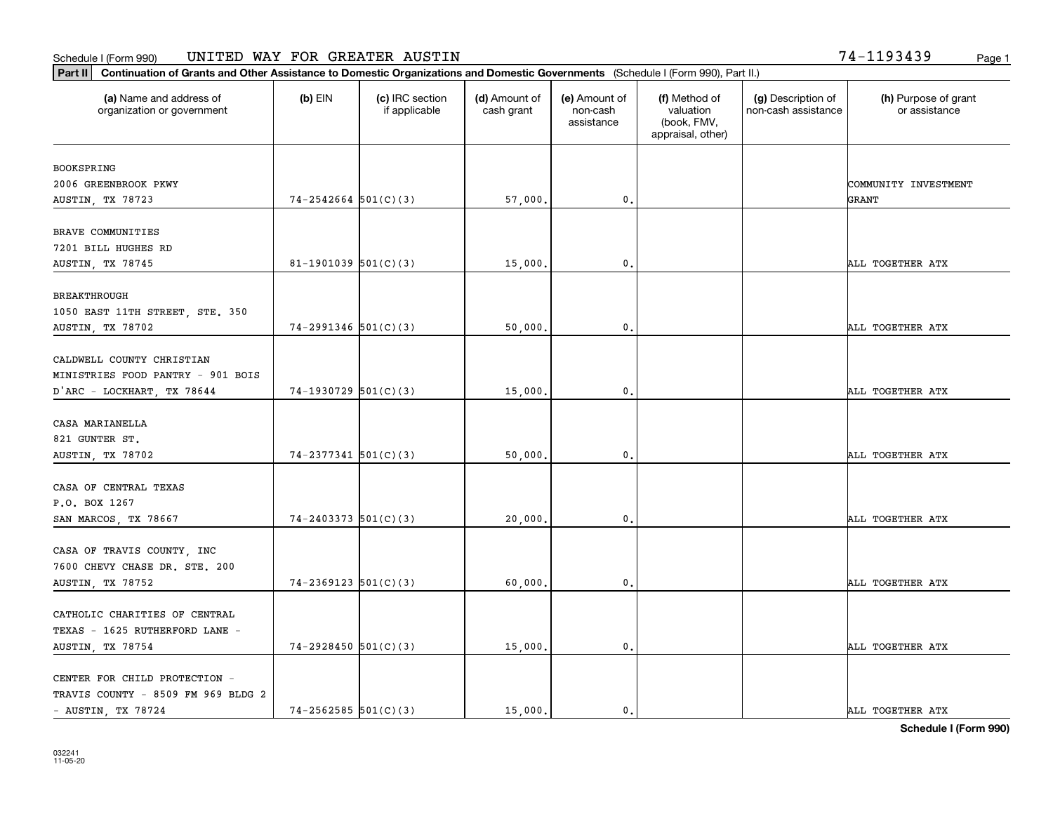Schedule I (Form 990) UNITED WAY FOR GREATER AUSTIN 74-1193439

**Part II** **Continuation of Grants and Other Assistance to Domestic Organizations and Domestic Governments** (Schedule I (Form 990), Part II.)

| (a) Name and address of organization or government | (b) EIN | (c) IRC section if applicable | (d) Amount of cash grant | (e) Amount of non-cash assistance | (f) Method of valuation (book, FMV, appraisal, other) | (g) Description of non-cash assistance | (h) Purpose of grant or assistance |
|---|---|---|---|---|---|---|---|
| BOOKSPRING 2006 GREENBROOK PKWY AUSTIN, TX 78723 | 74-2542664 | 501(C)(3) | 57,000. | 0. | | | COMMUNITY INVESTMENT GRANT |
| BRAVE COMMUNITIES 7201 BILL HUGHES RD AUSTIN, TX 78745 | 81-1901039 | 501(C)(3) | 15,000. | 0. | | | ALL TOGETHER ATX |
| BREAKTHROUGH 1050 EAST 11TH STREET, STE. 350 AUSTIN, TX 78702 | 74-2991346 | 501(C)(3) | 50,000. | 0. | | | ALL TOGETHER ATX |
| CALDWELL COUNTY CHRISTIAN MINISTRIES FOOD PANTRY - 901 BOIS D'ARC - LOCKHART, TX 78644 | 74-1930729 | 501(C)(3) | 15,000. | 0. | | | ALL TOGETHER ATX |
| CASA MARIANELLA 821 GUNTER ST. AUSTIN, TX 78702 | 74-2377341 | 501(C)(3) | 50,000. | 0. | | | ALL TOGETHER ATX |
| CASA OF CENTRAL TEXAS P.O. BOX 1267 SAN MARCOS, TX 78667 | 74-2403373 | 501(C)(3) | 20,000. | 0. | | | ALL TOGETHER ATX |
| CASA OF TRAVIS COUNTY, INC 7600 CHEVY CHASE DR. STE. 200 AUSTIN, TX 78752 | 74-2369123 | 501(C)(3) | 60,000. | 0. | | | ALL TOGETHER ATX |
| CATHOLIC CHARITIES OF CENTRAL TEXAS - 1625 RUTHERFORD LANE - AUSTIN, TX 78754 | 74-2928450 | 501(C)(3) | 15,000. | 0. | | | ALL TOGETHER ATX |
| CENTER FOR CHILD PROTECTION - TRAVIS COUNTY - 8509 FM 969 BLDG 2 - AUSTIN, TX 78724 | 74-2562585 | 501(C)(3) | 15,000. | 0. | | | ALL TOGETHER ATX |

**Schedule I (Form 990)**

032241 11-05-20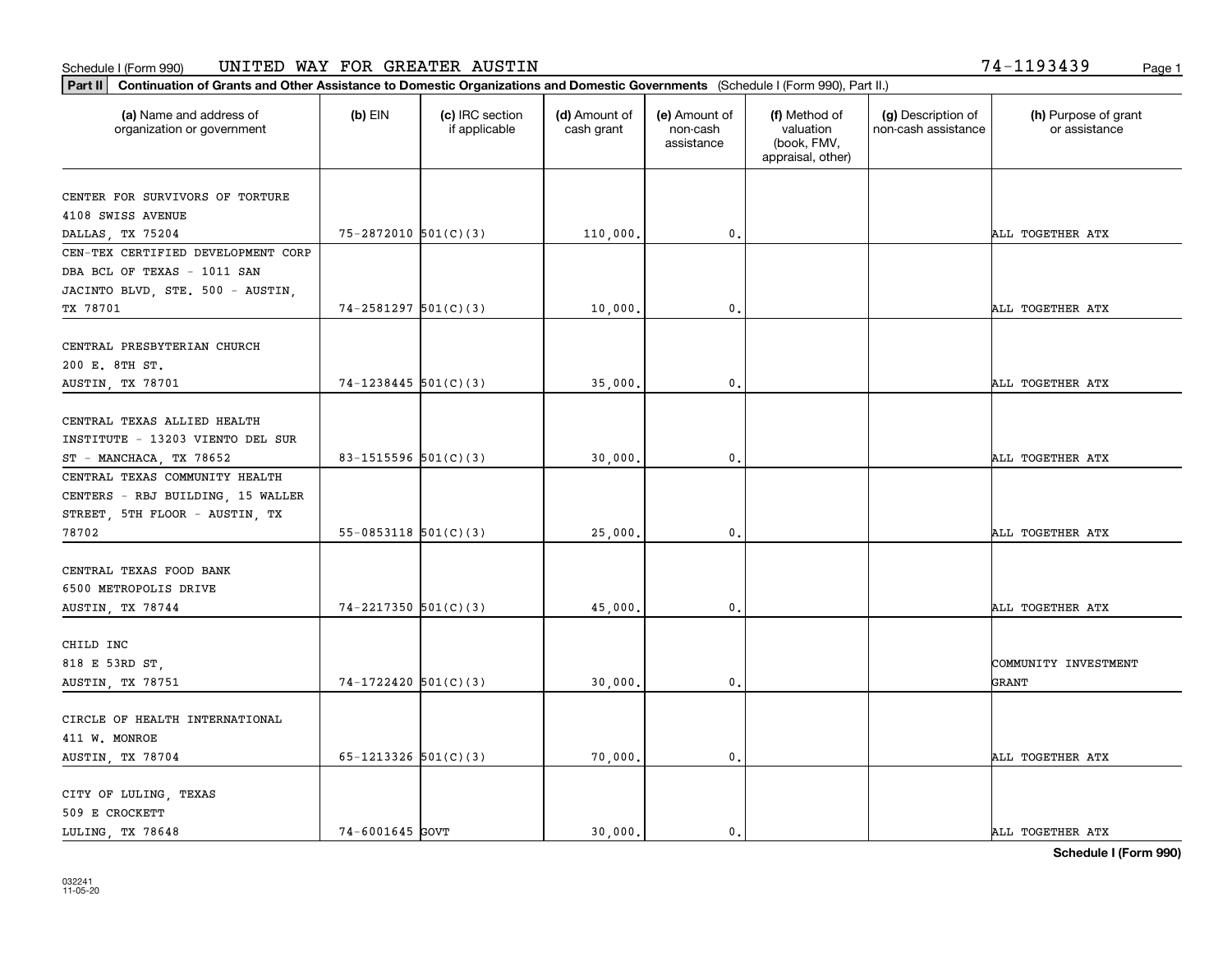Schedule I (Form 990) UNITED WAY FOR GREATER AUSTIN 74-1193439

**Part II** **Continuation of Grants and Other Assistance to Domestic Organizations and Domestic Governments** (Schedule I (Form 990), Part II.)

| (a) Name and address of organization or government | (b) EIN | (c) IRC section if applicable | (d) Amount of cash grant | (e) Amount of non-cash assistance | (f) Method of valuation (book, FMV, appraisal, other) | (g) Description of non-cash assistance | (h) Purpose of grant or assistance |
|---|---|---|---|---|---|---|---|
| CENTER FOR SURVIVORS OF TORTURE 4108 SWISS AVENUE DALLAS, TX 75204 | 75-2872010 | 501(C)(3) | 110,000. | 0. | | | ALL TOGETHER ATX |
| CEN-TEX CERTIFIED DEVELOPMENT CORP DBA BCL OF TEXAS - 1011 SAN JACINTO BLVD, STE. 500 - AUSTIN, TX 78701 | 74-2581297 | 501(C)(3) | 10,000. | 0. | | | ALL TOGETHER ATX |
| CENTRAL PRESBYTERIAN CHURCH 200 E. 8TH ST. AUSTIN, TX 78701 | 74-1238445 | 501(C)(3) | 35,000. | 0. | | | ALL TOGETHER ATX |
| CENTRAL TEXAS ALLIED HEALTH INSTITUTE - 13203 VIENTO DEL SUR ST - MANCHACA, TX 78652 | 83-1515596 | 501(C)(3) | 30,000. | 0. | | | ALL TOGETHER ATX |
| CENTRAL TEXAS COMMUNITY HEALTH CENTERS - RBJ BUILDING, 15 WALLER STREET, 5TH FLOOR - AUSTIN, TX 78702 | 55-0853118 | 501(C)(3) | 25,000. | 0. | | | ALL TOGETHER ATX |
| CENTRAL TEXAS FOOD BANK 6500 METROPOLIS DRIVE AUSTIN, TX 78744 | 74-2217350 | 501(C)(3) | 45,000. | 0. | | | ALL TOGETHER ATX |
| CHILD INC 818 E 53RD ST, AUSTIN, TX 78751 | 74-1722420 | 501(C)(3) | 30,000. | 0. | | | COMMUNITY INVESTMENT GRANT |
| CIRCLE OF HEALTH INTERNATIONAL 411 W. MONROE AUSTIN, TX 78704 | 65-1213326 | 501(C)(3) | 70,000. | 0. | | | ALL TOGETHER ATX |
| CITY OF LULING, TEXAS 509 E CROCKETT LULING, TX 78648 | 74-6001645 | GOVT | 30,000. | 0. | | | ALL TOGETHER ATX |

**Schedule I (Form 990)**

032241 11-05-20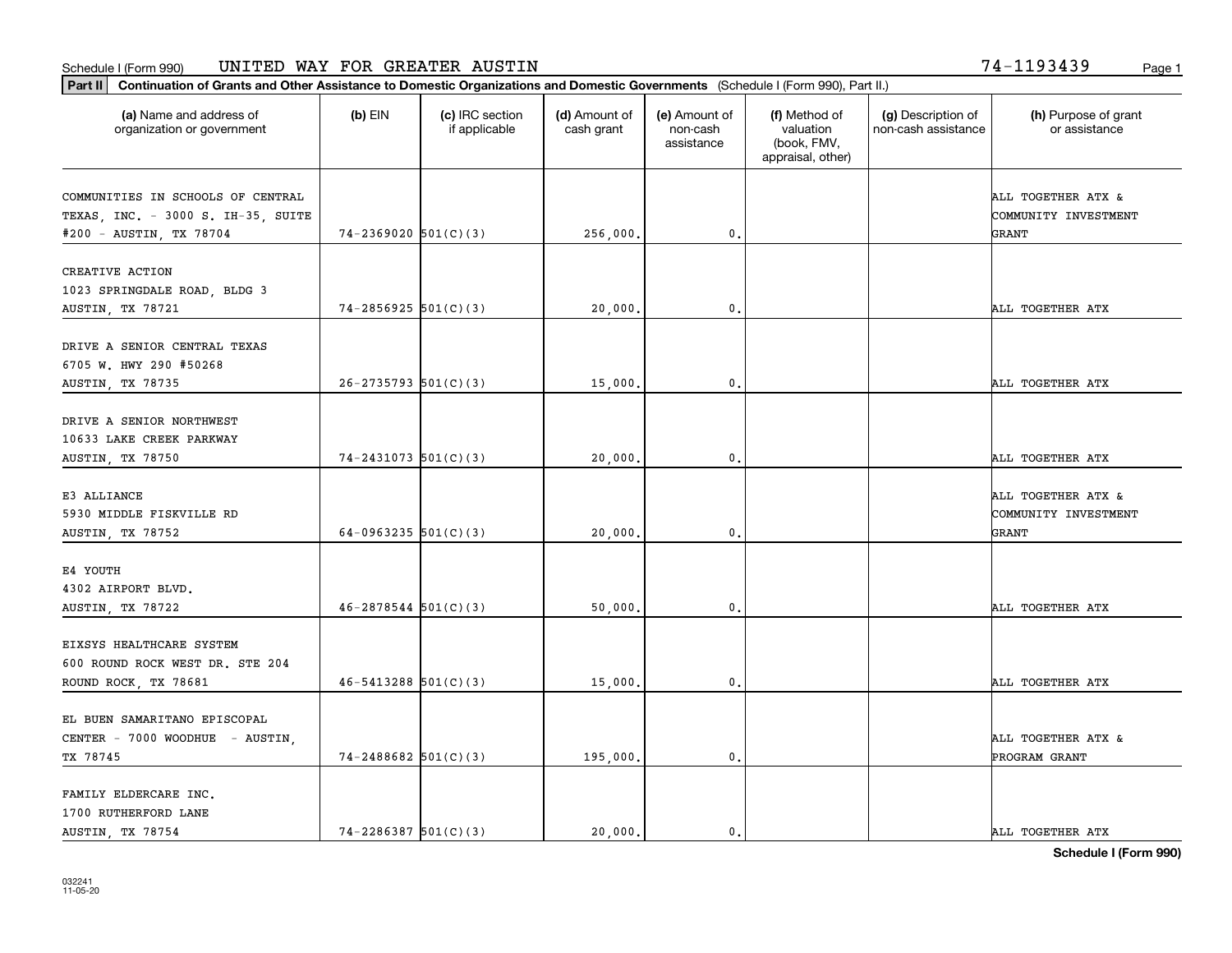Schedule I (Form 990) UNITED WAY FOR GREATER AUSTIN 74-1193439

**Part II** **Continuation of Grants and Other Assistance to Domestic Organizations and Domestic Governments** (Schedule I (Form 990), Part II.)

| (a) Name and address of organization or government | (b) EIN | (c) IRC section if applicable | (d) Amount of cash grant | (e) Amount of non-cash assistance | (f) Method of valuation (book, FMV, appraisal, other) | (g) Description of non-cash assistance | (h) Purpose of grant or assistance |
|---|---|---|---|---|---|---|---|
| COMMUNITIES IN SCHOOLS OF CENTRAL TEXAS, INC. - 3000 S. IH-35, SUITE #200 - AUSTIN, TX 78704 | 74-2369020 | 501(C)(3) | 256,000. | 0. | | | ALL TOGETHER ATX & COMMUNITY INVESTMENT GRANT |
| CREATIVE ACTION 1023 SPRINGDALE ROAD, BLDG 3 AUSTIN, TX 78721 | 74-2856925 | 501(C)(3) | 20,000. | 0. | | | ALL TOGETHER ATX |
| DRIVE A SENIOR CENTRAL TEXAS 6705 W. HWY 290 #50268 AUSTIN, TX 78735 | 26-2735793 | 501(C)(3) | 15,000. | 0. | | | ALL TOGETHER ATX |
| DRIVE A SENIOR NORTHWEST 10633 LAKE CREEK PARKWAY AUSTIN, TX 78750 | 74-2431073 | 501(C)(3) | 20,000. | 0. | | | ALL TOGETHER ATX |
| E3 ALLIANCE 5930 MIDDLE FISKVILLE RD AUSTIN, TX 78752 | 64-0963235 | 501(C)(3) | 20,000. | 0. | | | ALL TOGETHER ATX & COMMUNITY INVESTMENT GRANT |
| E4 YOUTH 4302 AIRPORT BLVD. AUSTIN, TX 78722 | 46-2878544 | 501(C)(3) | 50,000. | 0. | | | ALL TOGETHER ATX |
| EIXSYS HEALTHCARE SYSTEM 600 ROUND ROCK WEST DR. STE 204 ROUND ROCK, TX 78681 | 46-5413288 | 501(C)(3) | 15,000. | 0. | | | ALL TOGETHER ATX |
| EL BUEN SAMARITANO EPISCOPAL CENTER - 7000 WOODHUE - AUSTIN, TX 78745 | 74-2488682 | 501(C)(3) | 195,000. | 0. | | | ALL TOGETHER ATX & PROGRAM GRANT |
| FAMILY ELDERCARE INC. 1700 RUTHERFORD LANE AUSTIN, TX 78754 | 74-2286387 | 501(C)(3) | 20,000. | 0. | | | ALL TOGETHER ATX |

**Schedule I (Form 990)**

032241
11-05-20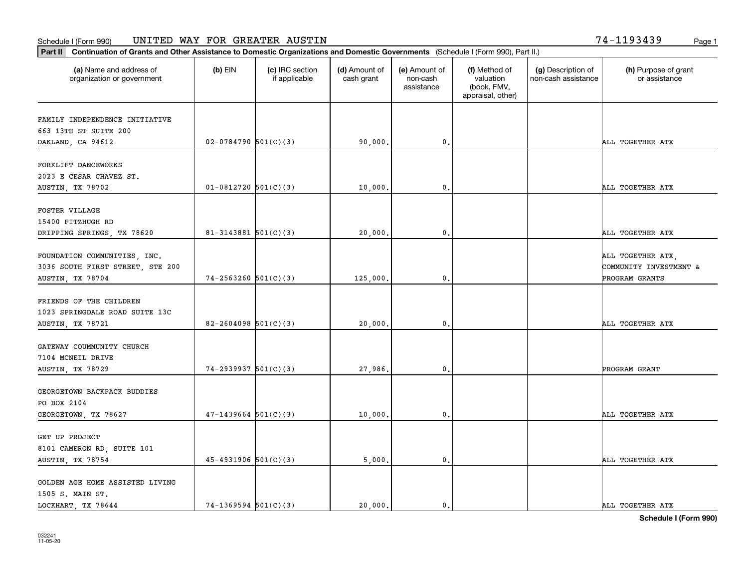Schedule I (Form 990) UNITED WAY FOR GREATER AUSTIN 74-1193439

**Part II** **Continuation of Grants and Other Assistance to Domestic Organizations and Domestic Governments** (Schedule I (Form 990), Part II.)

| (a) Name and address of organization or government | (b) EIN | (c) IRC section if applicable | (d) Amount of cash grant | (e) Amount of non-cash assistance | (f) Method of valuation (book, FMV, appraisal, other) | (g) Description of non-cash assistance | (h) Purpose of grant or assistance |
|---|---|---|---|---|---|---|---|
| FAMILY INDEPENDENCE INITIATIVE<br>663 13TH ST SUITE 200<br>OAKLAND, CA 94612 | 02-0784790 | 501(C)(3) | 90,000. | 0. | | | ALL TOGETHER ATX |
| FORKLIFT DANCEWORKS<br>2023 E CESAR CHAVEZ ST.<br>AUSTIN, TX 78702 | 01-0812720 | 501(C)(3) | 10,000. | 0. | | | ALL TOGETHER ATX |
| FOSTER VILLAGE<br>15400 FITZHUGH RD<br>DRIPPING SPRINGS, TX 78620 | 81-3143881 | 501(C)(3) | 20,000. | 0. | | | ALL TOGETHER ATX |
| FOUNDATION COMMUNITIES, INC.<br>3036 SOUTH FIRST STREET, STE 200<br>AUSTIN, TX 78704 | 74-2563260 | 501(C)(3) | 125,000. | 0. | | | ALL TOGETHER ATX, COMMUNITY INVESTMENT & PROGRAM GRANTS |
| FRIENDS OF THE CHILDREN<br>1023 SPRINGDALE ROAD SUITE 13C<br>AUSTIN, TX 78721 | 82-2604098 | 501(C)(3) | 20,000. | 0. | | | ALL TOGETHER ATX |
| GATEWAY COUMMUNITY CHURCH<br>7104 MCNEIL DRIVE<br>AUSTIN, TX 78729 | 74-2939937 | 501(C)(3) | 27,986. | 0. | | | PROGRAM GRANT |
| GEORGETOWN BACKPACK BUDDIES<br>PO BOX 2104<br>GEORGETOWN, TX 78627 | 47-1439664 | 501(C)(3) | 10,000. | 0. | | | ALL TOGETHER ATX |
| GET UP PROJECT<br>8101 CAMERON RD, SUITE 101<br>AUSTIN, TX 78754 | 45-4931906 | 501(C)(3) | 5,000. | 0. | | | ALL TOGETHER ATX |
| GOLDEN AGE HOME ASSISTED LIVING<br>1505 S. MAIN ST.<br>LOCKHART, TX 78644 | 74-1369594 | 501(C)(3) | 20,000. | 0. | | | ALL TOGETHER ATX |

**Schedule I (Form 990)**

032241 11-05-20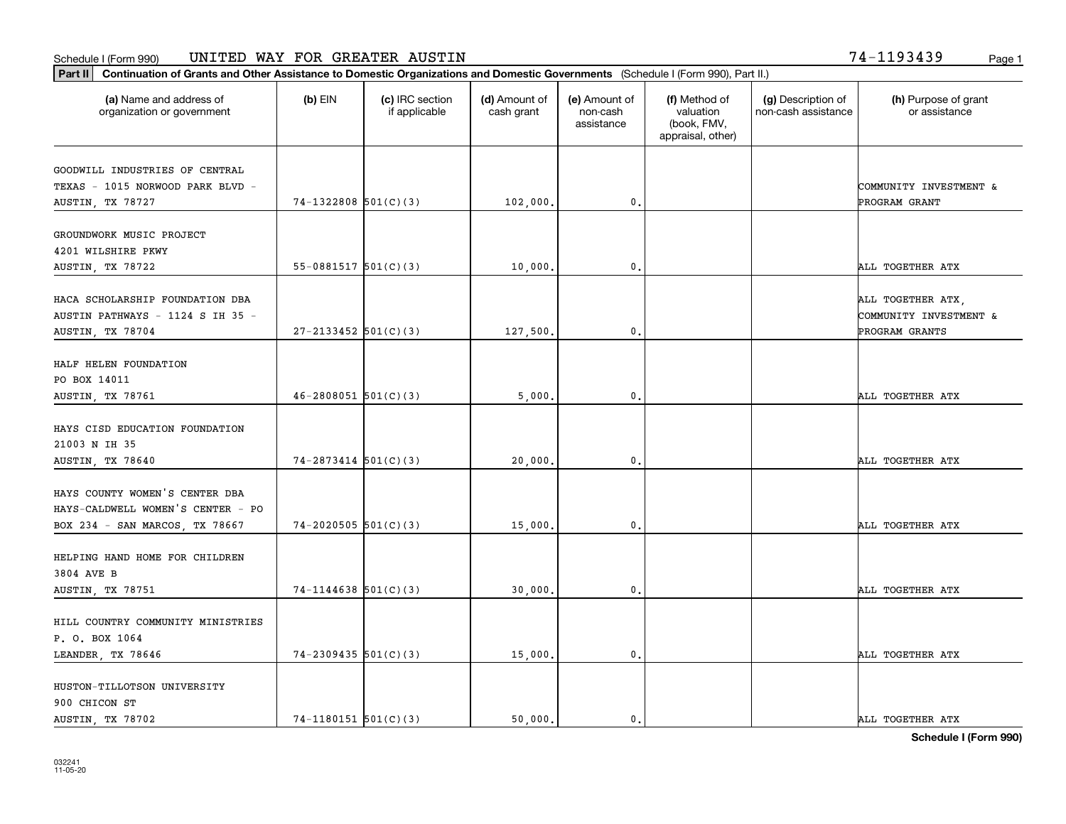Schedule I (Form 990) UNITED WAY FOR GREATER AUSTIN 74-1193439

**Part II** **Continuation of Grants and Other Assistance to Domestic Organizations and Domestic Governments** (Schedule I (Form 990), Part II.)

| (a) Name and address of organization or government | (b) EIN | (c) IRC section if applicable | (d) Amount of cash grant | (e) Amount of non-cash assistance | (f) Method of valuation (book, FMV, appraisal, other) | (g) Description of non-cash assistance | (h) Purpose of grant or assistance |
|---|---|---|---|---|---|---|---|
| GOODWILL INDUSTRIES OF CENTRAL TEXAS - 1015 NORWOOD PARK BLVD - AUSTIN, TX 78727 | 74-1322808 | 501(C)(3) | 102,000. | 0. | | | COMMUNITY INVESTMENT & PROGRAM GRANT |
| GROUNDWORK MUSIC PROJECT 4201 WILSHIRE PKWY AUSTIN, TX 78722 | 55-0881517 | 501(C)(3) | 10,000. | 0. | | | ALL TOGETHER ATX |
| HACA SCHOLARSHIP FOUNDATION DBA AUSTIN PATHWAYS - 1124 S IH 35 - AUSTIN, TX 78704 | 27-2133452 | 501(C)(3) | 127,500. | 0. | | | ALL TOGETHER ATX, COMMUNITY INVESTMENT & PROGRAM GRANTS |
| HALF HELEN FOUNDATION PO BOX 14011 AUSTIN, TX 78761 | 46-2808051 | 501(C)(3) | 5,000. | 0. | | | ALL TOGETHER ATX |
| HAYS CISD EDUCATION FOUNDATION 21003 N IH 35 AUSTIN, TX 78640 | 74-2873414 | 501(C)(3) | 20,000. | 0. | | | ALL TOGETHER ATX |
| HAYS COUNTY WOMEN'S CENTER DBA HAYS-CALDWELL WOMEN'S CENTER - PO BOX 234 - SAN MARCOS, TX 78667 | 74-2020505 | 501(C)(3) | 15,000. | 0. | | | ALL TOGETHER ATX |
| HELPING HAND HOME FOR CHILDREN 3804 AVE B AUSTIN, TX 78751 | 74-1144638 | 501(C)(3) | 30,000. | 0. | | | ALL TOGETHER ATX |
| HILL COUNTRY COMMUNITY MINISTRIES P. O. BOX 1064 LEANDER, TX 78646 | 74-2309435 | 501(C)(3) | 15,000. | 0. | | | ALL TOGETHER ATX |
| HUSTON-TILLOTSON UNIVERSITY 900 CHICON ST AUSTIN, TX 78702 | 74-1180151 | 501(C)(3) | 50,000. | 0. | | | ALL TOGETHER ATX |

**Schedule I (Form 990)**

032241
11-05-20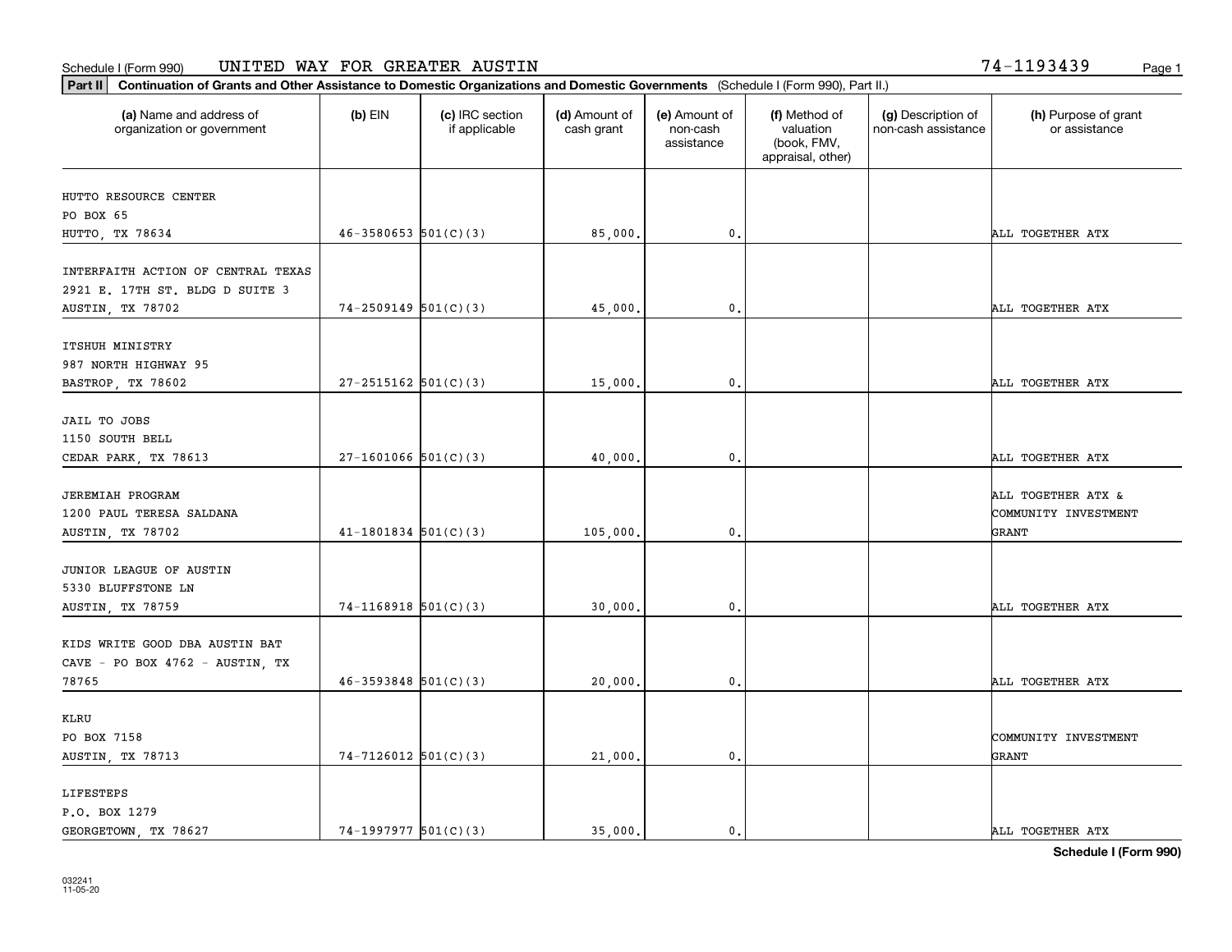Schedule I (Form 990) UNITED WAY FOR GREATER AUSTIN 74-1193439

**Part II** Continuation of Grants and Other Assistance to Domestic Organizations and Domestic Governments (Schedule I (Form 990), Part II.)

| (a) Name and address of organization or government | (b) EIN | (c) IRC section if applicable | (d) Amount of cash grant | (e) Amount of non-cash assistance | (f) Method of valuation (book, FMV, appraisal, other) | (g) Description of non-cash assistance | (h) Purpose of grant or assistance |
|---|---|---|---|---|---|---|---|
| HUTTO RESOURCE CENTER PO BOX 65 HUTTO, TX 78634 | 46-3580653 | 501(C)(3) | 85,000. | 0. | | | ALL TOGETHER ATX |
| INTERFAITH ACTION OF CENTRAL TEXAS 2921 E. 17TH ST. BLDG D SUITE 3 AUSTIN, TX 78702 | 74-2509149 | 501(C)(3) | 45,000. | 0. | | | ALL TOGETHER ATX |
| ITSHUH MINISTRY 987 NORTH HIGHWAY 95 BASTROP, TX 78602 | 27-2515162 | 501(C)(3) | 15,000. | 0. | | | ALL TOGETHER ATX |
| JAIL TO JOBS 1150 SOUTH BELL CEDAR PARK, TX 78613 | 27-1601066 | 501(C)(3) | 40,000. | 0. | | | ALL TOGETHER ATX |
| JEREMIAH PROGRAM 1200 PAUL TERESA SALDANA AUSTIN, TX 78702 | 41-1801834 | 501(C)(3) | 105,000. | 0. | | | ALL TOGETHER ATX & COMMUNITY INVESTMENT GRANT |
| JUNIOR LEAGUE OF AUSTIN 5330 BLUFFSTONE LN AUSTIN, TX 78759 | 74-1168918 | 501(C)(3) | 30,000. | 0. | | | ALL TOGETHER ATX |
| KIDS WRITE GOOD DBA AUSTIN BAT CAVE - PO BOX 4762 - AUSTIN, TX 78765 | 46-3593848 | 501(C)(3) | 20,000. | 0. | | | ALL TOGETHER ATX |
| KLRU PO BOX 7158 AUSTIN, TX 78713 | 74-7126012 | 501(C)(3) | 21,000. | 0. | | | COMMUNITY INVESTMENT GRANT |
| LIFESTEPS P.O. BOX 1279 GEORGETOWN, TX 78627 | 74-1997977 | 501(C)(3) | 35,000. | 0. | | | ALL TOGETHER ATX |

Schedule I (Form 990)

032241 11-05-20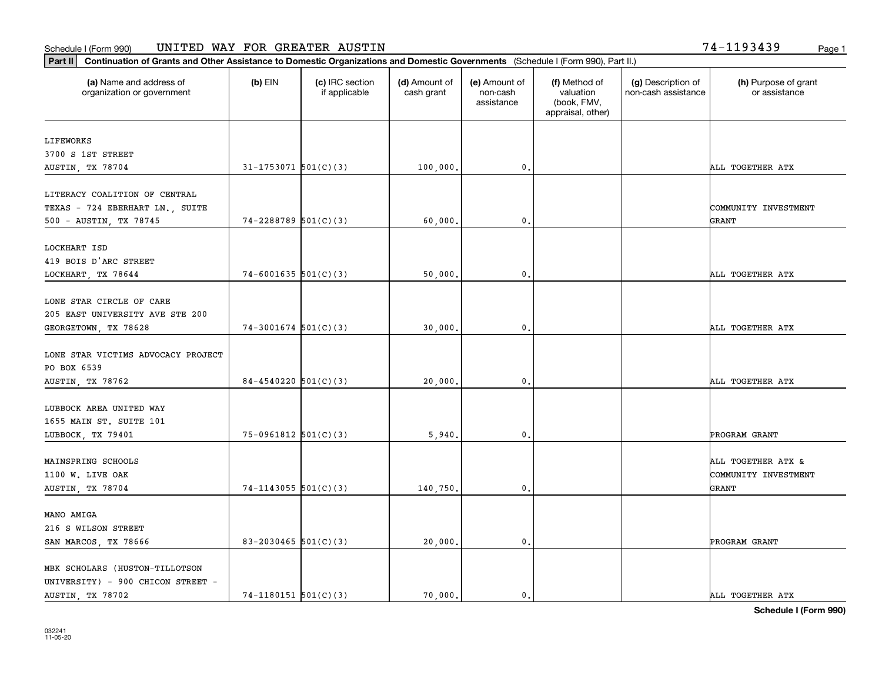Schedule I (Form 990) UNITED WAY FOR GREATER AUSTIN 74-1193439

**Part II** **Continuation of Grants and Other Assistance to Domestic Organizations and Domestic Governments** (Schedule I (Form 990), Part II.)

| (a) Name and address of organization or government | (b) EIN | (c) IRC section if applicable | (d) Amount of cash grant | (e) Amount of non-cash assistance | (f) Method of valuation (book, FMV, appraisal, other) | (g) Description of non-cash assistance | (h) Purpose of grant or assistance |
|---|---|---|---|---|---|---|---|
| LIFEWORKS<br>3700 S 1ST STREET<br>AUSTIN, TX 78704 | 31-1753071 | 501(C)(3) | 100,000. | 0. | | | ALL TOGETHER ATX |
| LITERACY COALITION OF CENTRAL TEXAS - 724 EBERHART LN., SUITE 500 - AUSTIN, TX 78745 | 74-2288789 | 501(C)(3) | 60,000. | 0. | | | COMMUNITY INVESTMENT GRANT |
| LOCKHART ISD<br>419 BOIS D'ARC STREET<br>LOCKHART, TX 78644 | 74-6001635 | 501(C)(3) | 50,000. | 0. | | | ALL TOGETHER ATX |
| LONE STAR CIRCLE OF CARE<br>205 EAST UNIVERSITY AVE STE 200<br>GEORGETOWN, TX 78628 | 74-3001674 | 501(C)(3) | 30,000. | 0. | | | ALL TOGETHER ATX |
| LONE STAR VICTIMS ADVOCACY PROJECT<br>PO BOX 6539<br>AUSTIN, TX 78762 | 84-4540220 | 501(C)(3) | 20,000. | 0. | | | ALL TOGETHER ATX |
| LUBBOCK AREA UNITED WAY<br>1655 MAIN ST. SUITE 101<br>LUBBOCK, TX 79401 | 75-0961812 | 501(C)(3) | 5,940. | 0. | | | PROGRAM GRANT |
| MAINSPRING SCHOOLS<br>1100 W. LIVE OAK<br>AUSTIN, TX 78704 | 74-1143055 | 501(C)(3) | 140,750. | 0. | | | ALL TOGETHER ATX & COMMUNITY INVESTMENT GRANT |
| MANO AMIGA<br>216 S WILSON STREET<br>SAN MARCOS, TX 78666 | 83-2030465 | 501(C)(3) | 20,000. | 0. | | | PROGRAM GRANT |
| MBK SCHOLARS (HUSTON-TILLOTSON UNIVERSITY) - 900 CHICON STREET - AUSTIN, TX 78702 | 74-1180151 | 501(C)(3) | 70,000. | 0. | | | ALL TOGETHER ATX |

Schedule I (Form 990)

032241
11-05-20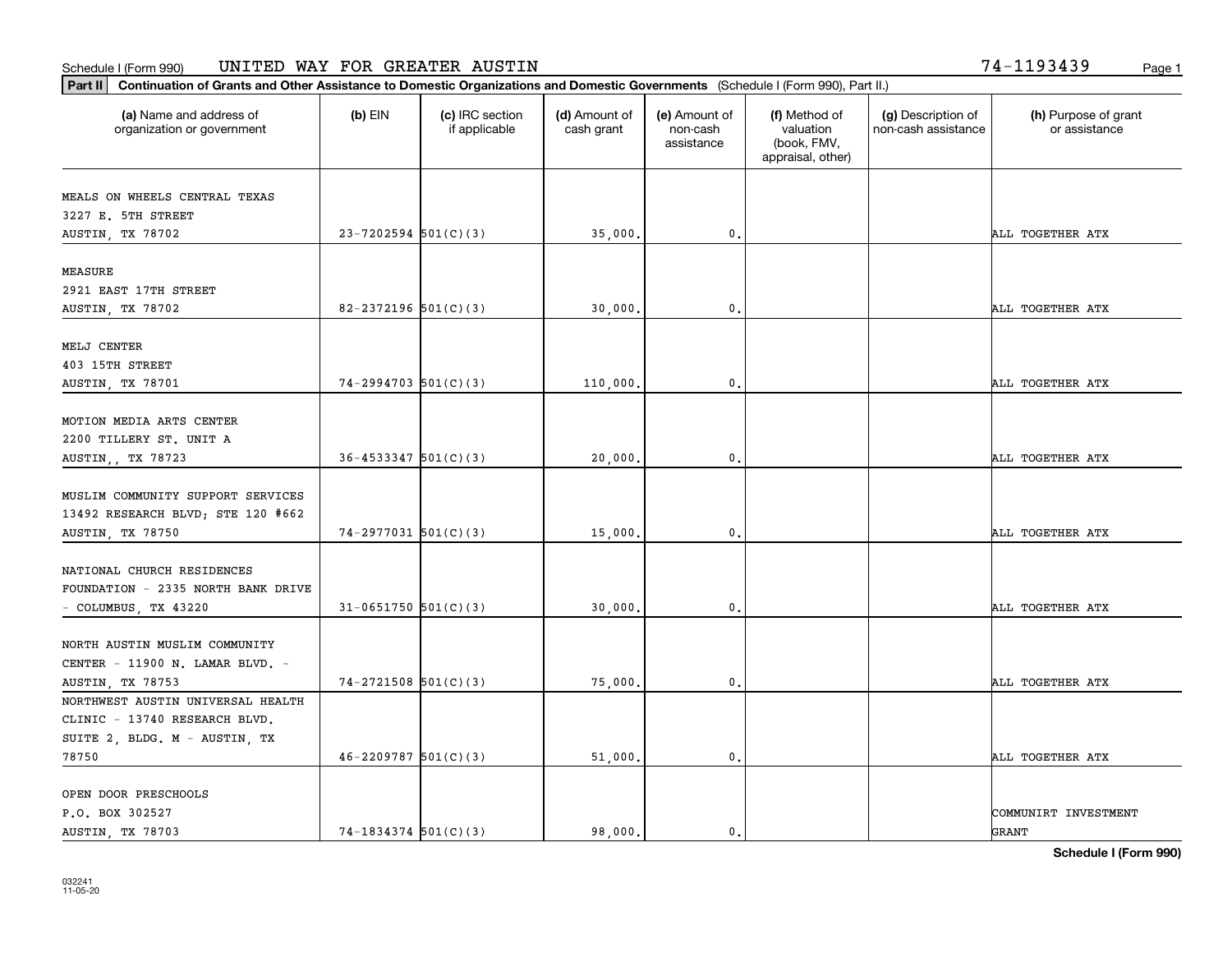Schedule I (Form 990) UNITED WAY FOR GREATER AUSTIN 74-1193439

**Part II Continuation of Grants and Other Assistance to Domestic Organizations and Domestic Governments** (Schedule I (Form 990), Part II.)

| (a) Name and address of organization or government | (b) EIN | (c) IRC section if applicable | (d) Amount of cash grant | (e) Amount of non-cash assistance | (f) Method of valuation (book, FMV, appraisal, other) | (g) Description of non-cash assistance | (h) Purpose of grant or assistance |
|---|---|---|---|---|---|---|---|
| MEALS ON WHEELS CENTRAL TEXAS 3227 E. 5TH STREET AUSTIN, TX 78702 | 23-7202594 | 501(C)(3) | 35,000. | 0. | | | ALL TOGETHER ATX |
| MEASURE 2921 EAST 17TH STREET AUSTIN, TX 78702 | 82-2372196 | 501(C)(3) | 30,000. | 0. | | | ALL TOGETHER ATX |
| MELJ CENTER 403 15TH STREET AUSTIN, TX 78701 | 74-2994703 | 501(C)(3) | 110,000. | 0. | | | ALL TOGETHER ATX |
| MOTION MEDIA ARTS CENTER 2200 TILLERY ST. UNIT A AUSTIN,, TX 78723 | 36-4533347 | 501(C)(3) | 20,000. | 0. | | | ALL TOGETHER ATX |
| MUSLIM COMMUNITY SUPPORT SERVICES 13492 RESEARCH BLVD; STE 120 #662 AUSTIN, TX 78750 | 74-2977031 | 501(C)(3) | 15,000. | 0. | | | ALL TOGETHER ATX |
| NATIONAL CHURCH RESIDENCES FOUNDATION - 2335 NORTH BANK DRIVE - COLUMBUS, TX 43220 | 31-0651750 | 501(C)(3) | 30,000. | 0. | | | ALL TOGETHER ATX |
| NORTH AUSTIN MUSLIM COMMUNITY CENTER - 11900 N. LAMAR BLVD. - AUSTIN, TX 78753 | 74-2721508 | 501(C)(3) | 75,000. | 0. | | | ALL TOGETHER ATX |
| NORTHWEST AUSTIN UNIVERSAL HEALTH CLINIC - 13740 RESEARCH BLVD. SUITE 2, BLDG. M - AUSTIN, TX 78750 | 46-2209787 | 501(C)(3) | 51,000. | 0. | | | ALL TOGETHER ATX |
| OPEN DOOR PRESCHOOLS P.O. BOX 302527 AUSTIN, TX 78703 | 74-1834374 | 501(C)(3) | 98,000. | 0. | | | COMMUNIRT INVESTMENT GRANT |

**Schedule I (Form 990)**

032241 11-05-20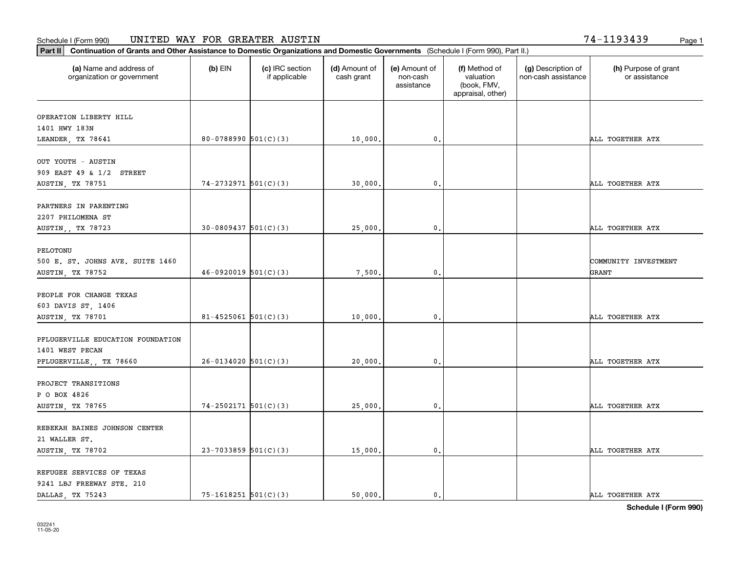Schedule I (Form 990) UNITED WAY FOR GREATER AUSTIN 74-1193439

**Part II** **Continuation of Grants and Other Assistance to Domestic Organizations and Domestic Governments** (Schedule I (Form 990), Part II.)

| (a) Name and address of organization or government | (b) EIN | (c) IRC section if applicable | (d) Amount of cash grant | (e) Amount of non-cash assistance | (f) Method of valuation (book, FMV, appraisal, other) | (g) Description of non-cash assistance | (h) Purpose of grant or assistance |
|---|---|---|---|---|---|---|---|
| OPERATION LIBERTY HILL<br>1401 HWY 183N<br>LEANDER, TX 78641 | 80-0788990 | 501(C)(3) | 10,000. | 0. | | | ALL TOGETHER ATX |
| OUT YOUTH - AUSTIN<br>909 EAST 49 & 1/2 STREET<br>AUSTIN, TX 78751 | 74-2732971 | 501(C)(3) | 30,000. | 0. | | | ALL TOGETHER ATX |
| PARTNERS IN PARENTING<br>2207 PHILOMENA ST<br>AUSTIN,, TX 78723 | 30-0809437 | 501(C)(3) | 25,000. | 0. | | | ALL TOGETHER ATX |
| PELOTONU<br>500 E. ST. JOHNS AVE. SUITE 1460<br>AUSTIN, TX 78752 | 46-0920019 | 501(C)(3) | 7,500. | 0. | | | COMMUNITY INVESTMENT GRANT |
| PEOPLE FOR CHANGE TEXAS<br>603 DAVIS ST, 1406<br>AUSTIN, TX 78701 | 81-4525061 | 501(C)(3) | 10,000. | 0. | | | ALL TOGETHER ATX |
| PFLUGERVILLE EDUCATION FOUNDATION<br>1401 WEST PECAN<br>PFLUGERVILLE,, TX 78660 | 26-0134020 | 501(C)(3) | 20,000. | 0. | | | ALL TOGETHER ATX |
| PROJECT TRANSITIONS<br>P O BOX 4826<br>AUSTIN, TX 78765 | 74-2502171 | 501(C)(3) | 25,000. | 0. | | | ALL TOGETHER ATX |
| REBEKAH BAINES JOHNSON CENTER<br>21 WALLER ST.<br>AUSTIN, TX 78702 | 23-7033859 | 501(C)(3) | 15,000. | 0. | | | ALL TOGETHER ATX |
| REFUGEE SERVICES OF TEXAS<br>9241 LBJ FREEWAY STE. 210<br>DALLAS, TX 75243 | 75-1618251 | 501(C)(3) | 50,000. | 0. | | | ALL TOGETHER ATX |

**Schedule I (Form 990)**

032241
11-05-20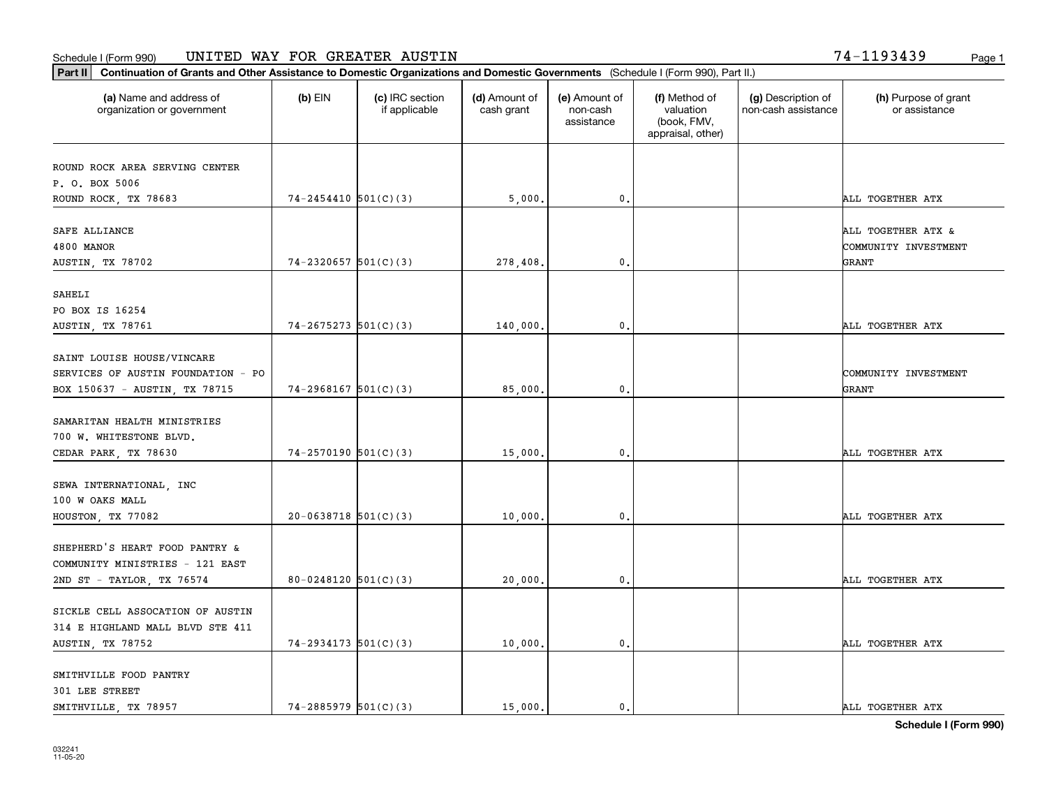Schedule I (Form 990) UNITED WAY FOR GREATER AUSTIN 74-1193439

**Part II** Continuation of Grants and Other Assistance to Domestic Organizations and Domestic Governments (Schedule I (Form 990), Part II.)

| (a) Name and address of organization or government | (b) EIN | (c) IRC section if applicable | (d) Amount of cash grant | (e) Amount of non-cash assistance | (f) Method of valuation (book, FMV, appraisal, other) | (g) Description of non-cash assistance | (h) Purpose of grant or assistance |
|---|---|---|---|---|---|---|---|
| ROUND ROCK AREA SERVING CENTER P. O. BOX 5006 ROUND ROCK, TX 78683 | 74-2454410 | 501(C)(3) | 5,000. | 0. | | | ALL TOGETHER ATX |
| SAFE ALLIANCE 4800 MANOR AUSTIN, TX 78702 | 74-2320657 | 501(C)(3) | 278,408. | 0. | | | ALL TOGETHER ATX & COMMUNITY INVESTMENT GRANT |
| SAHELI PO BOX IS 16254 AUSTIN, TX 78761 | 74-2675273 | 501(C)(3) | 140,000. | 0. | | | ALL TOGETHER ATX |
| SAINT LOUISE HOUSE/VINCARE SERVICES OF AUSTIN FOUNDATION - PO BOX 150637 - AUSTIN, TX 78715 | 74-2968167 | 501(C)(3) | 85,000. | 0. | | | COMMUNITY INVESTMENT GRANT |
| SAMARITAN HEALTH MINISTRIES 700 W. WHITESTONE BLVD. CEDAR PARK, TX 78630 | 74-2570190 | 501(C)(3) | 15,000. | 0. | | | ALL TOGETHER ATX |
| SEWA INTERNATIONAL, INC 100 W OAKS MALL HOUSTON, TX 77082 | 20-0638718 | 501(C)(3) | 10,000. | 0. | | | ALL TOGETHER ATX |
| SHEPHERD'S HEART FOOD PANTRY & COMMUNITY MINISTRIES - 121 EAST 2ND ST - TAYLOR, TX 76574 | 80-0248120 | 501(C)(3) | 20,000. | 0. | | | ALL TOGETHER ATX |
| SICKLE CELL ASSOCATION OF AUSTIN 314 E HIGHLAND MALL BLVD STE 411 AUSTIN, TX 78752 | 74-2934173 | 501(C)(3) | 10,000. | 0. | | | ALL TOGETHER ATX |
| SMITHVILLE FOOD PANTRY 301 LEE STREET SMITHVILLE, TX 78957 | 74-2885979 | 501(C)(3) | 15,000. | 0. | | | ALL TOGETHER ATX |

**Schedule I (Form 990)**

032241 11-05-20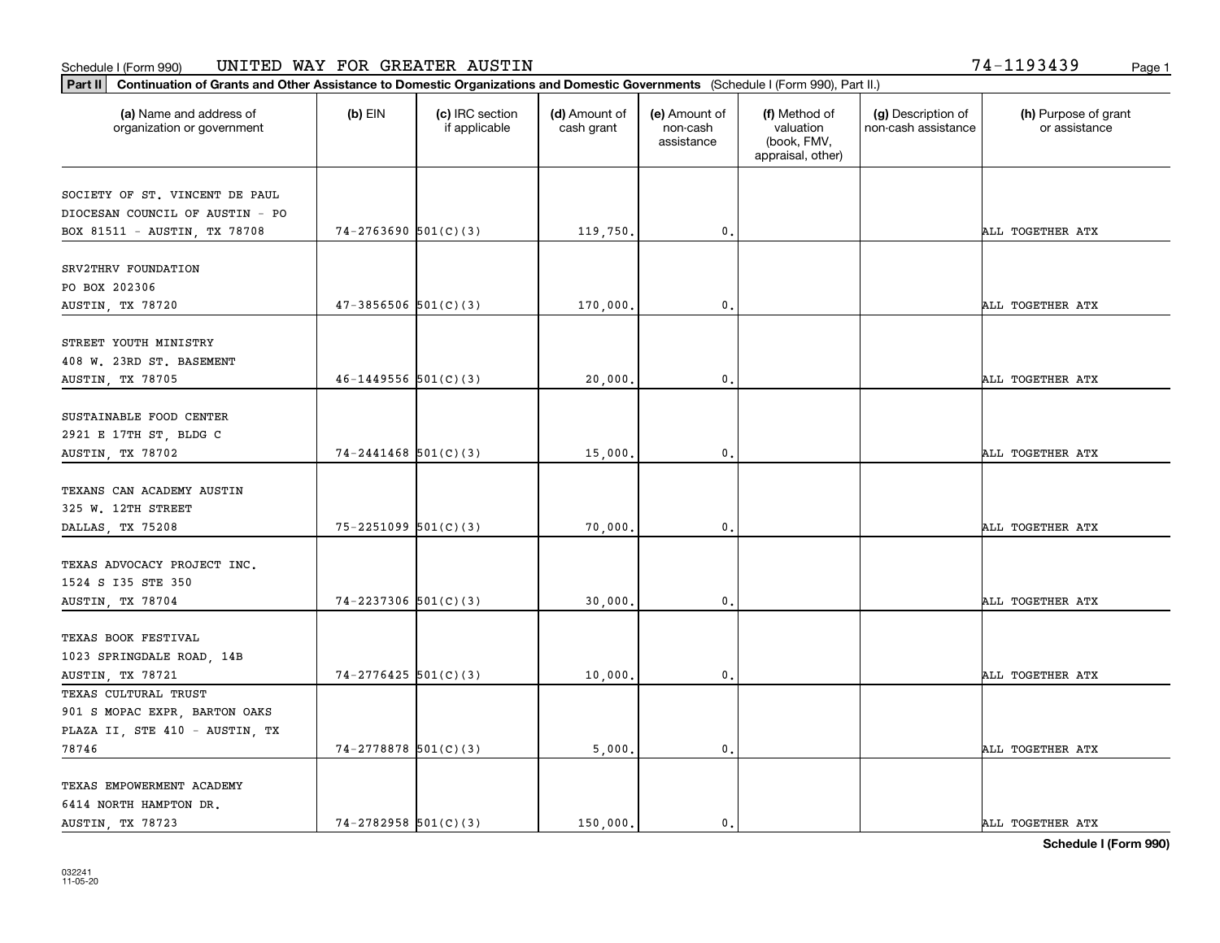Schedule I (Form 990) UNITED WAY FOR GREATER AUSTIN 74-1193439

**Part II** **Continuation of Grants and Other Assistance to Domestic Organizations and Domestic Governments** (Schedule I (Form 990), Part II.)

| (a) Name and address of organization or government | (b) EIN | (c) IRC section if applicable | (d) Amount of cash grant | (e) Amount of non-cash assistance | (f) Method of valuation (book, FMV, appraisal, other) | (g) Description of non-cash assistance | (h) Purpose of grant or assistance |
|---|---|---|---|---|---|---|---|
| SOCIETY OF ST. VINCENT DE PAUL DIOCESAN COUNCIL OF AUSTIN - PO BOX 81511 - AUSTIN, TX 78708 | 74-2763690 | 501(C)(3) | 119,750. | 0. | | | ALL TOGETHER ATX |
| SRV2THRV FOUNDATION PO BOX 202306 AUSTIN, TX 78720 | 47-3856506 | 501(C)(3) | 170,000. | 0. | | | ALL TOGETHER ATX |
| STREET YOUTH MINISTRY 408 W. 23RD ST. BASEMENT AUSTIN, TX 78705 | 46-1449556 | 501(C)(3) | 20,000. | 0. | | | ALL TOGETHER ATX |
| SUSTAINABLE FOOD CENTER 2921 E 17TH ST, BLDG C AUSTIN, TX 78702 | 74-2441468 | 501(C)(3) | 15,000. | 0. | | | ALL TOGETHER ATX |
| TEXANS CAN ACADEMY AUSTIN 325 W. 12TH STREET DALLAS, TX 75208 | 75-2251099 | 501(C)(3) | 70,000. | 0. | | | ALL TOGETHER ATX |
| TEXAS ADVOCACY PROJECT INC. 1524 S I35 STE 350 AUSTIN, TX 78704 | 74-2237306 | 501(C)(3) | 30,000. | 0. | | | ALL TOGETHER ATX |
| TEXAS BOOK FESTIVAL 1023 SPRINGDALE ROAD, 14B AUSTIN, TX 78721 | 74-2776425 | 501(C)(3) | 10,000. | 0. | | | ALL TOGETHER ATX |
| TEXAS CULTURAL TRUST 901 S MOPAC EXPR, BARTON OAKS PLAZA II, STE 410 - AUSTIN, TX 78746 | 74-2778878 | 501(C)(3) | 5,000. | 0. | | | ALL TOGETHER ATX |
| TEXAS EMPOWERMENT ACADEMY 6414 NORTH HAMPTON DR. AUSTIN, TX 78723 | 74-2782958 | 501(C)(3) | 150,000. | 0. | | | ALL TOGETHER ATX |

**Schedule I (Form 990)**

032241 11-05-20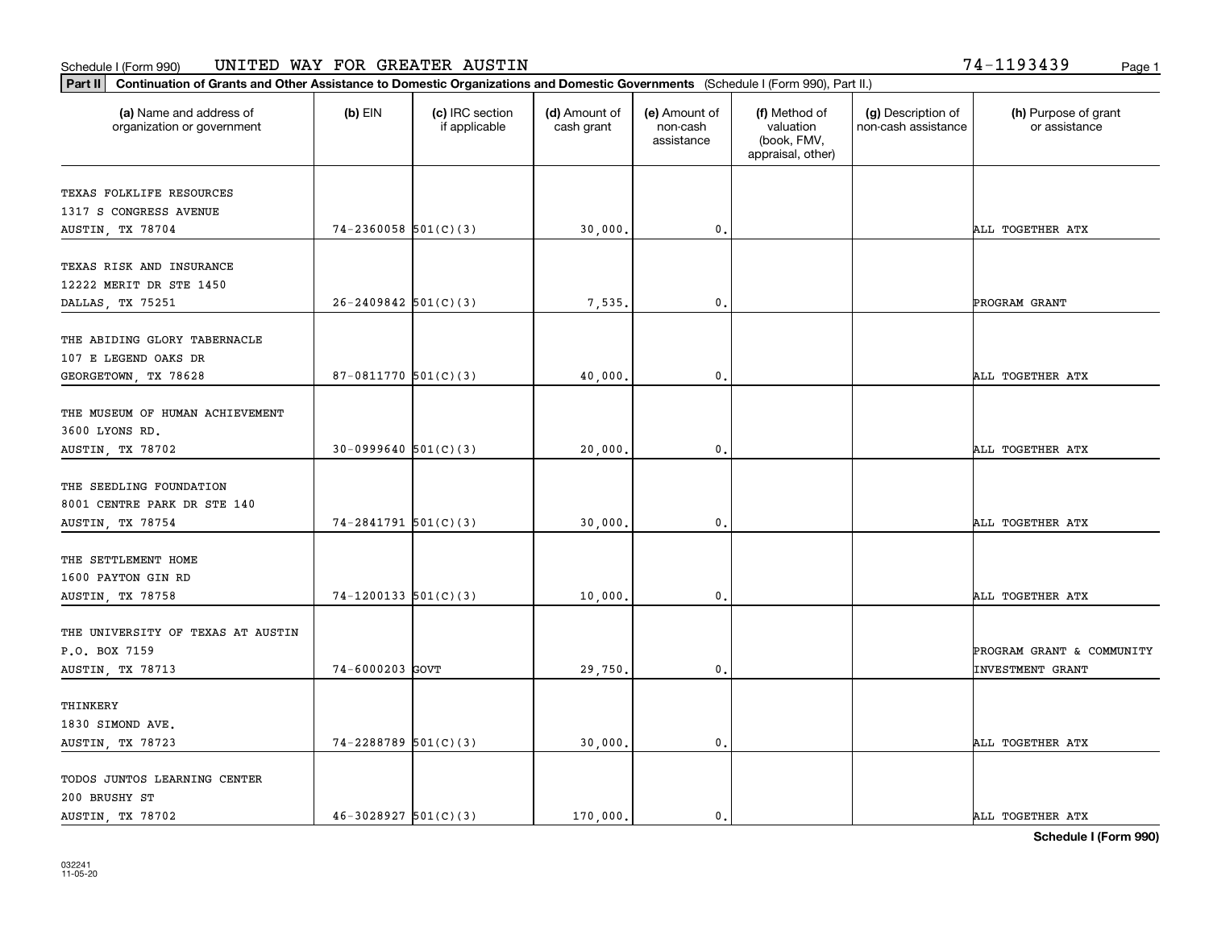Schedule I (Form 990) UNITED WAY FOR GREATER AUSTIN 74-1193439

**Part II** **Continuation of Grants and Other Assistance to Domestic Organizations and Domestic Governments** (Schedule I (Form 990), Part II.)

| (a) Name and address of organization or government | (b) EIN | (c) IRC section if applicable | (d) Amount of cash grant | (e) Amount of non-cash assistance | (f) Method of valuation (book, FMV, appraisal, other) | (g) Description of non-cash assistance | (h) Purpose of grant or assistance |
|---|---|---|---|---|---|---|---|
| TEXAS FOLKLIFE RESOURCES<br>1317 S CONGRESS AVENUE<br>AUSTIN, TX 78704 | 74-2360058 | 501(C)(3) | 30,000. | 0. | | | ALL TOGETHER ATX |
| TEXAS RISK AND INSURANCE<br>12222 MERIT DR STE 1450<br>DALLAS, TX 75251 | 26-2409842 | 501(C)(3) | 7,535. | 0. | | | PROGRAM GRANT |
| THE ABIDING GLORY TABERNACLE<br>107 E LEGEND OAKS DR<br>GEORGETOWN, TX 78628 | 87-0811770 | 501(C)(3) | 40,000. | 0. | | | ALL TOGETHER ATX |
| THE MUSEUM OF HUMAN ACHIEVEMENT<br>3600 LYONS RD.<br>AUSTIN, TX 78702 | 30-0999640 | 501(C)(3) | 20,000. | 0. | | | ALL TOGETHER ATX |
| THE SEEDLING FOUNDATION<br>8001 CENTRE PARK DR STE 140<br>AUSTIN, TX 78754 | 74-2841791 | 501(C)(3) | 30,000. | 0. | | | ALL TOGETHER ATX |
| THE SETTLEMENT HOME<br>1600 PAYTON GIN RD<br>AUSTIN, TX 78758 | 74-1200133 | 501(C)(3) | 10,000. | 0. | | | ALL TOGETHER ATX |
| THE UNIVERSITY OF TEXAS AT AUSTIN<br>P.O. BOX 7159<br>AUSTIN, TX 78713 | 74-6000203 | GOVT | 29,750. | 0. | | | PROGRAM GRANT & COMMUNITY INVESTMENT GRANT |
| THINKERY<br>1830 SIMOND AVE.<br>AUSTIN, TX 78723 | 74-2288789 | 501(C)(3) | 30,000. | 0. | | | ALL TOGETHER ATX |
| TODOS JUNTOS LEARNING CENTER<br>200 BRUSHY ST<br>AUSTIN, TX 78702 | 46-3028927 | 501(C)(3) | 170,000. | 0. | | | ALL TOGETHER ATX |

**Schedule I (Form 990)**

032241
11-05-20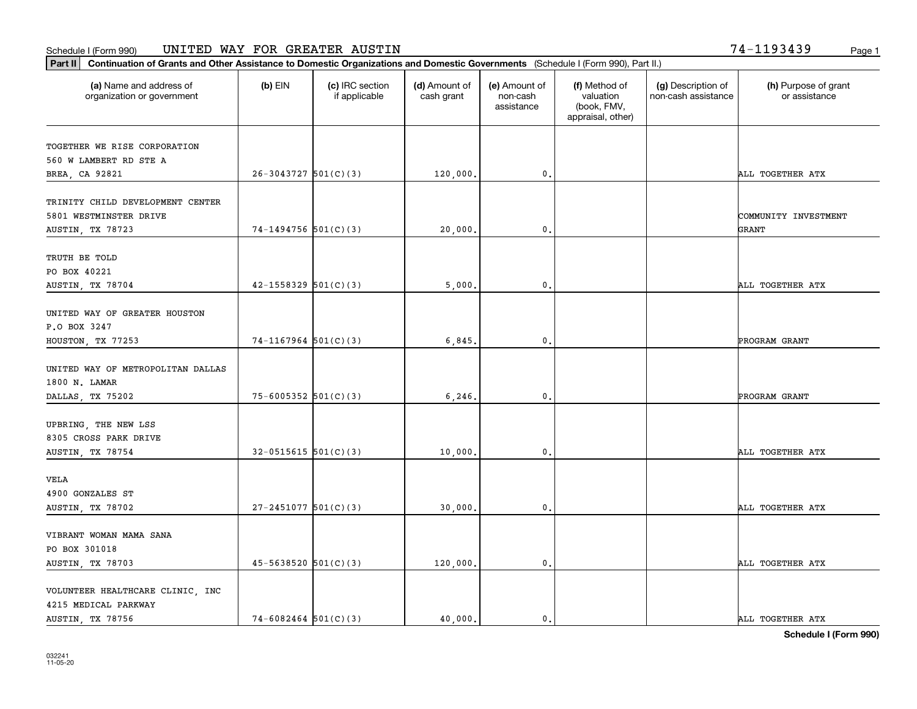Schedule I (Form 990) UNITED WAY FOR GREATER AUSTIN 74-1193439

**Part II** **Continuation of Grants and Other Assistance to Domestic Organizations and Domestic Governments** (Schedule I (Form 990), Part II.)

| (a) Name and address of organization or government | (b) EIN | (c) IRC section if applicable | (d) Amount of cash grant | (e) Amount of non-cash assistance | (f) Method of valuation (book, FMV, appraisal, other) | (g) Description of non-cash assistance | (h) Purpose of grant or assistance |
|---|---|---|---|---|---|---|---|
| TOGETHER WE RISE CORPORATION<br>560 W LAMBERT RD STE A<br>BREA, CA 92821 | 26-3043727 | 501(C)(3) | 120,000. | 0. | | | ALL TOGETHER ATX |
| TRINITY CHILD DEVELOPMENT CENTER<br>5801 WESTMINSTER DRIVE<br>AUSTIN, TX 78723 | 74-1494756 | 501(C)(3) | 20,000. | 0. | | | COMMUNITY INVESTMENT GRANT |
| TRUTH BE TOLD<br>PO BOX 40221<br>AUSTIN, TX 78704 | 42-1558329 | 501(C)(3) | 5,000. | 0. | | | ALL TOGETHER ATX |
| UNITED WAY OF GREATER HOUSTON<br>P.O BOX 3247<br>HOUSTON, TX 77253 | 74-1167964 | 501(C)(3) | 6,845. | 0. | | | PROGRAM GRANT |
| UNITED WAY OF METROPOLITAN DALLAS<br>1800 N. LAMAR<br>DALLAS, TX 75202 | 75-6005352 | 501(C)(3) | 6,246. | 0. | | | PROGRAM GRANT |
| UPBRING, THE NEW LSS<br>8305 CROSS PARK DRIVE<br>AUSTIN, TX 78754 | 32-0515615 | 501(C)(3) | 10,000. | 0. | | | ALL TOGETHER ATX |
| VELA<br>4900 GONZALES ST<br>AUSTIN, TX 78702 | 27-2451077 | 501(C)(3) | 30,000. | 0. | | | ALL TOGETHER ATX |
| VIBRANT WOMAN MAMA SANA<br>PO BOX 301018<br>AUSTIN, TX 78703 | 45-5638520 | 501(C)(3) | 120,000. | 0. | | | ALL TOGETHER ATX |
| VOLUNTEER HEALTHCARE CLINIC, INC<br>4215 MEDICAL PARKWAY<br>AUSTIN, TX 78756 | 74-6082464 | 501(C)(3) | 40,000. | 0. | | | ALL TOGETHER ATX |

**Schedule I (Form 990)**

032241
11-05-20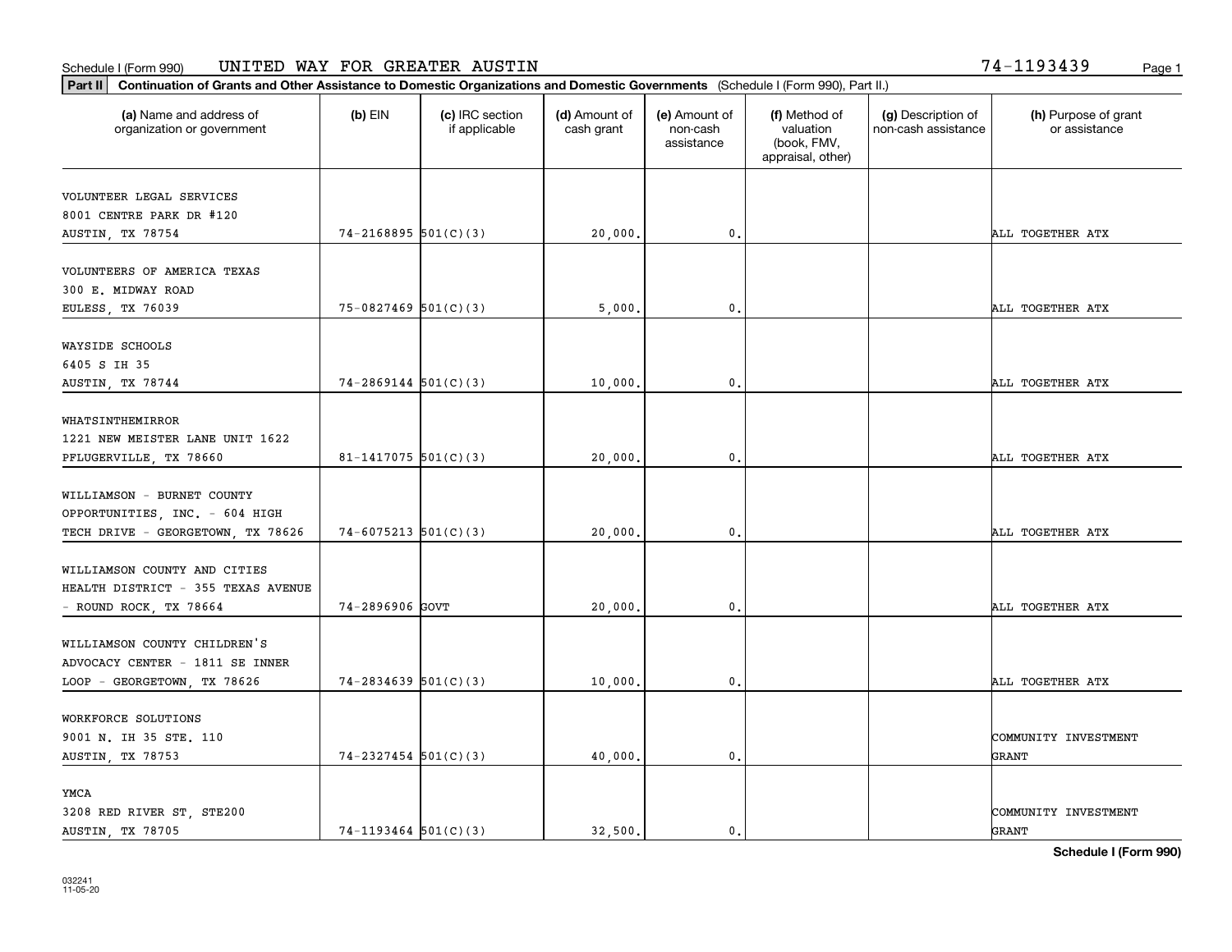Schedule I (Form 990) UNITED WAY FOR GREATER AUSTIN 74-1193439

**Part II** **Continuation of Grants and Other Assistance to Domestic Organizations and Domestic Governments** (Schedule I (Form 990), Part II.)

| (a) Name and address of organization or government | (b) EIN | (c) IRC section if applicable | (d) Amount of cash grant | (e) Amount of non-cash assistance | (f) Method of valuation (book, FMV, appraisal, other) | (g) Description of non-cash assistance | (h) Purpose of grant or assistance |
|---|---|---|---|---|---|---|---|
| VOLUNTEER LEGAL SERVICES<br>8001 CENTRE PARK DR #120<br>AUSTIN, TX 78754 | 74-2168895 | 501(C)(3) | 20,000. | 0. | | | ALL TOGETHER ATX |
| VOLUNTEERS OF AMERICA TEXAS<br>300 E. MIDWAY ROAD<br>EULESS, TX 76039 | 75-0827469 | 501(C)(3) | 5,000. | 0. | | | ALL TOGETHER ATX |
| WAYSIDE SCHOOLS<br>6405 S IH 35<br>AUSTIN, TX 78744 | 74-2869144 | 501(C)(3) | 10,000. | 0. | | | ALL TOGETHER ATX |
| WHATSINTHEMIRROR<br>1221 NEW MEISTER LANE UNIT 1622<br>PFLUGERVILLE, TX 78660 | 81-1417075 | 501(C)(3) | 20,000. | 0. | | | ALL TOGETHER ATX |
| WILLIAMSON - BURNET COUNTY OPPORTUNITIES, INC. - 604 HIGH TECH DRIVE - GEORGETOWN, TX 78626 | 74-6075213 | 501(C)(3) | 20,000. | 0. | | | ALL TOGETHER ATX |
| WILLIAMSON COUNTY AND CITIES HEALTH DISTRICT - 355 TEXAS AVENUE - ROUND ROCK, TX 78664 | 74-2896906 | GOVT | 20,000. | 0. | | | ALL TOGETHER ATX |
| WILLIAMSON COUNTY CHILDREN'S ADVOCACY CENTER - 1811 SE INNER LOOP - GEORGETOWN, TX 78626 | 74-2834639 | 501(C)(3) | 10,000. | 0. | | | ALL TOGETHER ATX |
| WORKFORCE SOLUTIONS<br>9001 N. IH 35 STE. 110<br>AUSTIN, TX 78753 | 74-2327454 | 501(C)(3) | 40,000. | 0. | | | COMMUNITY INVESTMENT GRANT |
| YMCA<br>3208 RED RIVER ST, STE200<br>AUSTIN, TX 78705 | 74-1193464 | 501(C)(3) | 32,500. | 0. | | | COMMUNITY INVESTMENT GRANT |

**Schedule I (Form 990)**

032241
11-05-20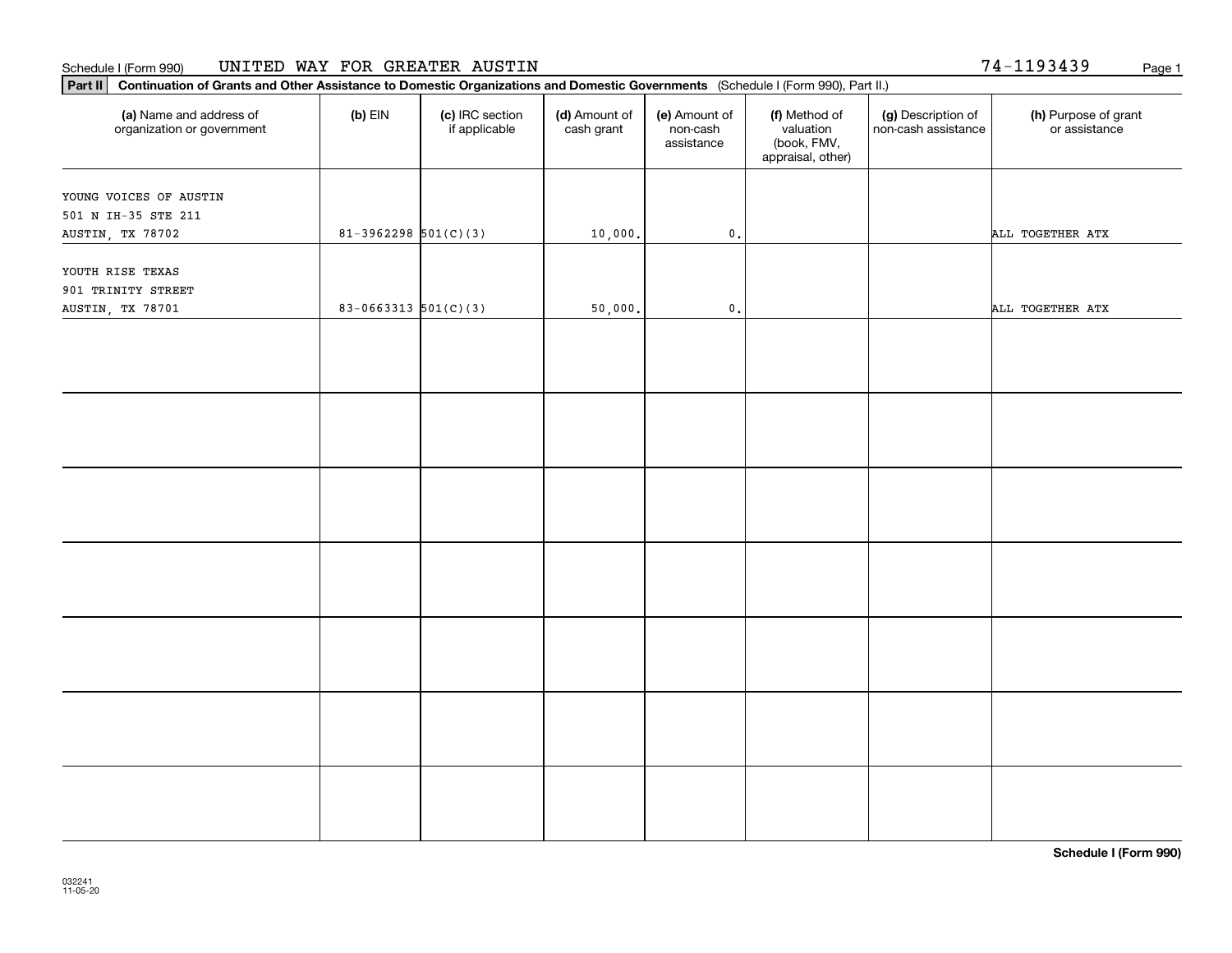Schedule I (Form 990) UNITED WAY FOR GREATER AUSTIN 74-1193439

**Part II** **Continuation of Grants and Other Assistance to Domestic Organizations and Domestic Governments** (Schedule I (Form 990), Part II.)

| (a) Name and address of organization or government | (b) EIN | (c) IRC section if applicable | (d) Amount of cash grant | (e) Amount of non-cash assistance | (f) Method of valuation (book, FMV, appraisal, other) | (g) Description of non-cash assistance | (h) Purpose of grant or assistance |
|---|---|---|---|---|---|---|---|
| YOUNG VOICES OF AUSTIN<br>501 N IH-35 STE 211<br>AUSTIN, TX 78702 | 81-3962298 | 501(C)(3) | 10,000. | 0. | | | ALL TOGETHER ATX |
| YOUTH RISE TEXAS<br>901 TRINITY STREET<br>AUSTIN, TX 78701 | 83-0663313 | 501(C)(3) | 50,000. | 0. | | | ALL TOGETHER ATX |
| | | | | | | | |
| | | | | | | | |
| | | | | | | | |
| | | | | | | | |
| | | | | | | | |
| | | | | | | | |
| | | | | | | | |

**Schedule I (Form 990)**

032241
11-05-20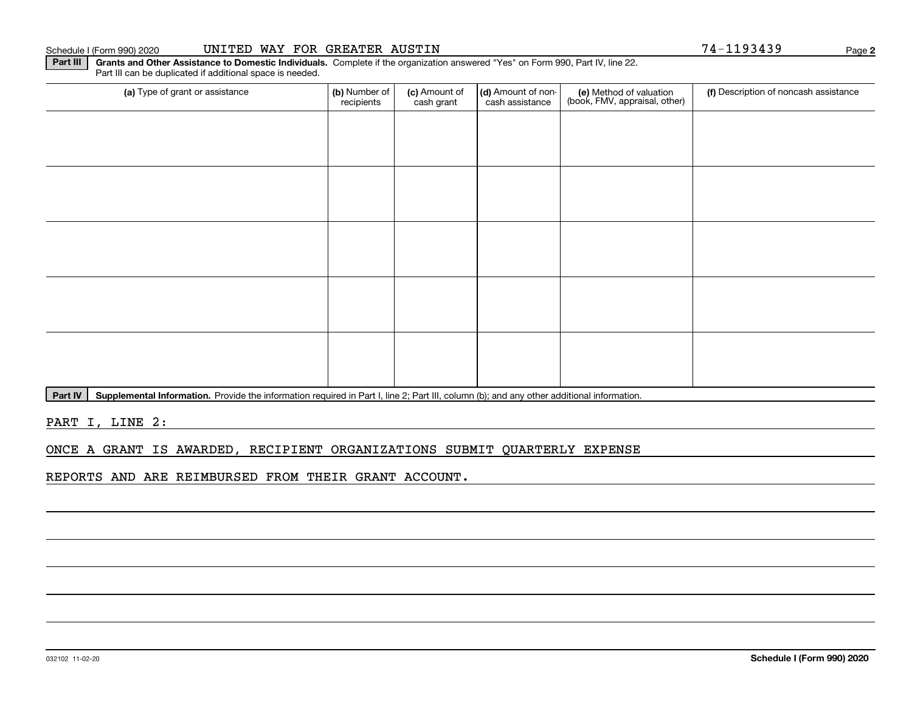Schedule I (Form 990) 2020 UNITED WAY FOR GREATER AUSTIN 74-1193439

**Part III** **Grants and Other Assistance to Domestic Individuals.** Complete if the organization answered "Yes" on Form 990, Part IV, line 22.
Part III can be duplicated if additional space is needed.

| (a) Type of grant or assistance | (b) Number of recipients | (c) Amount of cash grant | (d) Amount of non-cash assistance | (e) Method of valuation (book, FMV, appraisal, other) | (f) Description of noncash assistance |
|---|---|---|---|---|---|
| | | | | | |
| | | | | | |
| | | | | | |
| | | | | | |
| | | | | | |

**Part IV** **Supplemental Information.** Provide the information required in Part I, line 2; Part III, column (b); and any other additional information.

PART I, LINE 2:

ONCE A GRANT IS AWARDED, RECIPIENT ORGANIZATIONS SUBMIT QUARTERLY EXPENSE REPORTS AND ARE REIMBURSED FROM THEIR GRANT ACCOUNT.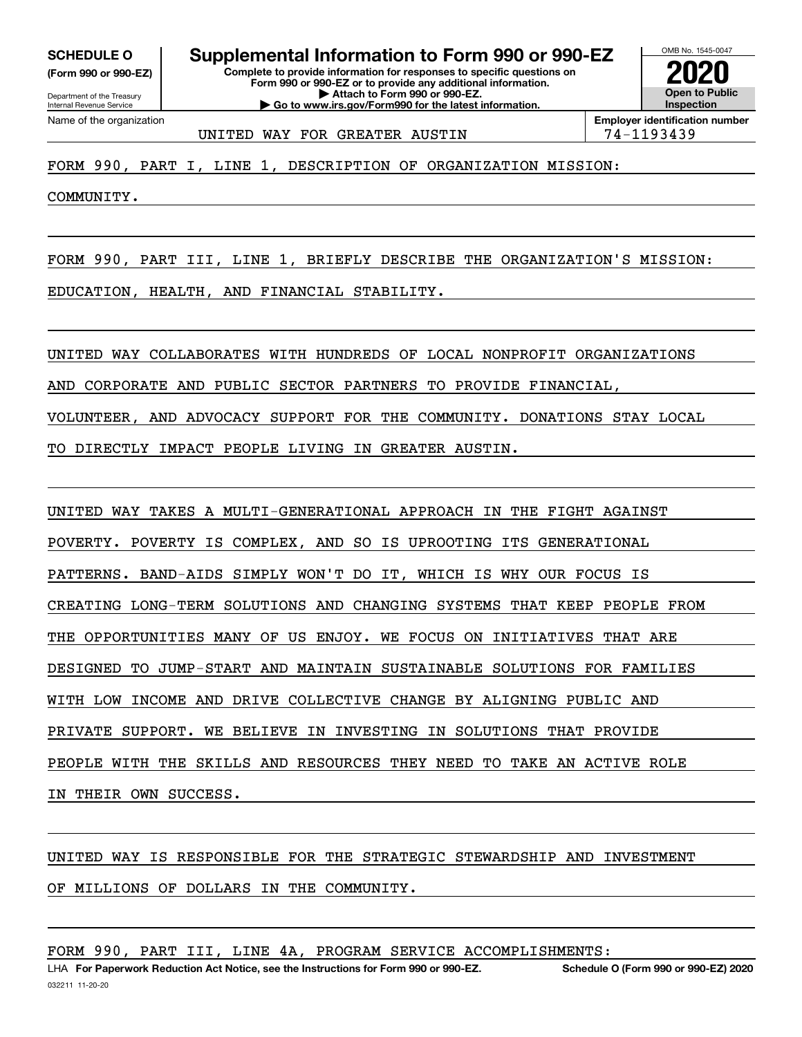**SCHEDULE O**
**(Form 990 or 990-EZ)**

Department of the Treasury
Internal Revenue Service

# Supplemental Information to Form 990 or 990-EZ

**Complete to provide information for responses to specific questions on Form 990 or 990-EZ or to provide any additional information.**
**▶ Attach to Form 990 or 990-EZ.**
**▶ Go to www.irs.gov/Form990 for the latest information.**

OMB No. 1545-0047
**2020**
**Open to Public Inspection**

| Name of the organization | Employer identification number |
|---|---|
| UNITED WAY FOR GREATER AUSTIN | 74-1193439 |

FORM 990, PART I, LINE 1, DESCRIPTION OF ORGANIZATION MISSION:

COMMUNITY.

FORM 990, PART III, LINE 1, BRIEFLY DESCRIBE THE ORGANIZATION'S MISSION:

EDUCATION, HEALTH, AND FINANCIAL STABILITY.

UNITED WAY COLLABORATES WITH HUNDREDS OF LOCAL NONPROFIT ORGANIZATIONS AND CORPORATE AND PUBLIC SECTOR PARTNERS TO PROVIDE FINANCIAL, VOLUNTEER, AND ADVOCACY SUPPORT FOR THE COMMUNITY. DONATIONS STAY LOCAL TO DIRECTLY IMPACT PEOPLE LIVING IN GREATER AUSTIN.

UNITED WAY TAKES A MULTI-GENERATIONAL APPROACH IN THE FIGHT AGAINST POVERTY. POVERTY IS COMPLEX, AND SO IS UPROOTING ITS GENERATIONAL PATTERNS. BAND-AIDS SIMPLY WON'T DO IT, WHICH IS WHY OUR FOCUS IS CREATING LONG-TERM SOLUTIONS AND CHANGING SYSTEMS THAT KEEP PEOPLE FROM THE OPPORTUNITIES MANY OF US ENJOY. WE FOCUS ON INITIATIVES THAT ARE DESIGNED TO JUMP-START AND MAINTAIN SUSTAINABLE SOLUTIONS FOR FAMILIES WITH LOW INCOME AND DRIVE COLLECTIVE CHANGE BY ALIGNING PUBLIC AND PRIVATE SUPPORT. WE BELIEVE IN INVESTING IN SOLUTIONS THAT PROVIDE PEOPLE WITH THE SKILLS AND RESOURCES THEY NEED TO TAKE AN ACTIVE ROLE IN THEIR OWN SUCCESS.

UNITED WAY IS RESPONSIBLE FOR THE STRATEGIC STEWARDSHIP AND INVESTMENT OF MILLIONS OF DOLLARS IN THE COMMUNITY.

FORM 990, PART III, LINE 4A, PROGRAM SERVICE ACCOMPLISHMENTS:

LHA **For Paperwork Reduction Act Notice, see the Instructions for Form 990 or 990-EZ.** **Schedule O (Form 990 or 990-EZ) 2020**
032211 11-20-20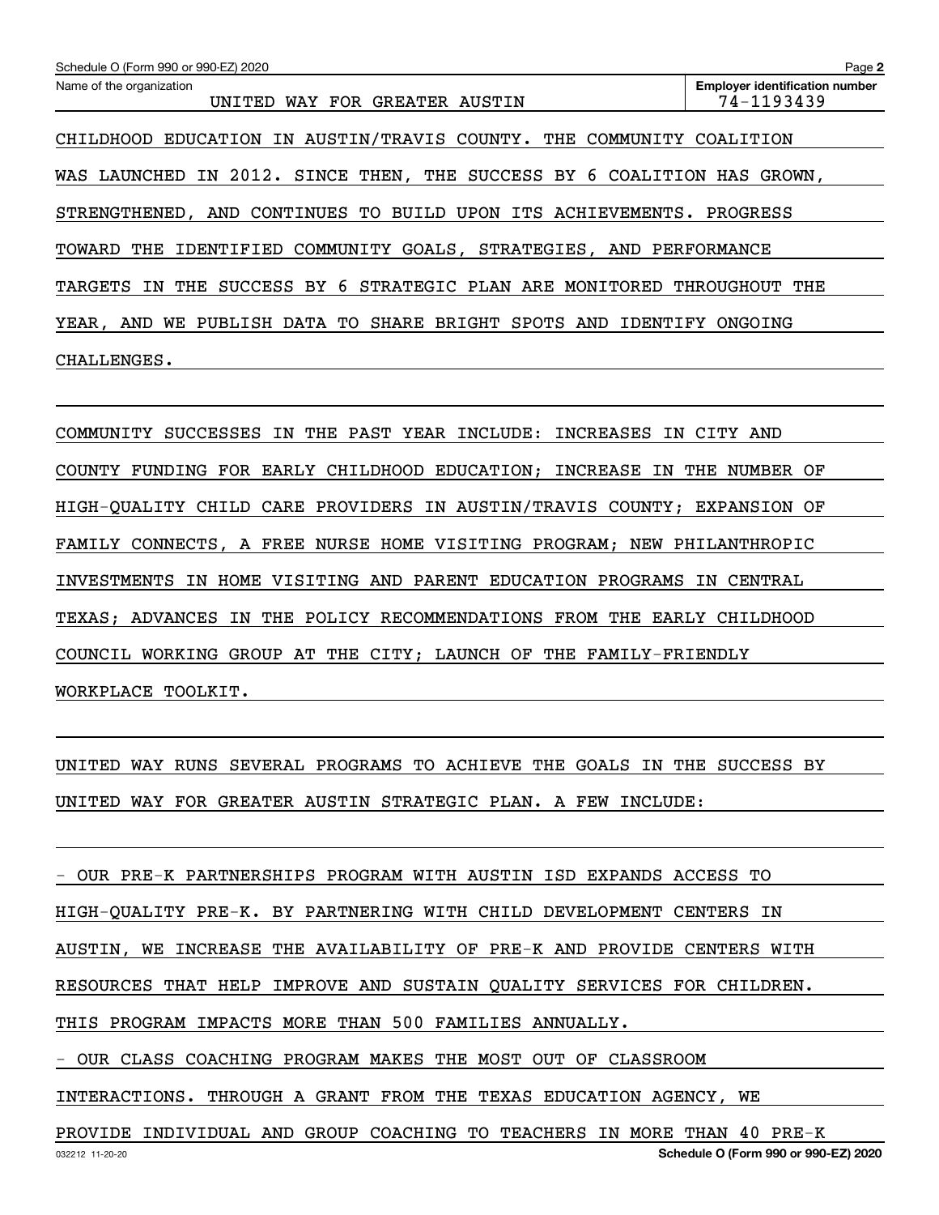CHILDHOOD EDUCATION IN AUSTIN/TRAVIS COUNTY. THE COMMUNITY COALITION WAS LAUNCHED IN 2012. SINCE THEN, THE SUCCESS BY 6 COALITION HAS GROWN, STRENGTHENED, AND CONTINUES TO BUILD UPON ITS ACHIEVEMENTS. PROGRESS TOWARD THE IDENTIFIED COMMUNITY GOALS, STRATEGIES, AND PERFORMANCE TARGETS IN THE SUCCESS BY 6 STRATEGIC PLAN ARE MONITORED THROUGHOUT THE YEAR, AND WE PUBLISH DATA TO SHARE BRIGHT SPOTS AND IDENTIFY ONGOING CHALLENGES.

COMMUNITY SUCCESSES IN THE PAST YEAR INCLUDE: INCREASES IN CITY AND COUNTY FUNDING FOR EARLY CHILDHOOD EDUCATION; INCREASE IN THE NUMBER OF HIGH-QUALITY CHILD CARE PROVIDERS IN AUSTIN/TRAVIS COUNTY; EXPANSION OF FAMILY CONNECTS, A FREE NURSE HOME VISITING PROGRAM; NEW PHILANTHROPIC INVESTMENTS IN HOME VISITING AND PARENT EDUCATION PROGRAMS IN CENTRAL TEXAS; ADVANCES IN THE POLICY RECOMMENDATIONS FROM THE EARLY CHILDHOOD COUNCIL WORKING GROUP AT THE CITY; LAUNCH OF THE FAMILY-FRIENDLY WORKPLACE TOOLKIT.

UNITED WAY RUNS SEVERAL PROGRAMS TO ACHIEVE THE GOALS IN THE SUCCESS BY UNITED WAY FOR GREATER AUSTIN STRATEGIC PLAN. A FEW INCLUDE:

- OUR PRE-K PARTNERSHIPS PROGRAM WITH AUSTIN ISD EXPANDS ACCESS TO HIGH-QUALITY PRE-K. BY PARTNERING WITH CHILD DEVELOPMENT CENTERS IN AUSTIN, WE INCREASE THE AVAILABILITY OF PRE-K AND PROVIDE CENTERS WITH RESOURCES THAT HELP IMPROVE AND SUSTAIN QUALITY SERVICES FOR CHILDREN. THIS PROGRAM IMPACTS MORE THAN 500 FAMILIES ANNUALLY.
- OUR CLASS COACHING PROGRAM MAKES THE MOST OUT OF CLASSROOM INTERACTIONS. THROUGH A GRANT FROM THE TEXAS EDUCATION AGENCY, WE PROVIDE INDIVIDUAL AND GROUP COACHING TO TEACHERS IN MORE THAN 40 PRE-K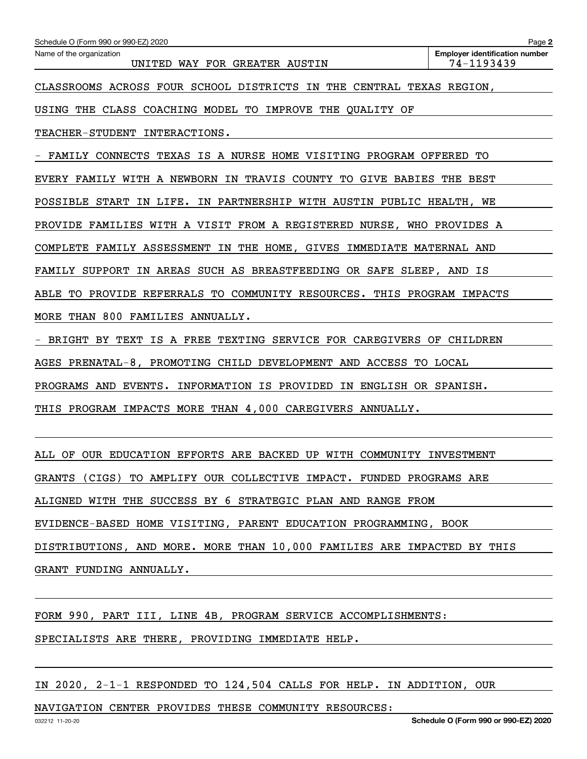Schedule O (Form 990 or 990-EZ) 2020

Name of the organization: UNITED WAY FOR GREATER AUSTIN

Employer identification number: 74-1193439

CLASSROOMS ACROSS FOUR SCHOOL DISTRICTS IN THE CENTRAL TEXAS REGION, USING THE CLASS COACHING MODEL TO IMPROVE THE QUALITY OF TEACHER-STUDENT INTERACTIONS.

- FAMILY CONNECTS TEXAS IS A NURSE HOME VISITING PROGRAM OFFERED TO EVERY FAMILY WITH A NEWBORN IN TRAVIS COUNTY TO GIVE BABIES THE BEST POSSIBLE START IN LIFE. IN PARTNERSHIP WITH AUSTIN PUBLIC HEALTH, WE PROVIDE FAMILIES WITH A VISIT FROM A REGISTERED NURSE, WHO PROVIDES A COMPLETE FAMILY ASSESSMENT IN THE HOME, GIVES IMMEDIATE MATERNAL AND FAMILY SUPPORT IN AREAS SUCH AS BREASTFEEDING OR SAFE SLEEP, AND IS ABLE TO PROVIDE REFERRALS TO COMMUNITY RESOURCES. THIS PROGRAM IMPACTS MORE THAN 800 FAMILIES ANNUALLY.
- BRIGHT BY TEXT IS A FREE TEXTING SERVICE FOR CAREGIVERS OF CHILDREN AGES PRENATAL-8, PROMOTING CHILD DEVELOPMENT AND ACCESS TO LOCAL PROGRAMS AND EVENTS. INFORMATION IS PROVIDED IN ENGLISH OR SPANISH. THIS PROGRAM IMPACTS MORE THAN 4,000 CAREGIVERS ANNUALLY.

ALL OF OUR EDUCATION EFFORTS ARE BACKED UP WITH COMMUNITY INVESTMENT GRANTS (CIGS) TO AMPLIFY OUR COLLECTIVE IMPACT. FUNDED PROGRAMS ARE ALIGNED WITH THE SUCCESS BY 6 STRATEGIC PLAN AND RANGE FROM EVIDENCE-BASED HOME VISITING, PARENT EDUCATION PROGRAMMING, BOOK DISTRIBUTIONS, AND MORE. MORE THAN 10,000 FAMILIES ARE IMPACTED BY THIS GRANT FUNDING ANNUALLY.

FORM 990, PART III, LINE 4B, PROGRAM SERVICE ACCOMPLISHMENTS:

SPECIALISTS ARE THERE, PROVIDING IMMEDIATE HELP.

IN 2020, 2-1-1 RESPONDED TO 124,504 CALLS FOR HELP. IN ADDITION, OUR NAVIGATION CENTER PROVIDES THESE COMMUNITY RESOURCES: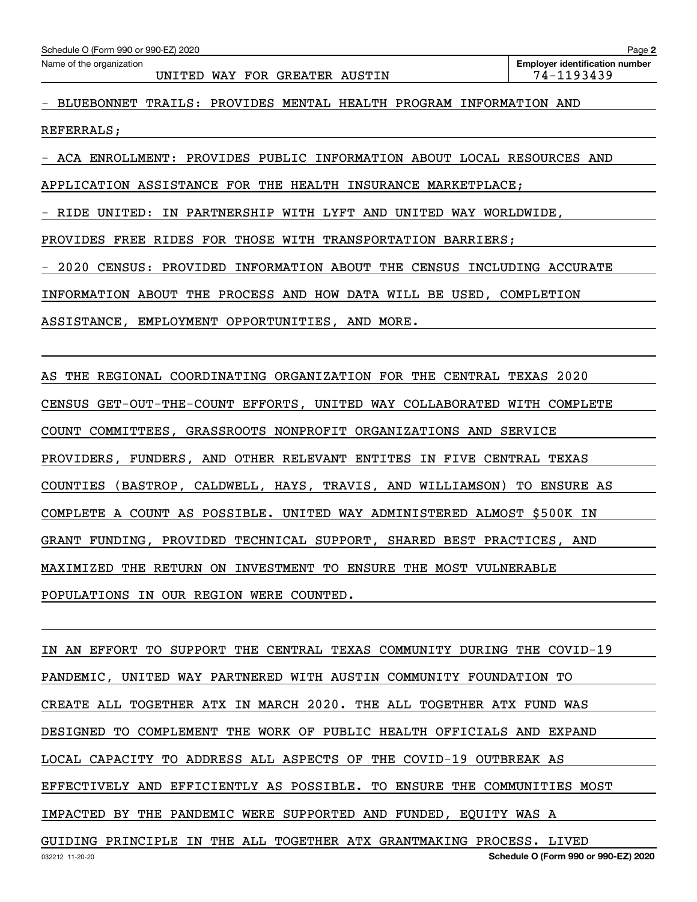Name of the organization: UNITED WAY FOR GREATER AUSTIN

Employer identification number: 74-1193439

- BLUEBONNET TRAILS: PROVIDES MENTAL HEALTH PROGRAM INFORMATION AND REFERRALS;
- ACA ENROLLMENT: PROVIDES PUBLIC INFORMATION ABOUT LOCAL RESOURCES AND APPLICATION ASSISTANCE FOR THE HEALTH INSURANCE MARKETPLACE;
- RIDE UNITED: IN PARTNERSHIP WITH LYFT AND UNITED WAY WORLDWIDE, PROVIDES FREE RIDES FOR THOSE WITH TRANSPORTATION BARRIERS;
- 2020 CENSUS: PROVIDED INFORMATION ABOUT THE CENSUS INCLUDING ACCURATE INFORMATION ABOUT THE PROCESS AND HOW DATA WILL BE USED, COMPLETION ASSISTANCE, EMPLOYMENT OPPORTUNITIES, AND MORE.

AS THE REGIONAL COORDINATING ORGANIZATION FOR THE CENTRAL TEXAS 2020 CENSUS GET-OUT-THE-COUNT EFFORTS, UNITED WAY COLLABORATED WITH COMPLETE COUNT COMMITTEES, GRASSROOTS NONPROFIT ORGANIZATIONS AND SERVICE PROVIDERS, FUNDERS, AND OTHER RELEVANT ENTITES IN FIVE CENTRAL TEXAS COUNTIES (BASTROP, CALDWELL, HAYS, TRAVIS, AND WILLIAMSON) TO ENSURE AS COMPLETE A COUNT AS POSSIBLE. UNITED WAY ADMINISTERED ALMOST $500K IN GRANT FUNDING, PROVIDED TECHNICAL SUPPORT, SHARED BEST PRACTICES, AND MAXIMIZED THE RETURN ON INVESTMENT TO ENSURE THE MOST VULNERABLE POPULATIONS IN OUR REGION WERE COUNTED.

IN AN EFFORT TO SUPPORT THE CENTRAL TEXAS COMMUNITY DURING THE COVID-19 PANDEMIC, UNITED WAY PARTNERED WITH AUSTIN COMMUNITY FOUNDATION TO CREATE ALL TOGETHER ATX IN MARCH 2020. THE ALL TOGETHER ATX FUND WAS DESIGNED TO COMPLEMENT THE WORK OF PUBLIC HEALTH OFFICIALS AND EXPAND LOCAL CAPACITY TO ADDRESS ALL ASPECTS OF THE COVID-19 OUTBREAK AS EFFECTIVELY AND EFFICIENTLY AS POSSIBLE. TO ENSURE THE COMMUNITIES MOST IMPACTED BY THE PANDEMIC WERE SUPPORTED AND FUNDED, EQUITY WAS A GUIDING PRINCIPLE IN THE ALL TOGETHER ATX GRANTMAKING PROCESS. LIVED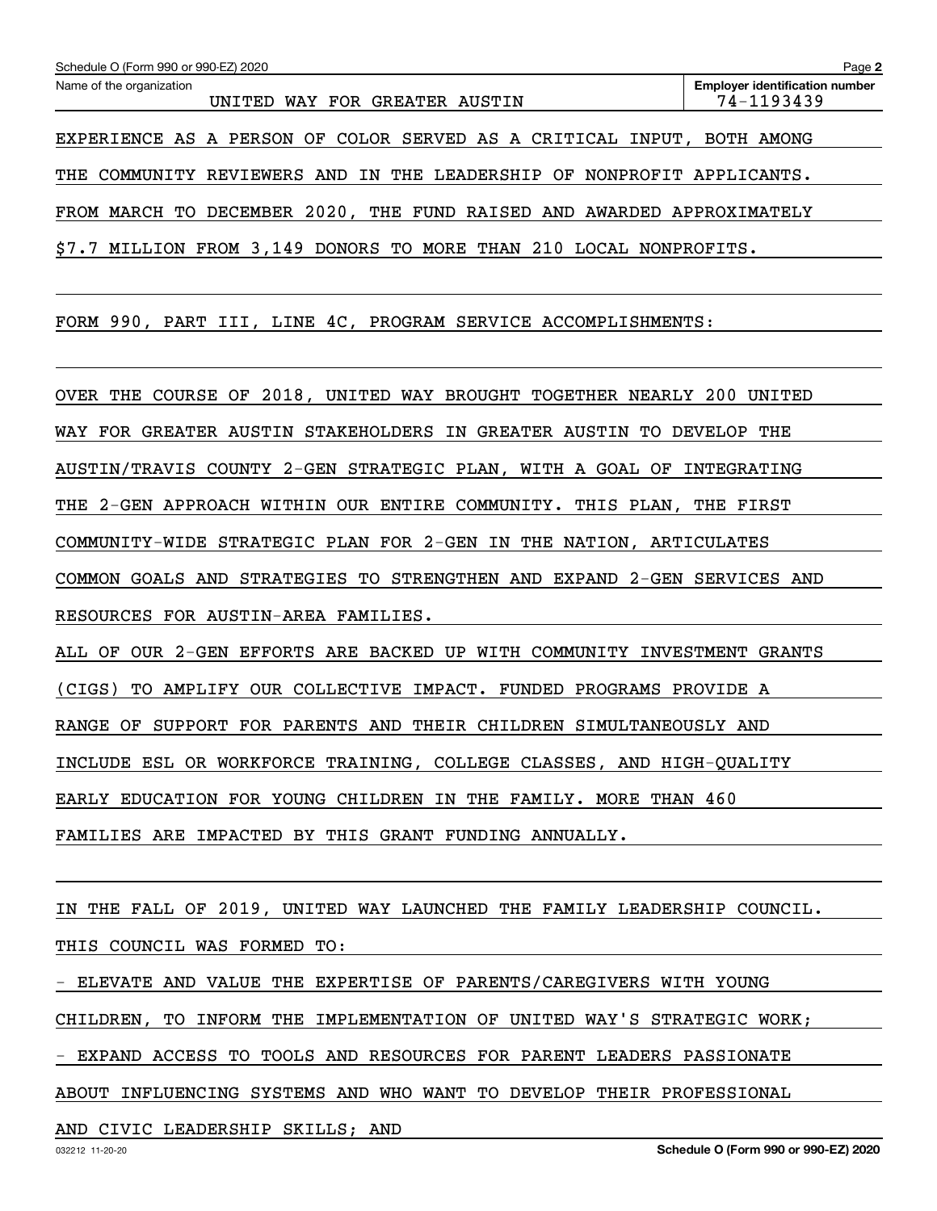Name of the organization: UNITED WAY FOR GREATER AUSTIN

Employer identification number: 74-1193439

EXPERIENCE AS A PERSON OF COLOR SERVED AS A CRITICAL INPUT, BOTH AMONG THE COMMUNITY REVIEWERS AND IN THE LEADERSHIP OF NONPROFIT APPLICANTS. FROM MARCH TO DECEMBER 2020, THE FUND RAISED AND AWARDED APPROXIMATELY $7.7 MILLION FROM 3,149 DONORS TO MORE THAN 210 LOCAL NONPROFITS.

FORM 990, PART III, LINE 4C, PROGRAM SERVICE ACCOMPLISHMENTS:

OVER THE COURSE OF 2018, UNITED WAY BROUGHT TOGETHER NEARLY 200 UNITED WAY FOR GREATER AUSTIN STAKEHOLDERS IN GREATER AUSTIN TO DEVELOP THE AUSTIN/TRAVIS COUNTY 2-GEN STRATEGIC PLAN, WITH A GOAL OF INTEGRATING THE 2-GEN APPROACH WITHIN OUR ENTIRE COMMUNITY. THIS PLAN, THE FIRST COMMUNITY-WIDE STRATEGIC PLAN FOR 2-GEN IN THE NATION, ARTICULATES COMMON GOALS AND STRATEGIES TO STRENGTHEN AND EXPAND 2-GEN SERVICES AND RESOURCES FOR AUSTIN-AREA FAMILIES.

ALL OF OUR 2-GEN EFFORTS ARE BACKED UP WITH COMMUNITY INVESTMENT GRANTS (CIGS) TO AMPLIFY OUR COLLECTIVE IMPACT. FUNDED PROGRAMS PROVIDE A RANGE OF SUPPORT FOR PARENTS AND THEIR CHILDREN SIMULTANEOUSLY AND INCLUDE ESL OR WORKFORCE TRAINING, COLLEGE CLASSES, AND HIGH-QUALITY EARLY EDUCATION FOR YOUNG CHILDREN IN THE FAMILY. MORE THAN 460 FAMILIES ARE IMPACTED BY THIS GRANT FUNDING ANNUALLY.

IN THE FALL OF 2019, UNITED WAY LAUNCHED THE FAMILY LEADERSHIP COUNCIL. THIS COUNCIL WAS FORMED TO:

- ELEVATE AND VALUE THE EXPERTISE OF PARENTS/CAREGIVERS WITH YOUNG CHILDREN, TO INFORM THE IMPLEMENTATION OF UNITED WAY'S STRATEGIC WORK;
- EXPAND ACCESS TO TOOLS AND RESOURCES FOR PARENT LEADERS PASSIONATE ABOUT INFLUENCING SYSTEMS AND WHO WANT TO DEVELOP THEIR PROFESSIONAL AND CIVIC LEADERSHIP SKILLS; AND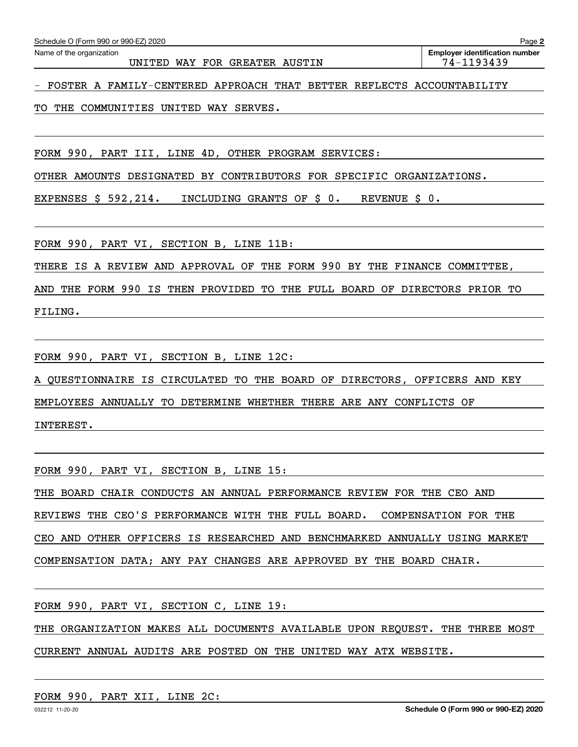Name of the organization: UNITED WAY FOR GREATER AUSTIN

Employer identification number: 74-1193439

- FOSTER A FAMILY-CENTERED APPROACH THAT BETTER REFLECTS ACCOUNTABILITY TO THE COMMUNITIES UNITED WAY SERVES.

FORM 990, PART III, LINE 4D, OTHER PROGRAM SERVICES:

OTHER AMOUNTS DESIGNATED BY CONTRIBUTORS FOR SPECIFIC ORGANIZATIONS.

EXPENSES $ 592,214. INCLUDING GRANTS OF $ 0. REVENUE $ 0.

FORM 990, PART VI, SECTION B, LINE 11B:

THERE IS A REVIEW AND APPROVAL OF THE FORM 990 BY THE FINANCE COMMITTEE, AND THE FORM 990 IS THEN PROVIDED TO THE FULL BOARD OF DIRECTORS PRIOR TO FILING.

FORM 990, PART VI, SECTION B, LINE 12C:

A QUESTIONNAIRE IS CIRCULATED TO THE BOARD OF DIRECTORS, OFFICERS AND KEY EMPLOYEES ANNUALLY TO DETERMINE WHETHER THERE ARE ANY CONFLICTS OF INTEREST.

FORM 990, PART VI, SECTION B, LINE 15:

THE BOARD CHAIR CONDUCTS AN ANNUAL PERFORMANCE REVIEW FOR THE CEO AND REVIEWS THE CEO'S PERFORMANCE WITH THE FULL BOARD. COMPENSATION FOR THE CEO AND OTHER OFFICERS IS RESEARCHED AND BENCHMARKED ANNUALLY USING MARKET COMPENSATION DATA; ANY PAY CHANGES ARE APPROVED BY THE BOARD CHAIR.

FORM 990, PART VI, SECTION C, LINE 19:

THE ORGANIZATION MAKES ALL DOCUMENTS AVAILABLE UPON REQUEST. THE THREE MOST CURRENT ANNUAL AUDITS ARE POSTED ON THE UNITED WAY ATX WEBSITE.

FORM 990, PART XII, LINE 2C: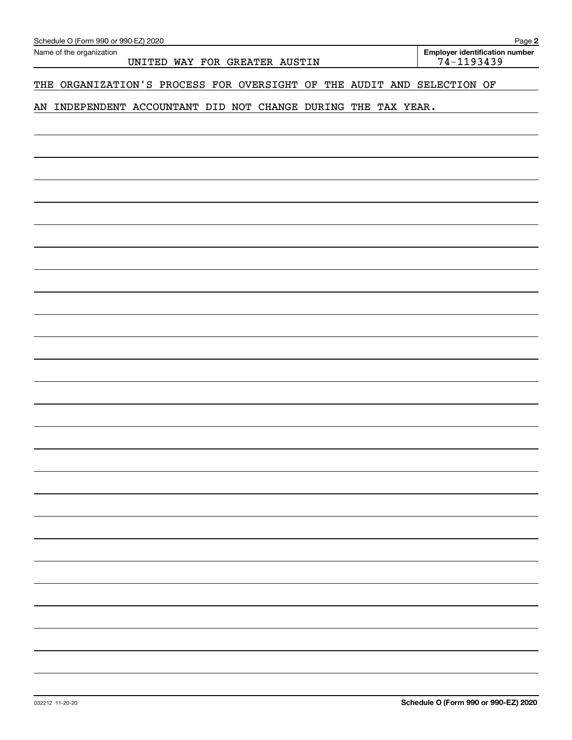Name of the organization: UNITED WAY FOR GREATER AUSTIN

**Employer identification number:** 74-1193439

THE ORGANIZATION'S PROCESS FOR OVERSIGHT OF THE AUDIT AND SELECTION OF AN INDEPENDENT ACCOUNTANT DID NOT CHANGE DURING THE TAX YEAR.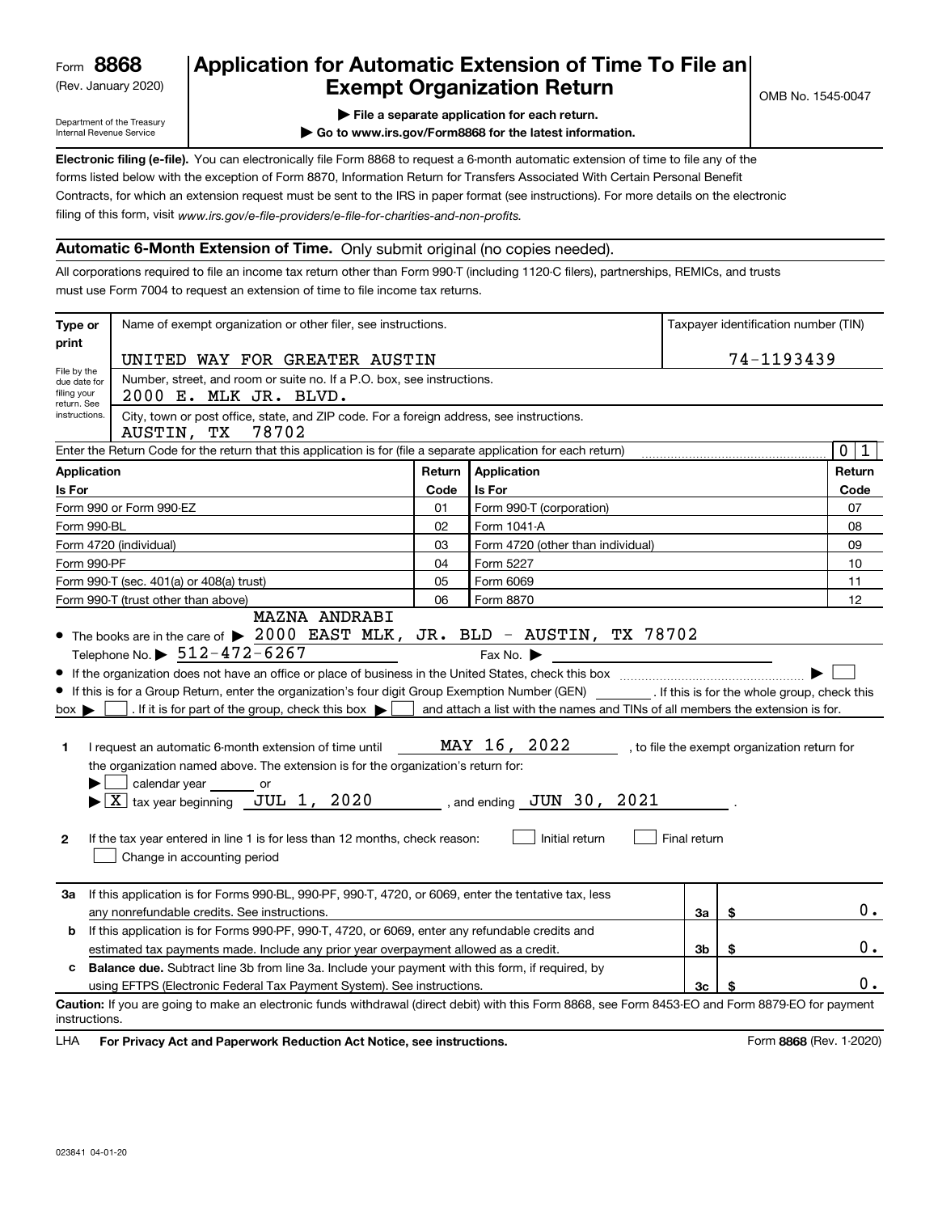Form **8868**
(Rev. January 2020)

Department of the Treasury
Internal Revenue Service

# Application for Automatic Extension of Time To File an Exempt Organization Return

OMB No. 1545-0047

▶ File a separate application for each return.

▶ Go to www.irs.gov/Form8868 for the latest information.

**Electronic filing (e-file).** You can electronically file Form 8868 to request a 6-month automatic extension of time to file any of the forms listed below with the exception of Form 8870, Information Return for Transfers Associated With Certain Personal Benefit Contracts, for which an extension request must be sent to the IRS in paper format (see instructions). For more details on the electronic filing of this form, visit *www.irs.gov/e-file-providers/e-file-for-charities-and-non-profits.*

## Automatic 6-Month Extension of Time. Only submit original (no copies needed).

All corporations required to file an income tax return other than Form 990-T (including 1120-C filers), partnerships, REMICs, and trusts must use Form 7004 to request an extension of time to file income tax returns.

| | | |
|---|---|---|
| **Type or print** | Name of exempt organization or other filer, see instructions. UNITED WAY FOR GREATER AUSTIN | Taxpayer identification number (TIN) 74-1193439 |
| File by the due date for filing your return. See instructions. | Number, street, and room or suite no. If a P.O. box, see instructions. 2000 E. MLK JR. BLVD. | |
| | City, town or post office, state, and ZIP code. For a foreign address, see instructions. AUSTIN, TX 78702 | |

Enter the Return Code for the return that this application is for (file a separate application for each return) ........ 0 1

| Application Is For | Return Code | Application Is For | Return Code |
|---|---|---|---|
| Form 990 or Form 990-EZ | 01 | Form 990-T (corporation) | 07 |
| Form 990-BL | 02 | Form 1041-A | 08 |
| Form 4720 (individual) | 03 | Form 4720 (other than individual) | 09 |
| Form 990-PF | 04 | Form 5227 | 10 |
| Form 990-T (sec. 401(a) or 408(a) trust) | 05 | Form 6069 | 11 |
| Form 990-T (trust other than above) | 06 | Form 8870 | 12 |

- The books are in the care of ▶ MAZNA ANDRABI 2000 EAST MLK, JR. BLD - AUSTIN, TX 78702
  Telephone No. ▶ 512-472-6267 Fax No. ▶
- If the organization does not have an office or place of business in the United States, check this box ........ ▶ ☐
- If this is for a Group Return, enter the organization's four digit Group Exemption Number (GEN) ______. If this is for the whole group, check this box ▶ ☐. If it is for part of the group, check this box ▶ ☐ and attach a list with the names and TINs of all members the extension is for.

**1** I request an automatic 6-month extension of time until MAY 16, 2022, to file the exempt organization return for the organization named above. The extension is for the organization's return for:
▶ ☐ calendar year ______ or
▶ ☒ tax year beginning JUL 1, 2020, and ending JUN 30, 2021.

**2** If the tax year entered in line 1 is for less than 12 months, check reason: ☐ Initial return ☐ Final return ☐ Change in accounting period

| | | | | |
|---|---|---|---|---|
| **3a** | If this application is for Forms 990-BL, 990-PF, 990-T, 4720, or 6069, enter the tentative tax, less any nonrefundable credits. See instructions. | 3a | $ | 0. |
| **b** | If this application is for Forms 990-PF, 990-T, 4720, or 6069, enter any refundable credits and estimated tax payments made. Include any prior year overpayment allowed as a credit. | 3b | $ | 0. |
| **c** | **Balance due.** Subtract line 3b from line 3a. Include your payment with this form, if required, by using EFTPS (Electronic Federal Tax Payment System). See instructions. | 3c | $ | 0. |

**Caution:** If you are going to make an electronic funds withdrawal (direct debit) with this Form 8868, see Form 8453-EO and Form 8879-EO for payment instructions.

LHA **For Privacy Act and Paperwork Reduction Act Notice, see instructions.** Form **8868** (Rev. 1-2020)

023841 04-01-20